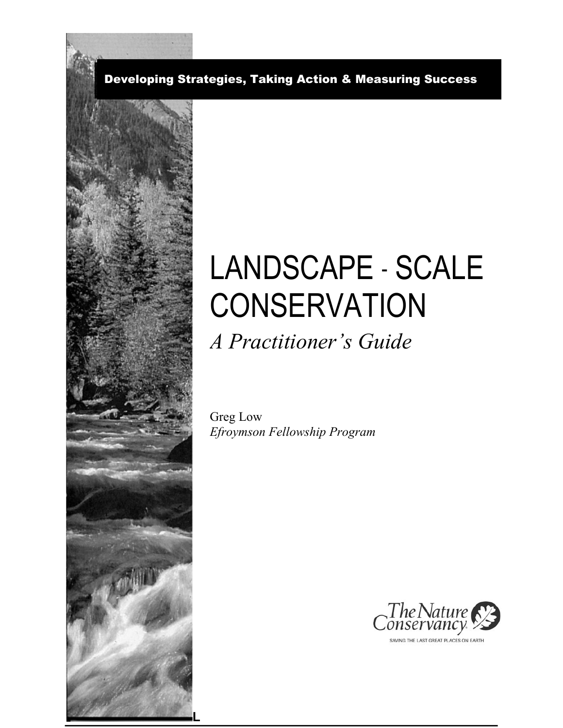Developing Strategies, Taking Action & Measuring Success

# LANDSCAPE - SCALE CONSERVATION

*A Practitioner's Guide*

Greg Low
*Efroymson Fellowship Program*

The Nature Conservancy
SAVING THE LAST GREAT PLACES ON EARTH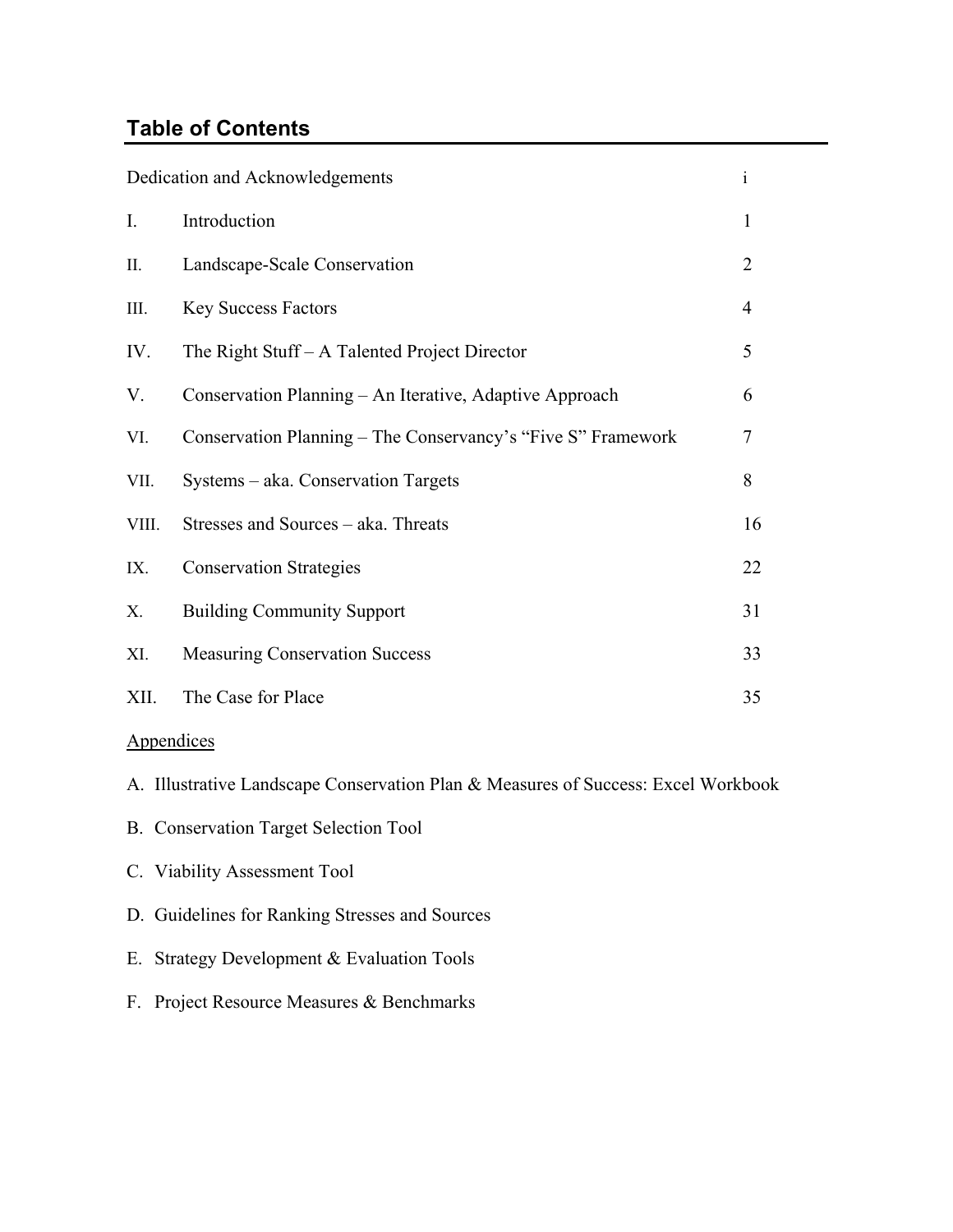## Table of Contents

| | | |
|---|---|---|
| Dedication and Acknowledgements | | i |
| I. | Introduction | 1 |
| II. | Landscape-Scale Conservation | 2 |
| III. | Key Success Factors | 4 |
| IV. | The Right Stuff – A Talented Project Director | 5 |
| V. | Conservation Planning – An Iterative, Adaptive Approach | 6 |
| VI. | Conservation Planning – The Conservancy's "Five S" Framework | 7 |
| VII. | Systems – aka. Conservation Targets | 8 |
| VIII. | Stresses and Sources – aka. Threats | 16 |
| IX. | Conservation Strategies | 22 |
| X. | Building Community Support | 31 |
| XI. | Measuring Conservation Success | 33 |
| XII. | The Case for Place | 35 |

Appendices

A. Illustrative Landscape Conservation Plan & Measures of Success: Excel Workbook

B. Conservation Target Selection Tool

C. Viability Assessment Tool

D. Guidelines for Ranking Stresses and Sources

E. Strategy Development & Evaluation Tools

F. Project Resource Measures & Benchmarks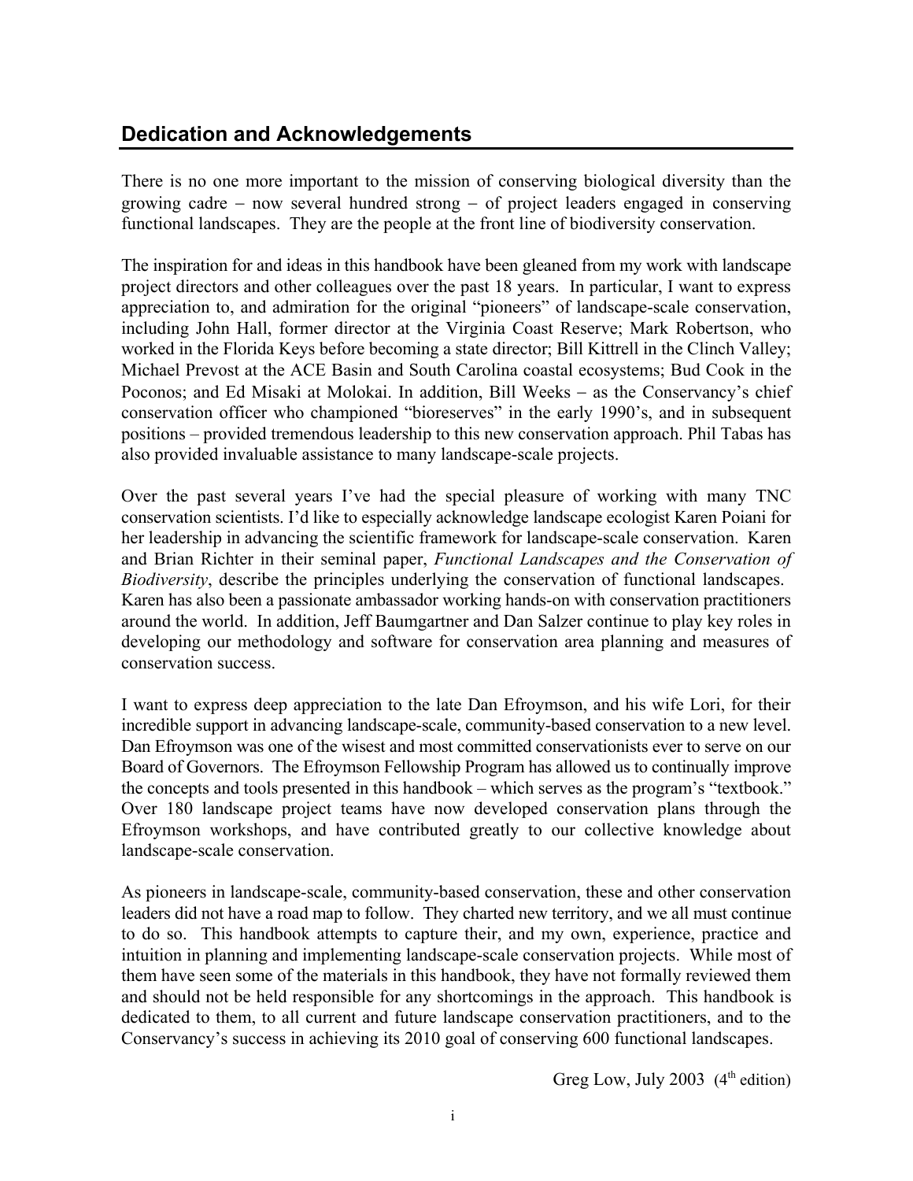## Dedication and Acknowledgements

There is no one more important to the mission of conserving biological diversity than the growing cadre – now several hundred strong – of project leaders engaged in conserving functional landscapes. They are the people at the front line of biodiversity conservation.

The inspiration for and ideas in this handbook have been gleaned from my work with landscape project directors and other colleagues over the past 18 years. In particular, I want to express appreciation to, and admiration for the original "pioneers" of landscape-scale conservation, including John Hall, former director at the Virginia Coast Reserve; Mark Robertson, who worked in the Florida Keys before becoming a state director; Bill Kittrell in the Clinch Valley; Michael Prevost at the ACE Basin and South Carolina coastal ecosystems; Bud Cook in the Poconos; and Ed Misaki at Molokai. In addition, Bill Weeks – as the Conservancy's chief conservation officer who championed "bioreserves" in the early 1990's, and in subsequent positions – provided tremendous leadership to this new conservation approach. Phil Tabas has also provided invaluable assistance to many landscape-scale projects.

Over the past several years I've had the special pleasure of working with many TNC conservation scientists. I'd like to especially acknowledge landscape ecologist Karen Poiani for her leadership in advancing the scientific framework for landscape-scale conservation. Karen and Brian Richter in their seminal paper, *Functional Landscapes and the Conservation of Biodiversity*, describe the principles underlying the conservation of functional landscapes. Karen has also been a passionate ambassador working hands-on with conservation practitioners around the world. In addition, Jeff Baumgartner and Dan Salzer continue to play key roles in developing our methodology and software for conservation area planning and measures of conservation success.

I want to express deep appreciation to the late Dan Efroymson, and his wife Lori, for their incredible support in advancing landscape-scale, community-based conservation to a new level. Dan Efroymson was one of the wisest and most committed conservationists ever to serve on our Board of Governors. The Efroymson Fellowship Program has allowed us to continually improve the concepts and tools presented in this handbook – which serves as the program's "textbook." Over 180 landscape project teams have now developed conservation plans through the Efroymson workshops, and have contributed greatly to our collective knowledge about landscape-scale conservation.

As pioneers in landscape-scale, community-based conservation, these and other conservation leaders did not have a road map to follow. They charted new territory, and we all must continue to do so. This handbook attempts to capture their, and my own, experience, practice and intuition in planning and implementing landscape-scale conservation projects. While most of them have seen some of the materials in this handbook, they have not formally reviewed them and should not be held responsible for any shortcomings in the approach. This handbook is dedicated to them, to all current and future landscape conservation practitioners, and to the Conservancy's success in achieving its 2010 goal of conserving 600 functional landscapes.

Greg Low, July 2003 (4th edition)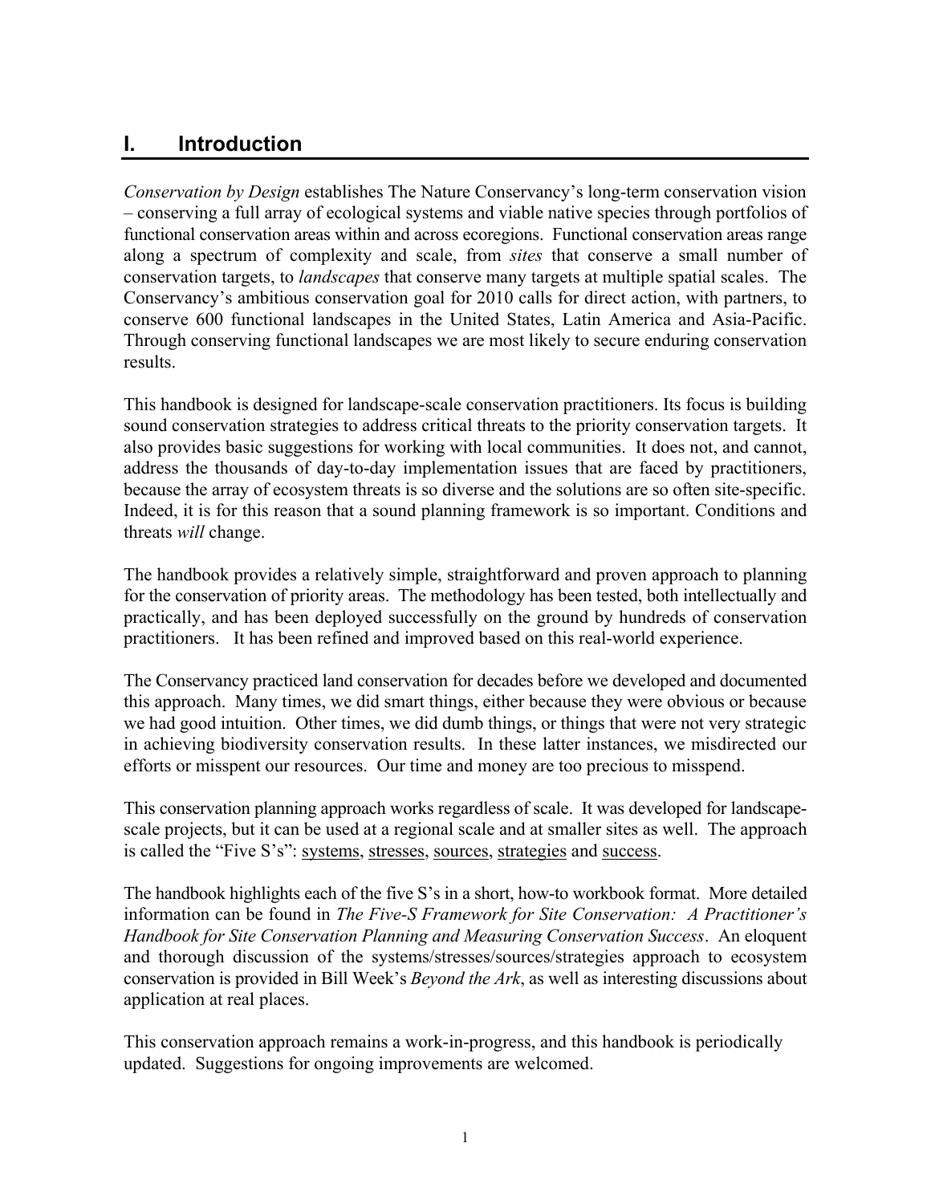# I. Introduction

*Conservation by Design* establishes The Nature Conservancy's long-term conservation vision – conserving a full array of ecological systems and viable native species through portfolios of functional conservation areas within and across ecoregions. Functional conservation areas range along a spectrum of complexity and scale, from *sites* that conserve a small number of conservation targets, to *landscapes* that conserve many targets at multiple spatial scales. The Conservancy's ambitious conservation goal for 2010 calls for direct action, with partners, to conserve 600 functional landscapes in the United States, Latin America and Asia-Pacific. Through conserving functional landscapes we are most likely to secure enduring conservation results.

This handbook is designed for landscape-scale conservation practitioners. Its focus is building sound conservation strategies to address critical threats to the priority conservation targets. It also provides basic suggestions for working with local communities. It does not, and cannot, address the thousands of day-to-day implementation issues that are faced by practitioners, because the array of ecosystem threats is so diverse and the solutions are so often site-specific. Indeed, it is for this reason that a sound planning framework is so important. Conditions and threats *will* change.

The handbook provides a relatively simple, straightforward and proven approach to planning for the conservation of priority areas. The methodology has been tested, both intellectually and practically, and has been deployed successfully on the ground by hundreds of conservation practitioners. It has been refined and improved based on this real-world experience.

The Conservancy practiced land conservation for decades before we developed and documented this approach. Many times, we did smart things, either because they were obvious or because we had good intuition. Other times, we did dumb things, or things that were not very strategic in achieving biodiversity conservation results. In these latter instances, we misdirected our efforts or misspent our resources. Our time and money are too precious to misspend.

This conservation planning approach works regardless of scale. It was developed for landscape-scale projects, but it can be used at a regional scale and at smaller sites as well. The approach is called the "Five S's": <u>systems</u>, <u>stresses</u>, <u>sources</u>, <u>strategies</u> and <u>success</u>.

The handbook highlights each of the five S's in a short, how-to workbook format. More detailed information can be found in *The Five-S Framework for Site Conservation: A Practitioner's Handbook for Site Conservation Planning and Measuring Conservation Success*. An eloquent and thorough discussion of the systems/stresses/sources/strategies approach to ecosystem conservation is provided in Bill Week's *Beyond the Ark*, as well as interesting discussions about application at real places.

This conservation approach remains a work-in-progress, and this handbook is periodically updated. Suggestions for ongoing improvements are welcomed.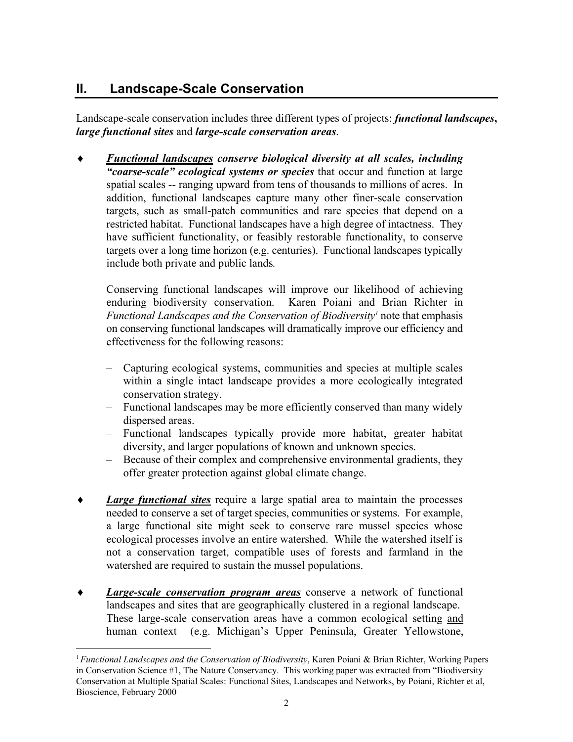## II. Landscape-Scale Conservation

Landscape-scale conservation includes three different types of projects: ***functional landscapes***, ***large functional sites*** and ***large-scale conservation areas***.

♦ ***Functional landscapes*** ***conserve biological diversity at all scales, including "coarse-scale" ecological systems or species*** that occur and function at large spatial scales -- ranging upward from tens of thousands to millions of acres. In addition, functional landscapes capture many other finer-scale conservation targets, such as small-patch communities and rare species that depend on a restricted habitat. Functional landscapes have a high degree of intactness. They have sufficient functionality, or feasibly restorable functionality, to conserve targets over a long time horizon (e.g. centuries). Functional landscapes typically include both private and public lands.

  Conserving functional landscapes will improve our likelihood of achieving enduring biodiversity conservation. Karen Poiani and Brian Richter in *Functional Landscapes and the Conservation of Biodiversity*[1] note that emphasis on conserving functional landscapes will dramatically improve our efficiency and effectiveness for the following reasons:

  – Capturing ecological systems, communities and species at multiple scales within a single intact landscape provides a more ecologically integrated conservation strategy.
  – Functional landscapes may be more efficiently conserved than many widely dispersed areas.
  – Functional landscapes typically provide more habitat, greater habitat diversity, and larger populations of known and unknown species.
  – Because of their complex and comprehensive environmental gradients, they offer greater protection against global climate change.

♦ ***Large functional sites*** require a large spatial area to maintain the processes needed to conserve a set of target species, communities or systems. For example, a large functional site might seek to conserve rare mussel species whose ecological processes involve an entire watershed. While the watershed itself is not a conservation target, compatible uses of forests and farmland in the watershed are required to sustain the mussel populations.

♦ ***Large-scale conservation program areas*** conserve a network of functional landscapes and sites that are geographically clustered in a regional landscape. These large-scale conservation areas have a common ecological setting and human context (e.g. Michigan's Upper Peninsula, Greater Yellowstone,

[1] *Functional Landscapes and the Conservation of Biodiversity*, Karen Poiani & Brian Richter, Working Papers in Conservation Science #1, The Nature Conservancy. This working paper was extracted from "Biodiversity Conservation at Multiple Spatial Scales: Functional Sites, Landscapes and Networks, by Poiani, Richter et al, Bioscience, February 2000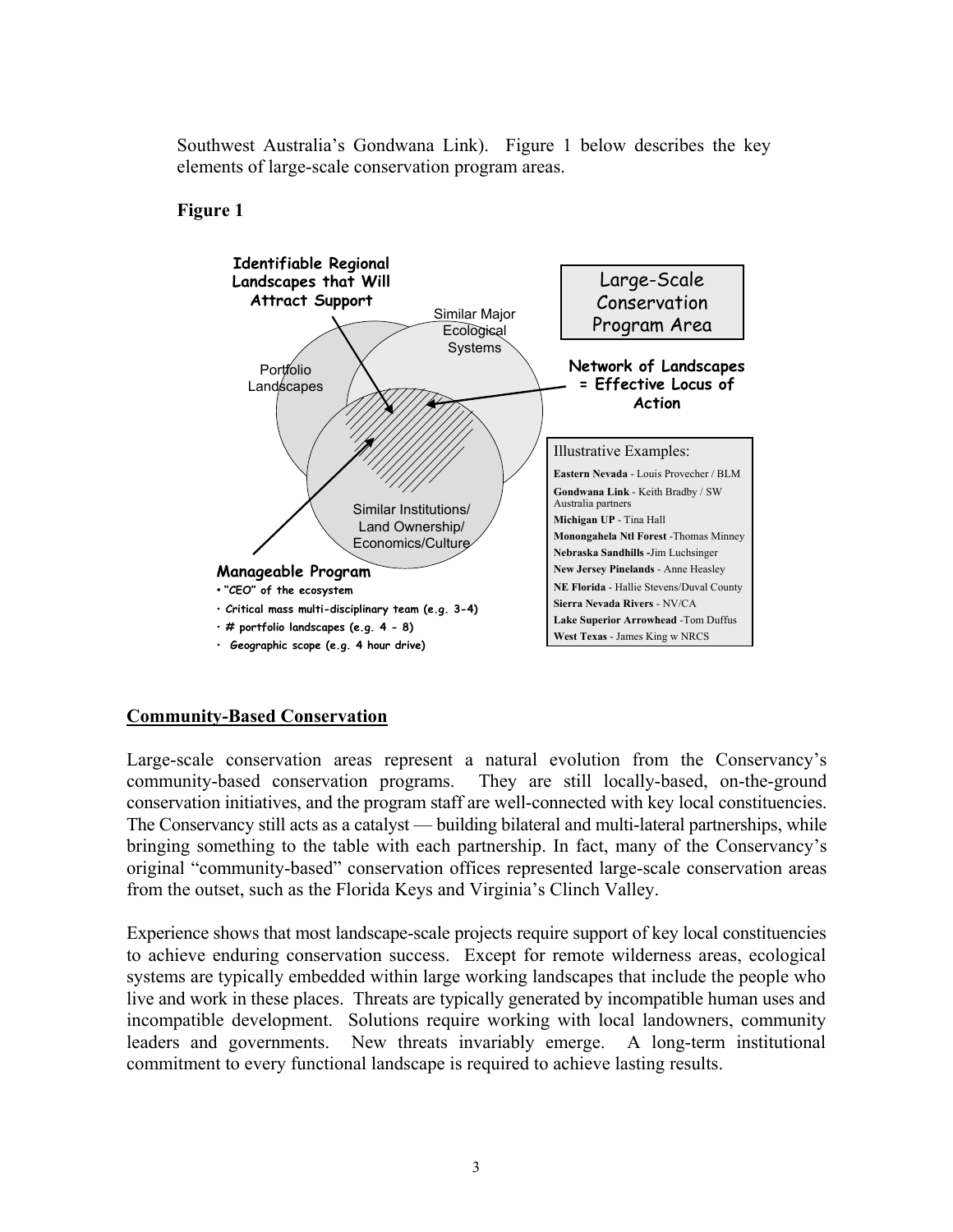Southwest Australia's Gondwana Link). Figure 1 below describes the key elements of large-scale conservation program areas.

**Figure 1**

**Identifiable Regional Landscapes that Will Attract Support**

Portfolio Landscapes

Similar Major Ecological Systems

Similar Institutions/ Land Ownership/ Economics/Culture

Large-Scale Conservation Program Area

**Network of Landscapes = Effective Locus of Action**

**Manageable Program**

- **"CEO" of the ecosystem**
- **Critical mass multi-disciplinary team (e.g. 3-4)**
- **# portfolio landscapes (e.g. 4 - 8)**
- **Geographic scope (e.g. 4 hour drive)**

Illustrative Examples:

- **Eastern Nevada** - Louis Provecher / BLM
- **Gondwana Link** - Keith Bradby / SW Australia partners
- **Michigan UP** - Tina Hall
- **Monongahela Ntl Forest** -Thomas Minney
- **Nebraska Sandhills** -Jim Luchsinger
- **New Jersey Pinelands** - Anne Heasley
- **NE Florida** - Hallie Stevens/Duval County
- **Sierra Nevada Rivers** - NV/CA
- **Lake Superior Arrowhead** -Tom Duffus
- **West Texas** - James King w NRCS

## Community-Based Conservation

Large-scale conservation areas represent a natural evolution from the Conservancy's community-based conservation programs. They are still locally-based, on-the-ground conservation initiatives, and the program staff are well-connected with key local constituencies. The Conservancy still acts as a catalyst — building bilateral and multi-lateral partnerships, while bringing something to the table with each partnership. In fact, many of the Conservancy's original "community-based" conservation offices represented large-scale conservation areas from the outset, such as the Florida Keys and Virginia's Clinch Valley.

Experience shows that most landscape-scale projects require support of key local constituencies to achieve enduring conservation success. Except for remote wilderness areas, ecological systems are typically embedded within large working landscapes that include the people who live and work in these places. Threats are typically generated by incompatible human uses and incompatible development. Solutions require working with local landowners, community leaders and governments. New threats invariably emerge. A long-term institutional commitment to every functional landscape is required to achieve lasting results.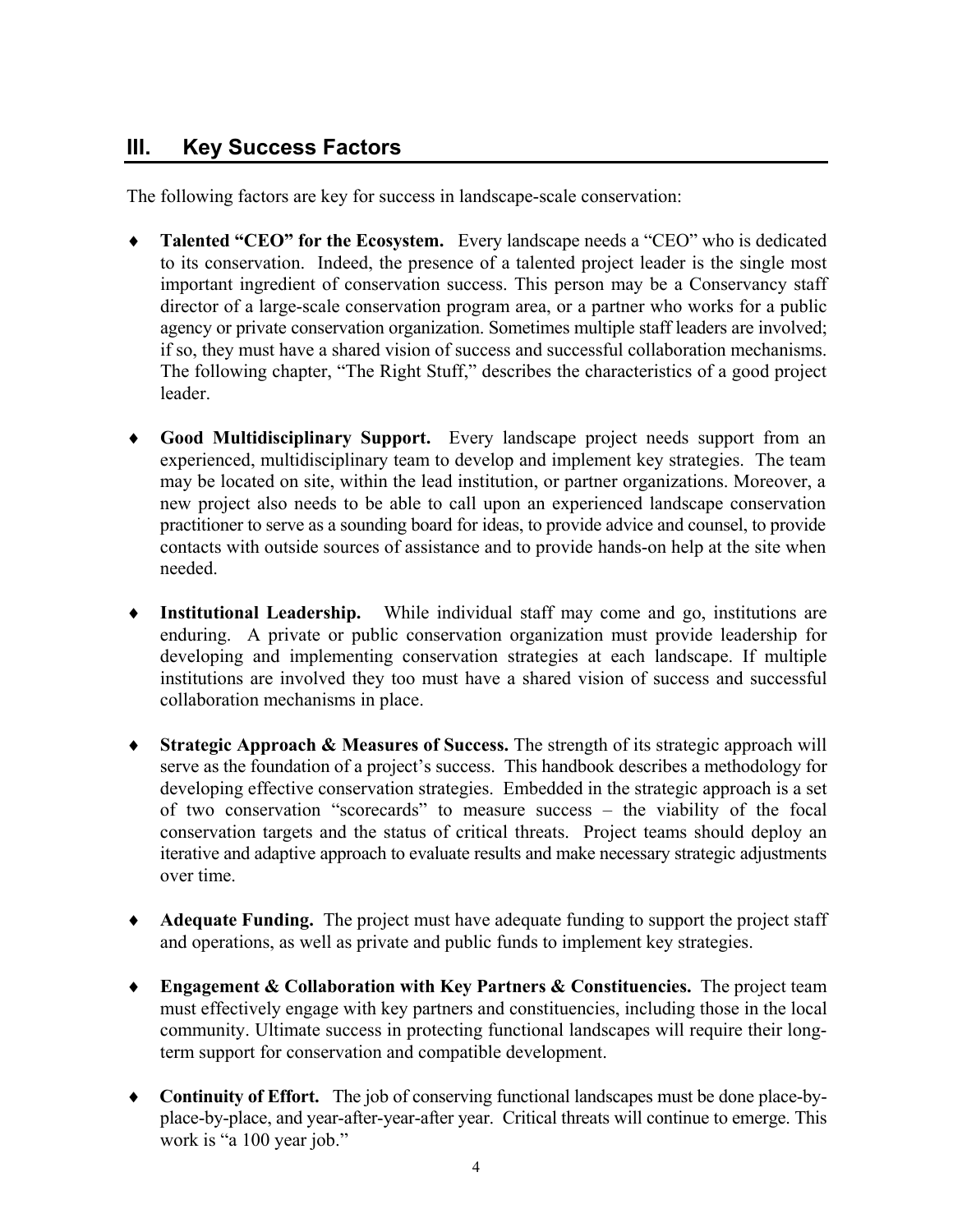## III. Key Success Factors

The following factors are key for success in landscape-scale conservation:

- **Talented "CEO" for the Ecosystem.** Every landscape needs a "CEO" who is dedicated to its conservation. Indeed, the presence of a talented project leader is the single most important ingredient of conservation success. This person may be a Conservancy staff director of a large-scale conservation program area, or a partner who works for a public agency or private conservation organization. Sometimes multiple staff leaders are involved; if so, they must have a shared vision of success and successful collaboration mechanisms. The following chapter, "The Right Stuff," describes the characteristics of a good project leader.

- **Good Multidisciplinary Support.** Every landscape project needs support from an experienced, multidisciplinary team to develop and implement key strategies. The team may be located on site, within the lead institution, or partner organizations. Moreover, a new project also needs to be able to call upon an experienced landscape conservation practitioner to serve as a sounding board for ideas, to provide advice and counsel, to provide contacts with outside sources of assistance and to provide hands-on help at the site when needed.

- **Institutional Leadership.** While individual staff may come and go, institutions are enduring. A private or public conservation organization must provide leadership for developing and implementing conservation strategies at each landscape. If multiple institutions are involved they too must have a shared vision of success and successful collaboration mechanisms in place.

- **Strategic Approach & Measures of Success.** The strength of its strategic approach will serve as the foundation of a project's success. This handbook describes a methodology for developing effective conservation strategies. Embedded in the strategic approach is a set of two conservation "scorecards" to measure success – the viability of the focal conservation targets and the status of critical threats. Project teams should deploy an iterative and adaptive approach to evaluate results and make necessary strategic adjustments over time.

- **Adequate Funding.** The project must have adequate funding to support the project staff and operations, as well as private and public funds to implement key strategies.

- **Engagement & Collaboration with Key Partners & Constituencies.** The project team must effectively engage with key partners and constituencies, including those in the local community. Ultimate success in protecting functional landscapes will require their long-term support for conservation and compatible development.

- **Continuity of Effort.** The job of conserving functional landscapes must be done place-by-place-by-place, and year-after-year-after year. Critical threats will continue to emerge. This work is "a 100 year job."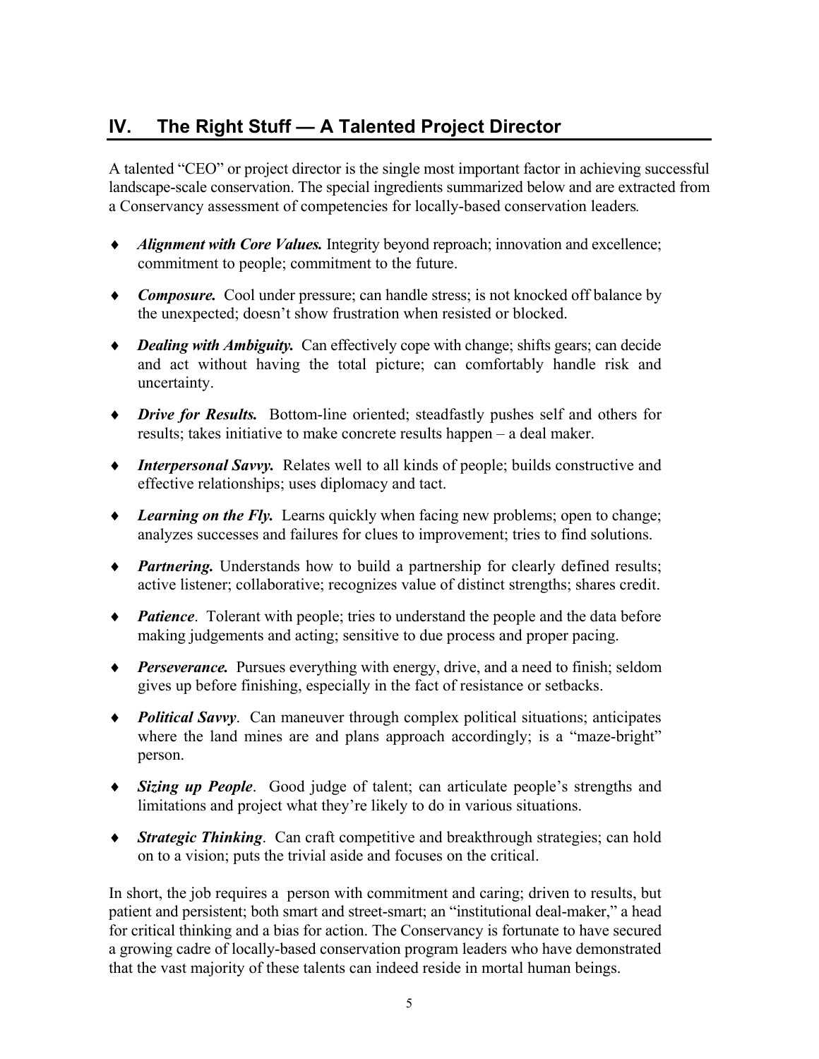## IV. The Right Stuff — A Talented Project Director

A talented "CEO" or project director is the single most important factor in achieving successful landscape-scale conservation. The special ingredients summarized below and are extracted from a Conservancy assessment of competencies for locally-based conservation leaders.

- ***Alignment with Core Values.*** Integrity beyond reproach; innovation and excellence; commitment to people; commitment to the future.
- ***Composure.*** Cool under pressure; can handle stress; is not knocked off balance by the unexpected; doesn't show frustration when resisted or blocked.
- ***Dealing with Ambiguity.*** Can effectively cope with change; shifts gears; can decide and act without having the total picture; can comfortably handle risk and uncertainty.
- ***Drive for Results.*** Bottom-line oriented; steadfastly pushes self and others for results; takes initiative to make concrete results happen – a deal maker.
- ***Interpersonal Savvy.*** Relates well to all kinds of people; builds constructive and effective relationships; uses diplomacy and tact.
- ***Learning on the Fly.*** Learns quickly when facing new problems; open to change; analyzes successes and failures for clues to improvement; tries to find solutions.
- ***Partnering.*** Understands how to build a partnership for clearly defined results; active listener; collaborative; recognizes value of distinct strengths; shares credit.
- ***Patience***. Tolerant with people; tries to understand the people and the data before making judgements and acting; sensitive to due process and proper pacing.
- ***Perseverance.*** Pursues everything with energy, drive, and a need to finish; seldom gives up before finishing, especially in the fact of resistance or setbacks.
- ***Political Savvy***. Can maneuver through complex political situations; anticipates where the land mines are and plans approach accordingly; is a "maze-bright" person.
- ***Sizing up People***. Good judge of talent; can articulate people's strengths and limitations and project what they're likely to do in various situations.
- ***Strategic Thinking***. Can craft competitive and breakthrough strategies; can hold on to a vision; puts the trivial aside and focuses on the critical.

In short, the job requires a person with commitment and caring; driven to results, but patient and persistent; both smart and street-smart; an "institutional deal-maker," a head for critical thinking and a bias for action. The Conservancy is fortunate to have secured a growing cadre of locally-based conservation program leaders who have demonstrated that the vast majority of these talents can indeed reside in mortal human beings.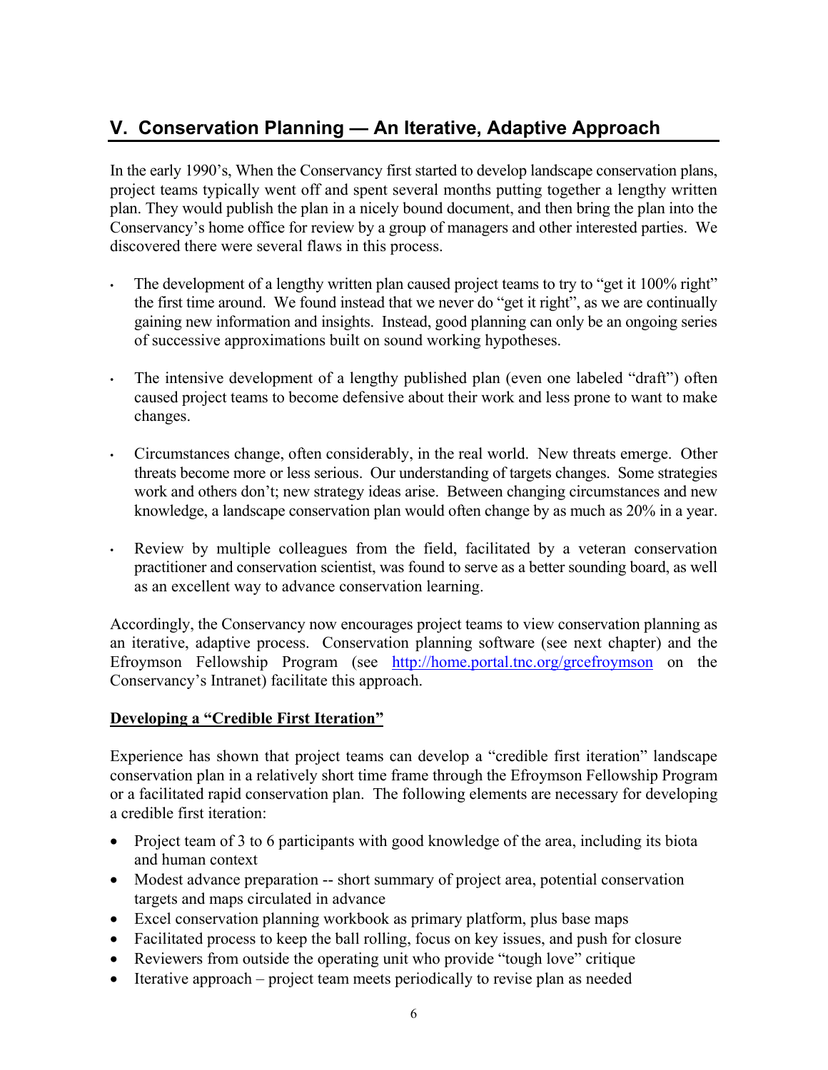## V. Conservation Planning — An Iterative, Adaptive Approach

In the early 1990's, When the Conservancy first started to develop landscape conservation plans, project teams typically went off and spent several months putting together a lengthy written plan. They would publish the plan in a nicely bound document, and then bring the plan into the Conservancy's home office for review by a group of managers and other interested parties. We discovered there were several flaws in this process.

- The development of a lengthy written plan caused project teams to try to "get it 100% right" the first time around. We found instead that we never do "get it right", as we are continually gaining new information and insights. Instead, good planning can only be an ongoing series of successive approximations built on sound working hypotheses.

- The intensive development of a lengthy published plan (even one labeled "draft") often caused project teams to become defensive about their work and less prone to want to make changes.

- Circumstances change, often considerably, in the real world. New threats emerge. Other threats become more or less serious. Our understanding of targets changes. Some strategies work and others don't; new strategy ideas arise. Between changing circumstances and new knowledge, a landscape conservation plan would often change by as much as 20% in a year.

- Review by multiple colleagues from the field, facilitated by a veteran conservation practitioner and conservation scientist, was found to serve as a better sounding board, as well as an excellent way to advance conservation learning.

Accordingly, the Conservancy now encourages project teams to view conservation planning as an iterative, adaptive process. Conservation planning software (see next chapter) and the Efroymson Fellowship Program (see http://home.portal.tnc.org/grcefroymson on the Conservancy's Intranet) facilitate this approach.

**Developing a "Credible First Iteration"**

Experience has shown that project teams can develop a "credible first iteration" landscape conservation plan in a relatively short time frame through the Efroymson Fellowship Program or a facilitated rapid conservation plan. The following elements are necessary for developing a credible first iteration:

- Project team of 3 to 6 participants with good knowledge of the area, including its biota and human context
- Modest advance preparation -- short summary of project area, potential conservation targets and maps circulated in advance
- Excel conservation planning workbook as primary platform, plus base maps
- Facilitated process to keep the ball rolling, focus on key issues, and push for closure
- Reviewers from outside the operating unit who provide "tough love" critique
- Iterative approach – project team meets periodically to revise plan as needed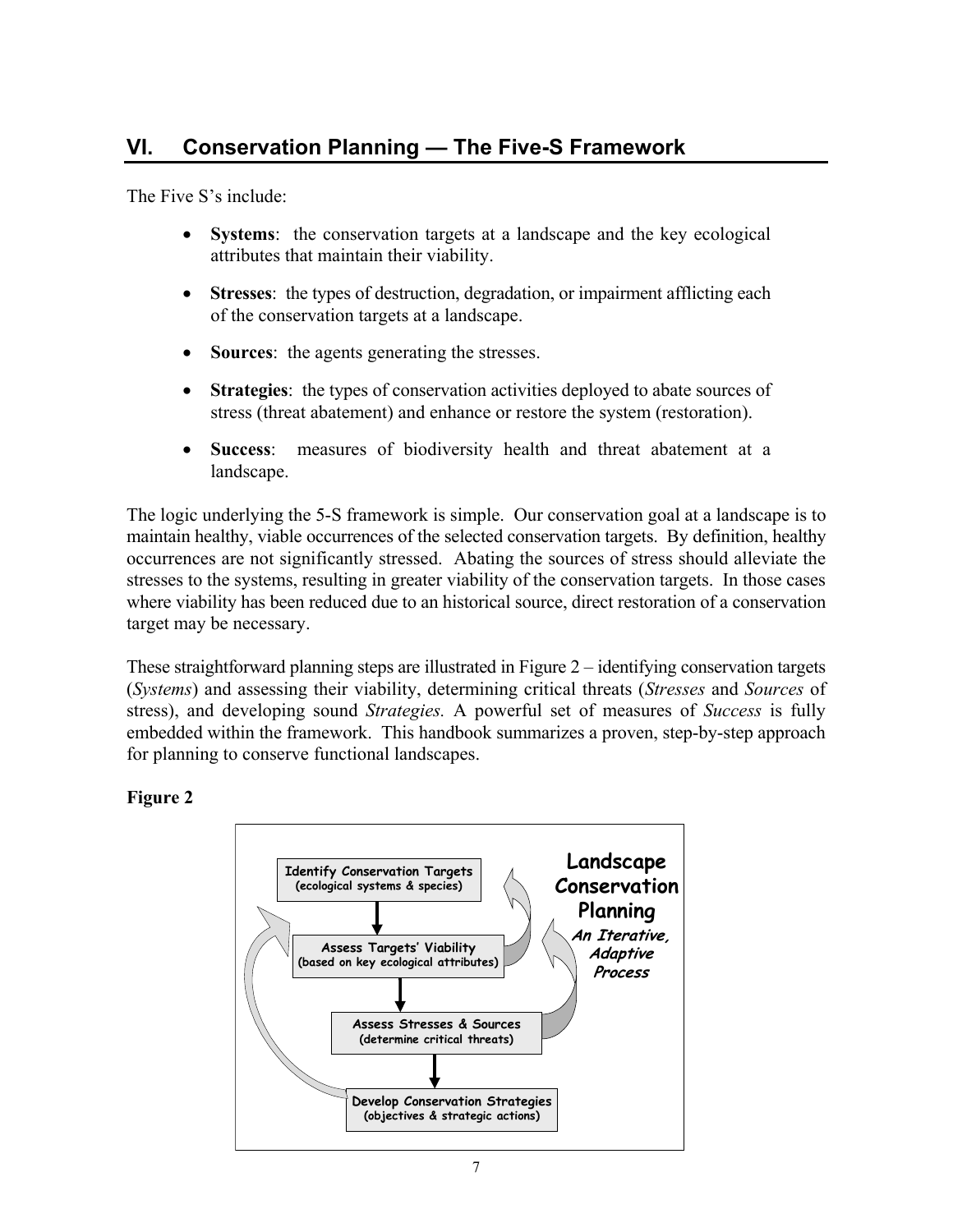## VI. Conservation Planning — The Five-S Framework

The Five S's include:

- **Systems**: the conservation targets at a landscape and the key ecological attributes that maintain their viability.
- **Stresses**: the types of destruction, degradation, or impairment afflicting each of the conservation targets at a landscape.
- **Sources**: the agents generating the stresses.
- **Strategies**: the types of conservation activities deployed to abate sources of stress (threat abatement) and enhance or restore the system (restoration).
- **Success**: measures of biodiversity health and threat abatement at a landscape.

The logic underlying the 5-S framework is simple. Our conservation goal at a landscape is to maintain healthy, viable occurrences of the selected conservation targets. By definition, healthy occurrences are not significantly stressed. Abating the sources of stress should alleviate the stresses to the systems, resulting in greater viability of the conservation targets. In those cases where viability has been reduced due to an historical source, direct restoration of a conservation target may be necessary.

These straightforward planning steps are illustrated in Figure 2 – identifying conservation targets (*Systems*) and assessing their viability, determining critical threats (*Stresses* and *Sources* of stress), and developing sound *Strategies.* A powerful set of measures of *Success* is fully embedded within the framework. This handbook summarizes a proven, step-by-step approach for planning to conserve functional landscapes.

**Figure 2**

**Landscape Conservation Planning**
***An Iterative, Adaptive Process***

- **Identify Conservation Targets** (ecological systems & species)
- **Assess Targets' Viability** (based on key ecological attributes)
- **Assess Stresses & Sources** (determine critical threats)
- **Develop Conservation Strategies** (objectives & strategic actions)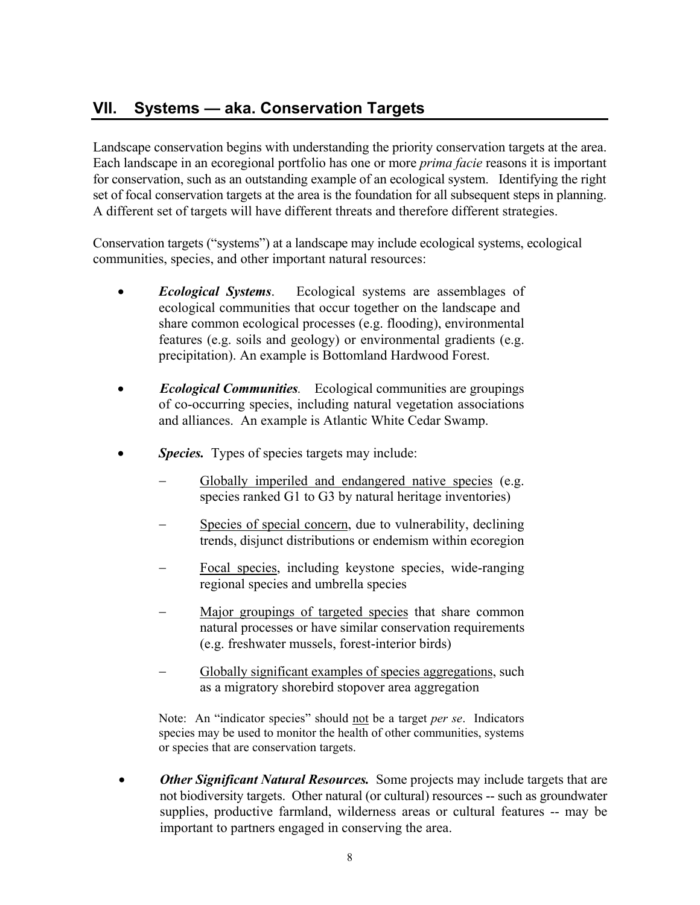## VII. Systems — aka. Conservation Targets

Landscape conservation begins with understanding the priority conservation targets at the area. Each landscape in an ecoregional portfolio has one or more *prima facie* reasons it is important for conservation, such as an outstanding example of an ecological system. Identifying the right set of focal conservation targets at the area is the foundation for all subsequent steps in planning. A different set of targets will have different threats and therefore different strategies.

Conservation targets ("systems") at a landscape may include ecological systems, ecological communities, species, and other important natural resources:

- ***Ecological Systems***. Ecological systems are assemblages of ecological communities that occur together on the landscape and share common ecological processes (e.g. flooding), environmental features (e.g. soils and geology) or environmental gradients (e.g. precipitation). An example is Bottomland Hardwood Forest.

- ***Ecological Communities.*** Ecological communities are groupings of co-occurring species, including natural vegetation associations and alliances. An example is Atlantic White Cedar Swamp.

- ***Species.*** Types of species targets may include:
  - Globally imperiled and endangered native species (e.g. species ranked G1 to G3 by natural heritage inventories)
  - Species of special concern, due to vulnerability, declining trends, disjunct distributions or endemism within ecoregion
  - Focal species, including keystone species, wide-ranging regional species and umbrella species
  - Major groupings of targeted species that share common natural processes or have similar conservation requirements (e.g. freshwater mussels, forest-interior birds)
  - Globally significant examples of species aggregations, such as a migratory shorebird stopover area aggregation

  Note: An "indicator species" should not be a target *per se*. Indicators species may be used to monitor the health of other communities, systems or species that are conservation targets.

- ***Other Significant Natural Resources.*** Some projects may include targets that are not biodiversity targets. Other natural (or cultural) resources -- such as groundwater supplies, productive farmland, wilderness areas or cultural features -- may be important to partners engaged in conserving the area.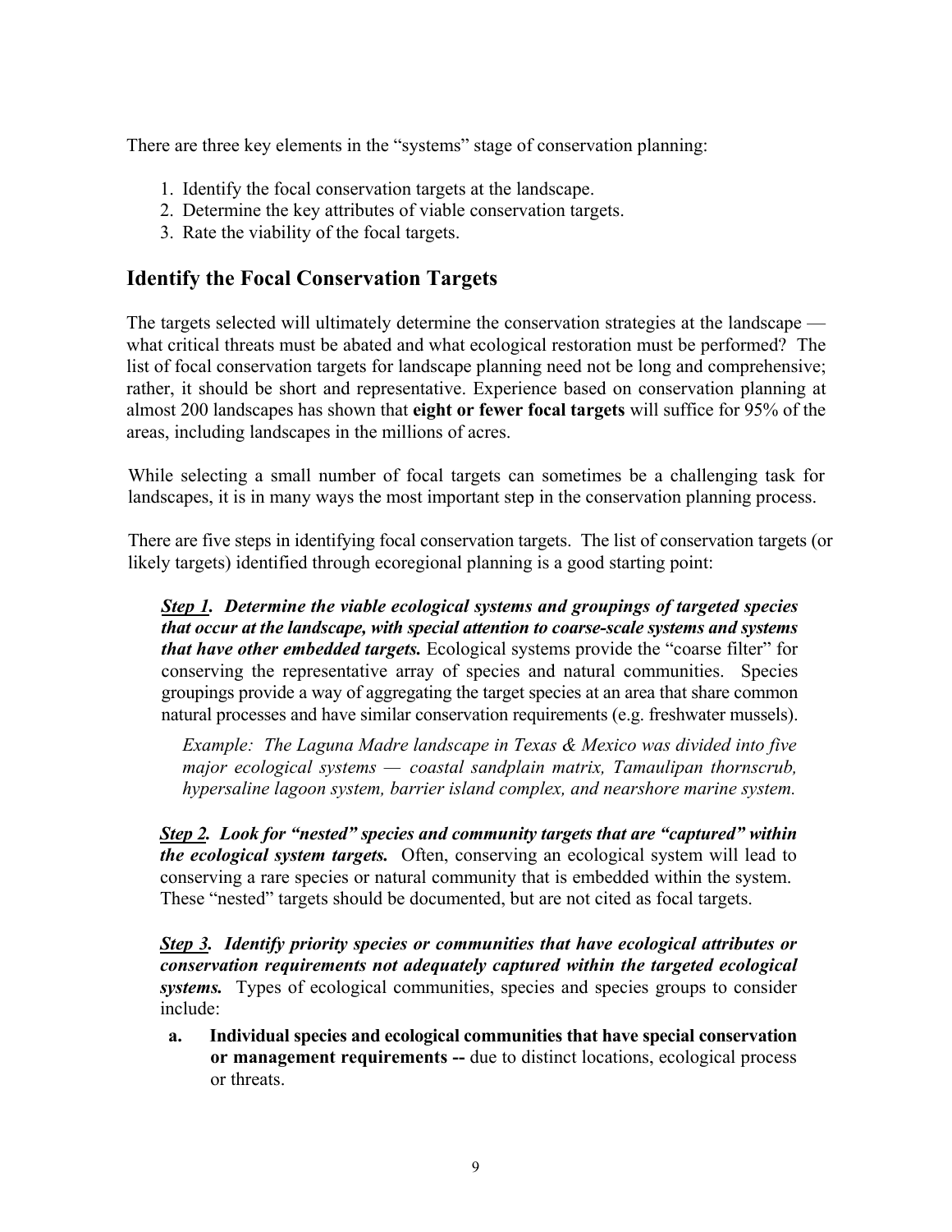There are three key elements in the "systems" stage of conservation planning:

1. Identify the focal conservation targets at the landscape.
2. Determine the key attributes of viable conservation targets.
3. Rate the viability of the focal targets.

## Identify the Focal Conservation Targets

The targets selected will ultimately determine the conservation strategies at the landscape — what critical threats must be abated and what ecological restoration must be performed? The list of focal conservation targets for landscape planning need not be long and comprehensive; rather, it should be short and representative. Experience based on conservation planning at almost 200 landscapes has shown that **eight or fewer focal targets** will suffice for 95% of the areas, including landscapes in the millions of acres.

While selecting a small number of focal targets can sometimes be a challenging task for landscapes, it is in many ways the most important step in the conservation planning process.

There are five steps in identifying focal conservation targets. The list of conservation targets (or likely targets) identified through ecoregional planning is a good starting point:

***Step 1*. Determine the viable ecological systems and groupings of targeted species that occur at the landscape, with special attention to coarse-scale systems and systems that have other embedded targets.** Ecological systems provide the "coarse filter" for conserving the representative array of species and natural communities. Species groupings provide a way of aggregating the target species at an area that share common natural processes and have similar conservation requirements (e.g. freshwater mussels).

*Example: The Laguna Madre landscape in Texas & Mexico was divided into five major ecological systems — coastal sandplain matrix, Tamaulipan thornscrub, hypersaline lagoon system, barrier island complex, and nearshore marine system.*

***Step 2*. Look for "nested" species and community targets that are "captured" within the ecological system targets.** Often, conserving an ecological system will lead to conserving a rare species or natural community that is embedded within the system. These "nested" targets should be documented, but are not cited as focal targets.

***Step 3*. Identify priority species or communities that have ecological attributes or conservation requirements not adequately captured within the targeted ecological systems.** Types of ecological communities, species and species groups to consider include:

a. **Individual species and ecological communities that have special conservation or management requirements --** due to distinct locations, ecological process or threats.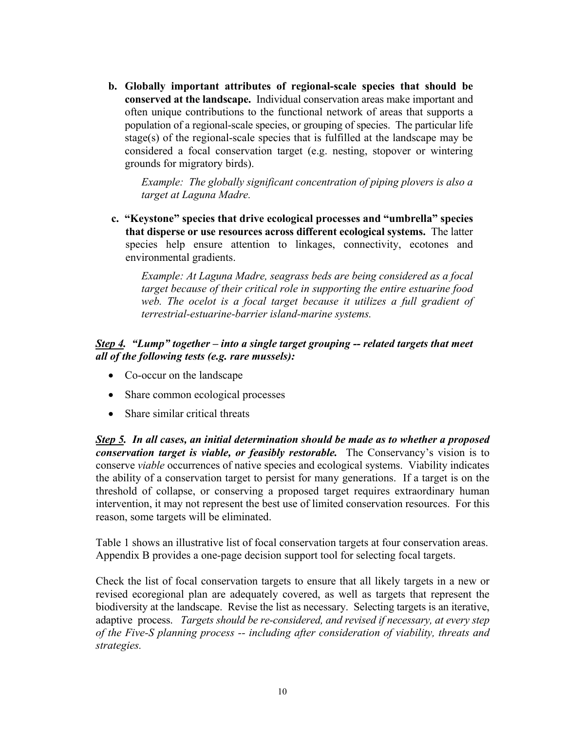**b. Globally important attributes of regional-scale species that should be conserved at the landscape.** Individual conservation areas make important and often unique contributions to the functional network of areas that supports a population of a regional-scale species, or grouping of species. The particular life stage(s) of the regional-scale species that is fulfilled at the landscape may be considered a focal conservation target (e.g. nesting, stopover or wintering grounds for migratory birds).

> *Example: The globally significant concentration of piping plovers is also a target at Laguna Madre.*

**c. "Keystone" species that drive ecological processes and "umbrella" species that disperse or use resources across different ecological systems.** The latter species help ensure attention to linkages, connectivity, ecotones and environmental gradients.

> *Example: At Laguna Madre, seagrass beds are being considered as a focal target because of their critical role in supporting the entire estuarine food web. The ocelot is a focal target because it utilizes a full gradient of terrestrial-estuarine-barrier island-marine systems.*

***Step 4.* *"Lump" together – into a single target grouping -- related targets that meet all of the following tests (e.g. rare mussels):***

- Co-occur on the landscape
- Share common ecological processes
- Share similar critical threats

***Step 5.* *In all cases, an initial determination should be made as to whether a proposed conservation target is viable, or feasibly restorable.*** The Conservancy's vision is to conserve *viable* occurrences of native species and ecological systems. Viability indicates the ability of a conservation target to persist for many generations. If a target is on the threshold of collapse, or conserving a proposed target requires extraordinary human intervention, it may not represent the best use of limited conservation resources. For this reason, some targets will be eliminated.

Table 1 shows an illustrative list of focal conservation targets at four conservation areas. Appendix B provides a one-page decision support tool for selecting focal targets.

Check the list of focal conservation targets to ensure that all likely targets in a new or revised ecoregional plan are adequately covered, as well as targets that represent the biodiversity at the landscape. Revise the list as necessary. Selecting targets is an iterative, adaptive process. *Targets should be re-considered, and revised if necessary, at every step of the Five-S planning process -- including after consideration of viability, threats and strategies.*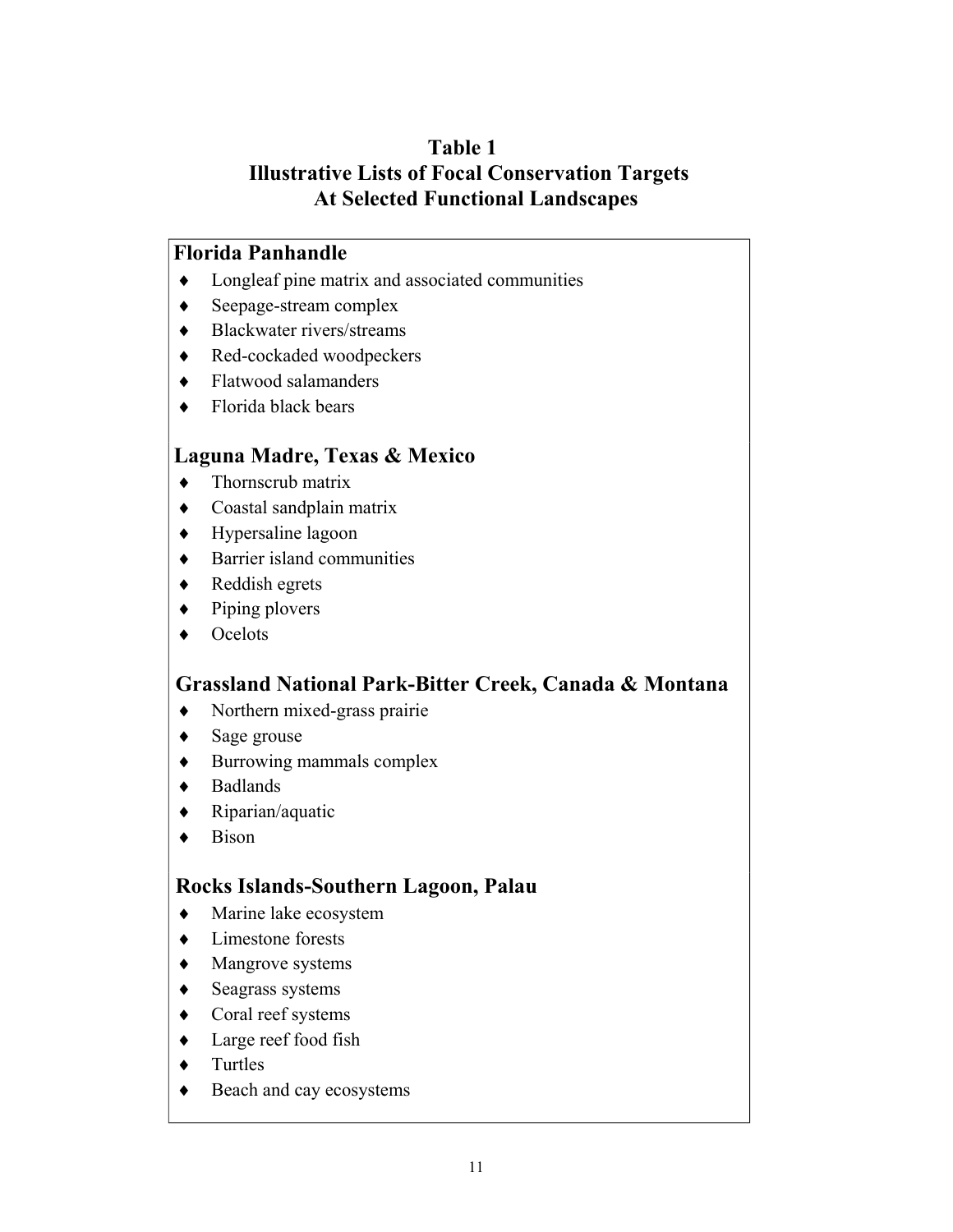**Table 1**
**Illustrative Lists of Focal Conservation Targets**
**At Selected Functional Landscapes**

### Florida Panhandle

- Longleaf pine matrix and associated communities
- Seepage-stream complex
- Blackwater rivers/streams
- Red-cockaded woodpeckers
- Flatwood salamanders
- Florida black bears

### Laguna Madre, Texas & Mexico

- Thornscrub matrix
- Coastal sandplain matrix
- Hypersaline lagoon
- Barrier island communities
- Reddish egrets
- Piping plovers
- Ocelots

### Grassland National Park-Bitter Creek, Canada & Montana

- Northern mixed-grass prairie
- Sage grouse
- Burrowing mammals complex
- Badlands
- Riparian/aquatic
- Bison

### Rocks Islands-Southern Lagoon, Palau

- Marine lake ecosystem
- Limestone forests
- Mangrove systems
- Seagrass systems
- Coral reef systems
- Large reef food fish
- Turtles
- Beach and cay ecosystems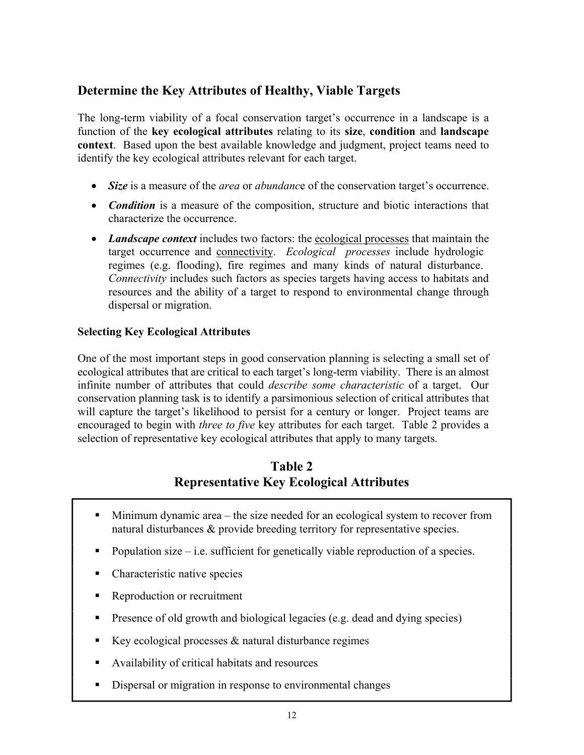## Determine the Key Attributes of Healthy, Viable Targets

The long-term viability of a focal conservation target's occurrence in a landscape is a function of the **key ecological attributes** relating to its **size**, **condition** and **landscape context**. Based upon the best available knowledge and judgment, project teams need to identify the key ecological attributes relevant for each target.

- ***Size*** is a measure of the *area* or *abundanc*e of the conservation target's occurrence.
- ***Condition*** is a measure of the composition, structure and biotic interactions that characterize the occurrence.
- ***Landscape context*** includes two factors: the <u>ecological processes</u> that maintain the target occurrence and <u>connectivity</u>. *Ecological processes* include hydrologic regimes (e.g. flooding), fire regimes and many kinds of natural disturbance. *Connectivity* includes such factors as species targets having access to habitats and resources and the ability of a target to respond to environmental change through dispersal or migration.

### Selecting Key Ecological Attributes

One of the most important steps in good conservation planning is selecting a small set of ecological attributes that are critical to each target's long-term viability. There is an almost infinite number of attributes that could *describe some characteristic* of a target. Our conservation planning task is to identify a parsimonious selection of critical attributes that will capture the target's likelihood to persist for a century or longer. Project teams are encouraged to begin with *three to five* key attributes for each target. Table 2 provides a selection of representative key ecological attributes that apply to many targets.

**Table 2**
**Representative Key Ecological Attributes**

- Minimum dynamic area – the size needed for an ecological system to recover from natural disturbances & provide breeding territory for representative species.
- Population size – i.e. sufficient for genetically viable reproduction of a species.
- Characteristic native species
- Reproduction or recruitment
- Presence of old growth and biological legacies (e.g. dead and dying species)
- Key ecological processes & natural disturbance regimes
- Availability of critical habitats and resources
- Dispersal or migration in response to environmental changes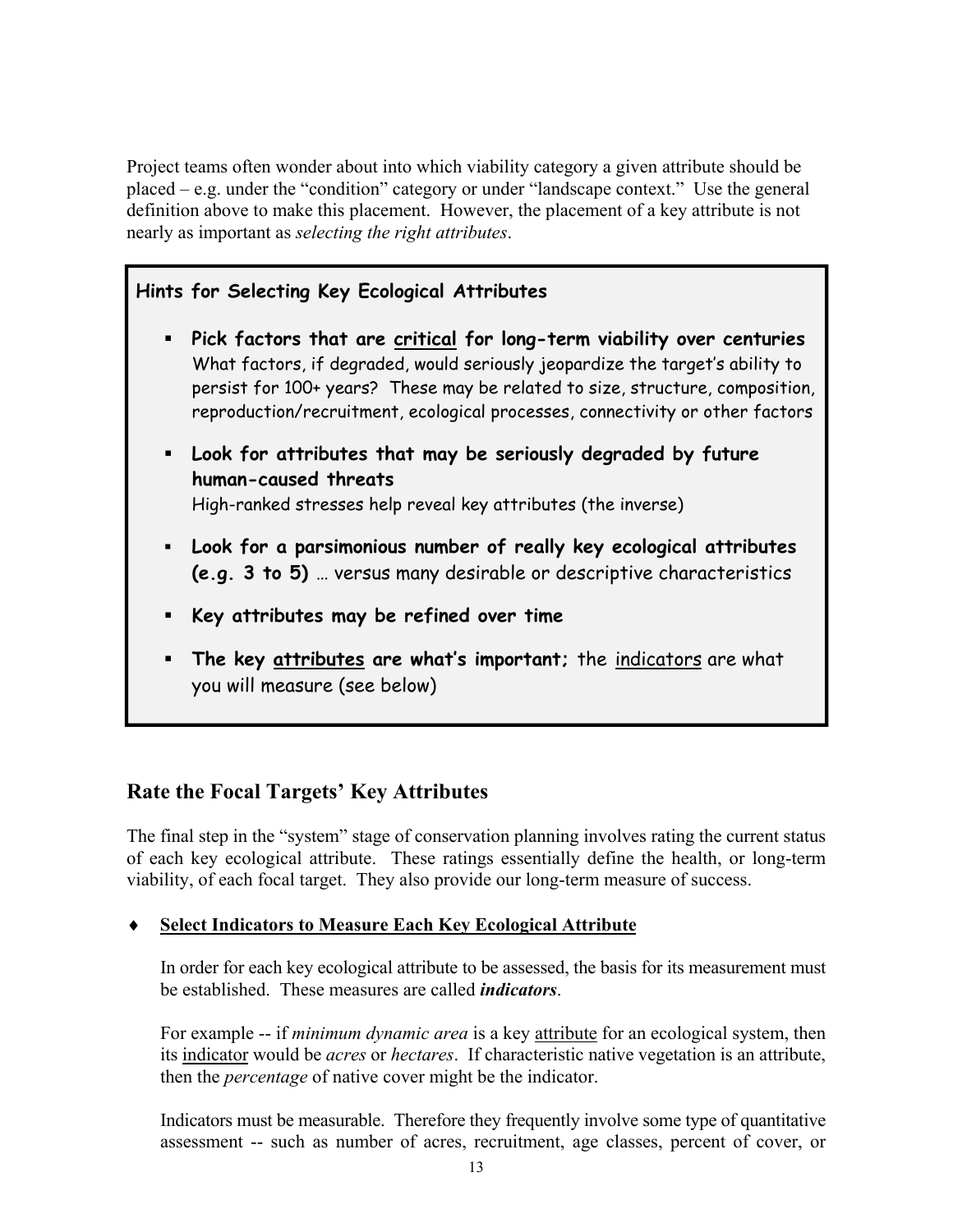Project teams often wonder about into which viability category a given attribute should be placed – e.g. under the "condition" category or under "landscape context." Use the general definition above to make this placement. However, the placement of a key attribute is not nearly as important as *selecting the right attributes*.

**Hints for Selecting Key Ecological Attributes**

- **Pick factors that are <u>critical</u> for long-term viability over centuries**
  What factors, if degraded, would seriously jeopardize the target's ability to persist for 100+ years? These may be related to size, structure, composition, reproduction/recruitment, ecological processes, connectivity or other factors
- **Look for attributes that may be seriously degraded by future human-caused threats**
  High-ranked stresses help reveal key attributes (the inverse)
- **Look for a parsimonious number of really key ecological attributes (e.g. 3 to 5)** … versus many desirable or descriptive characteristics
- **Key attributes may be refined over time**
- **The key <u>attributes</u> are what's important;** the <u>indicators</u> are what you will measure (see below)

## Rate the Focal Targets' Key Attributes

The final step in the "system" stage of conservation planning involves rating the current status of each key ecological attribute. These ratings essentially define the health, or long-term viability, of each focal target. They also provide our long-term measure of success.

- **<u>Select Indicators to Measure Each Key Ecological Attribute</u>**

  In order for each key ecological attribute to be assessed, the basis for its measurement must be established. These measures are called ***indicators***.

  For example -- if *minimum dynamic area* is a key <u>attribute</u> for an ecological system, then its <u>indicator</u> would be *acres* or *hectares*. If characteristic native vegetation is an attribute, then the *percentage* of native cover might be the indicator.

  Indicators must be measurable. Therefore they frequently involve some type of quantitative assessment -- such as number of acres, recruitment, age classes, percent of cover, or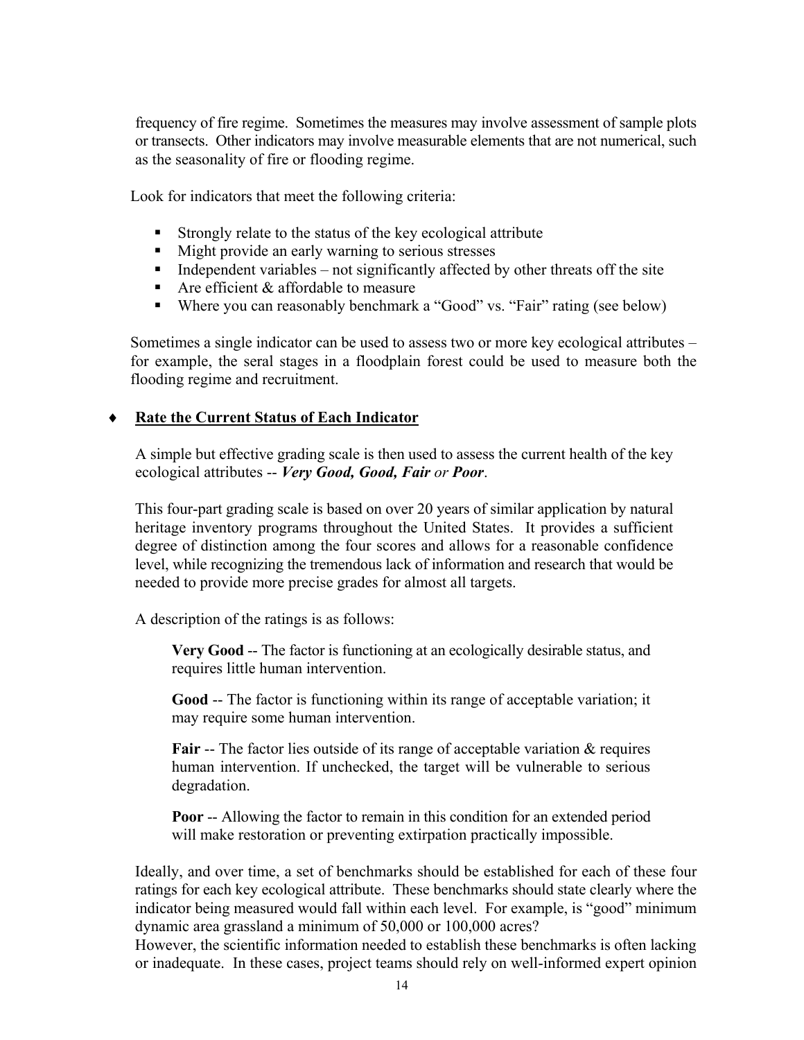frequency of fire regime. Sometimes the measures may involve assessment of sample plots or transects. Other indicators may involve measurable elements that are not numerical, such as the seasonality of fire or flooding regime.

Look for indicators that meet the following criteria:

- Strongly relate to the status of the key ecological attribute
- Might provide an early warning to serious stresses
- Independent variables – not significantly affected by other threats off the site
- Are efficient & affordable to measure
- Where you can reasonably benchmark a "Good" vs. "Fair" rating (see below)

Sometimes a single indicator can be used to assess two or more key ecological attributes – for example, the seral stages in a floodplain forest could be used to measure both the flooding regime and recruitment.

- ♦ **Rate the Current Status of Each Indicator**

A simple but effective grading scale is then used to assess the current health of the key ecological attributes -- ***Very Good, Good, Fair*** *or* ***Poor***.

This four-part grading scale is based on over 20 years of similar application by natural heritage inventory programs throughout the United States. It provides a sufficient degree of distinction among the four scores and allows for a reasonable confidence level, while recognizing the tremendous lack of information and research that would be needed to provide more precise grades for almost all targets.

A description of the ratings is as follows:

**Very Good** -- The factor is functioning at an ecologically desirable status, and requires little human intervention.

**Good** -- The factor is functioning within its range of acceptable variation; it may require some human intervention.

**Fair** -- The factor lies outside of its range of acceptable variation & requires human intervention. If unchecked, the target will be vulnerable to serious degradation.

**Poor** -- Allowing the factor to remain in this condition for an extended period will make restoration or preventing extirpation practically impossible.

Ideally, and over time, a set of benchmarks should be established for each of these four ratings for each key ecological attribute. These benchmarks should state clearly where the indicator being measured would fall within each level. For example, is "good" minimum dynamic area grassland a minimum of 50,000 or 100,000 acres?
However, the scientific information needed to establish these benchmarks is often lacking or inadequate. In these cases, project teams should rely on well-informed expert opinion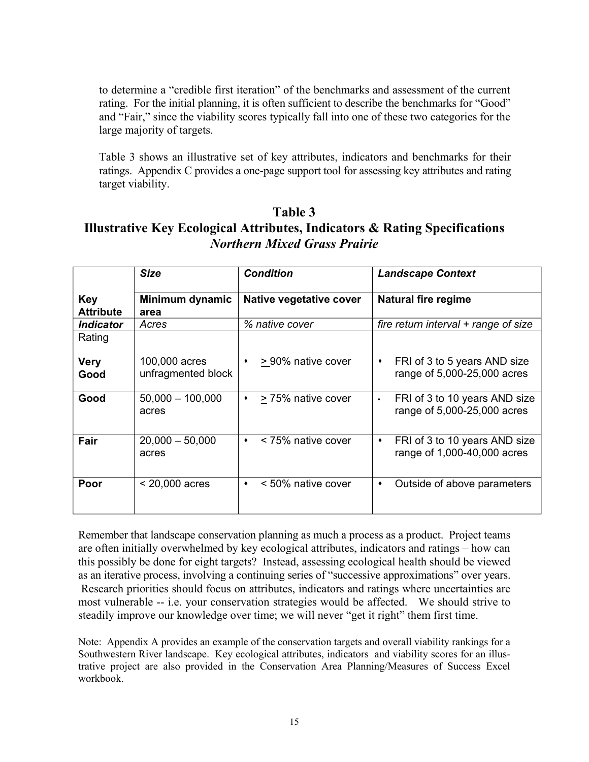to determine a "credible first iteration" of the benchmarks and assessment of the current rating. For the initial planning, it is often sufficient to describe the benchmarks for "Good" and "Fair," since the viability scores typically fall into one of these two categories for the large majority of targets.

Table 3 shows an illustrative set of key attributes, indicators and benchmarks for their ratings. Appendix C provides a one-page support tool for assessing key attributes and rating target viability.

## Table 3
## Illustrative Key Ecological Attributes, Indicators & Rating Specifications
### *Northern Mixed Grass Prairie*

| | ***Size*** | ***Condition*** | ***Landscape Context*** |
|---|---|---|---|
| **Key Attribute** | **Minimum dynamic area** | **Native vegetative cover** | **Natural fire regime** |
| ***Indicator*** | *Acres* | *% native cover* | *fire return interval + range of size* |
| Rating<br><br>**Very Good** | 100,000 acres unfragmented block | • ≥ 90% native cover | • FRI of 3 to 5 years AND size range of 5,000-25,000 acres |
| **Good** | 50,000 – 100,000 acres | • ≥ 75% native cover | • FRI of 3 to 10 years AND size range of 5,000-25,000 acres |
| **Fair** | 20,000 – 50,000 acres | • < 75% native cover | • FRI of 3 to 10 years AND size range of 1,000-40,000 acres |
| **Poor** | < 20,000 acres | • < 50% native cover | • Outside of above parameters |

Remember that landscape conservation planning as much a process as a product. Project teams are often initially overwhelmed by key ecological attributes, indicators and ratings – how can this possibly be done for eight targets? Instead, assessing ecological health should be viewed as an iterative process, involving a continuing series of "successive approximations" over years. Research priorities should focus on attributes, indicators and ratings where uncertainties are most vulnerable -- i.e. your conservation strategies would be affected. We should strive to steadily improve our knowledge over time; we will never "get it right" them first time.

Note: Appendix A provides an example of the conservation targets and overall viability rankings for a Southwestern River landscape. Key ecological attributes, indicators and viability scores for an illustrative project are also provided in the Conservation Area Planning/Measures of Success Excel workbook.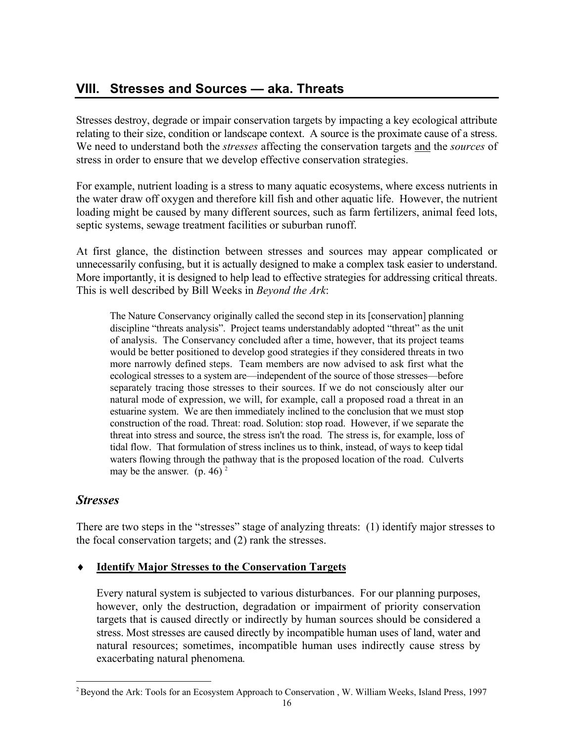## VIII. Stresses and Sources — aka. Threats

Stresses destroy, degrade or impair conservation targets by impacting a key ecological attribute relating to their size, condition or landscape context. A source is the proximate cause of a stress. We need to understand both the *stresses* affecting the conservation targets and the *sources* of stress in order to ensure that we develop effective conservation strategies.

For example, nutrient loading is a stress to many aquatic ecosystems, where excess nutrients in the water draw off oxygen and therefore kill fish and other aquatic life. However, the nutrient loading might be caused by many different sources, such as farm fertilizers, animal feed lots, septic systems, sewage treatment facilities or suburban runoff.

At first glance, the distinction between stresses and sources may appear complicated or unnecessarily confusing, but it is actually designed to make a complex task easier to understand. More importantly, it is designed to help lead to effective strategies for addressing critical threats. This is well described by Bill Weeks in *Beyond the Ark*:

> The Nature Conservancy originally called the second step in its [conservation] planning discipline "threats analysis". Project teams understandably adopted "threat" as the unit of analysis. The Conservancy concluded after a time, however, that its project teams would be better positioned to develop good strategies if they considered threats in two more narrowly defined steps. Team members are now advised to ask first what the ecological stresses to a system are—independent of the source of those stresses—before separately tracing those stresses to their sources. If we do not consciously alter our natural mode of expression, we will, for example, call a proposed road a threat in an estuarine system. We are then immediately inclined to the conclusion that we must stop construction of the road. Threat: road. Solution: stop road. However, if we separate the threat into stress and source, the stress isn't the road. The stress is, for example, loss of tidal flow. That formulation of stress inclines us to think, instead, of ways to keep tidal waters flowing through the pathway that is the proposed location of the road. Culverts may be the answer. (p. 46) [2]

### *Stresses*

There are two steps in the "stresses" stage of analyzing threats: (1) identify major stresses to the focal conservation targets; and (2) rank the stresses.

- **Identify Major Stresses to the Conservation Targets**

  Every natural system is subjected to various disturbances. For our planning purposes, however, only the destruction, degradation or impairment of priority conservation targets that is caused directly or indirectly by human sources should be considered a stress. Most stresses are caused directly by incompatible human uses of land, water and natural resources; sometimes, incompatible human uses indirectly cause stress by exacerbating natural phenomena.

[2] Beyond the Ark: Tools for an Ecosystem Approach to Conservation , W. William Weeks, Island Press, 1997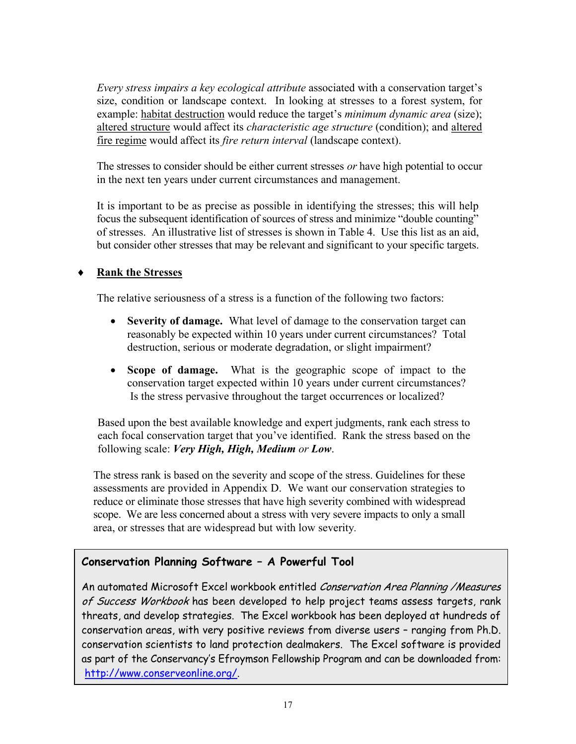*Every stress impairs a key ecological attribute* associated with a conservation target's size, condition or landscape context. In looking at stresses to a forest system, for example: habitat destruction would reduce the target's *minimum dynamic area* (size); altered structure would affect its *characteristic age structure* (condition); and altered fire regime would affect its *fire return interval* (landscape context).

The stresses to consider should be either current stresses *or* have high potential to occur in the next ten years under current circumstances and management.

It is important to be as precise as possible in identifying the stresses; this will help focus the subsequent identification of sources of stress and minimize "double counting" of stresses. An illustrative list of stresses is shown in Table 4. Use this list as an aid, but consider other stresses that may be relevant and significant to your specific targets.

- **Rank the Stresses**

The relative seriousness of a stress is a function of the following two factors:

- **Severity of damage.** What level of damage to the conservation target can reasonably be expected within 10 years under current circumstances? Total destruction, serious or moderate degradation, or slight impairment?
- **Scope of damage.** What is the geographic scope of impact to the conservation target expected within 10 years under current circumstances? Is the stress pervasive throughout the target occurrences or localized?

Based upon the best available knowledge and expert judgments, rank each stress to each focal conservation target that you've identified. Rank the stress based on the following scale: ***Very High, High, Medium*** or ***Low***.

The stress rank is based on the severity and scope of the stress. Guidelines for these assessments are provided in Appendix D. We want our conservation strategies to reduce or eliminate those stresses that have high severity combined with widespread scope. We are less concerned about a stress with very severe impacts to only a small area, or stresses that are widespread but with low severity.

**Conservation Planning Software – A Powerful Tool**

An automated Microsoft Excel workbook entitled *Conservation Area Planning /Measures of Success Workbook* has been developed to help project teams assess targets, rank threats, and develop strategies. The Excel workbook has been deployed at hundreds of conservation areas, with very positive reviews from diverse users – ranging from Ph.D. conservation scientists to land protection dealmakers. The Excel software is provided as part of the Conservancy's Efroymson Fellowship Program and can be downloaded from: http://www.conserveonline.org/.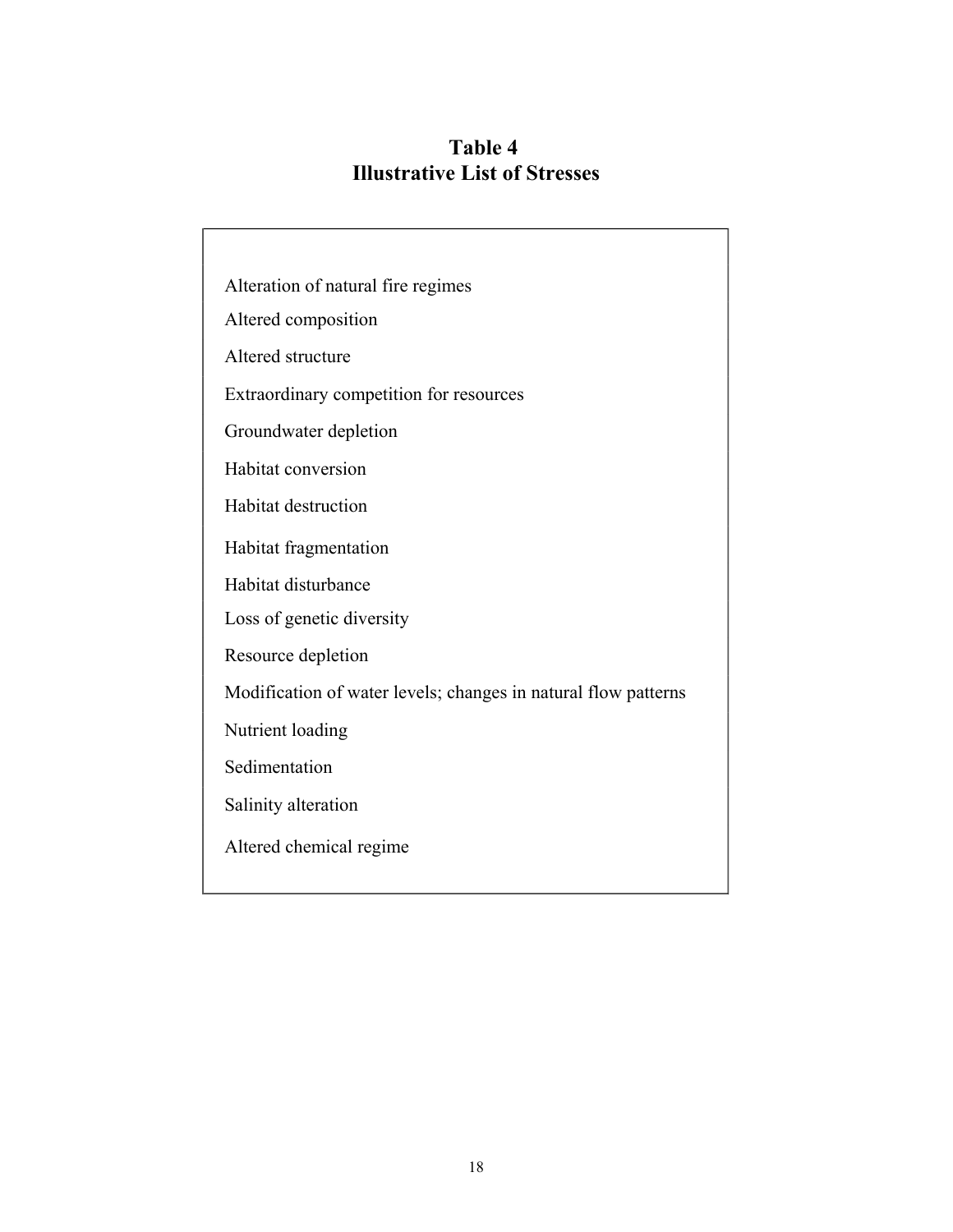# Table 4
# Illustrative List of Stresses

| |
|---|
| Alteration of natural fire regimes |
| Altered composition |
| Altered structure |
| Extraordinary competition for resources |
| Groundwater depletion |
| Habitat conversion |
| Habitat destruction |
| Habitat fragmentation |
| Habitat disturbance |
| Loss of genetic diversity |
| Resource depletion |
| Modification of water levels; changes in natural flow patterns |
| Nutrient loading |
| Sedimentation |
| Salinity alteration |
| Altered chemical regime |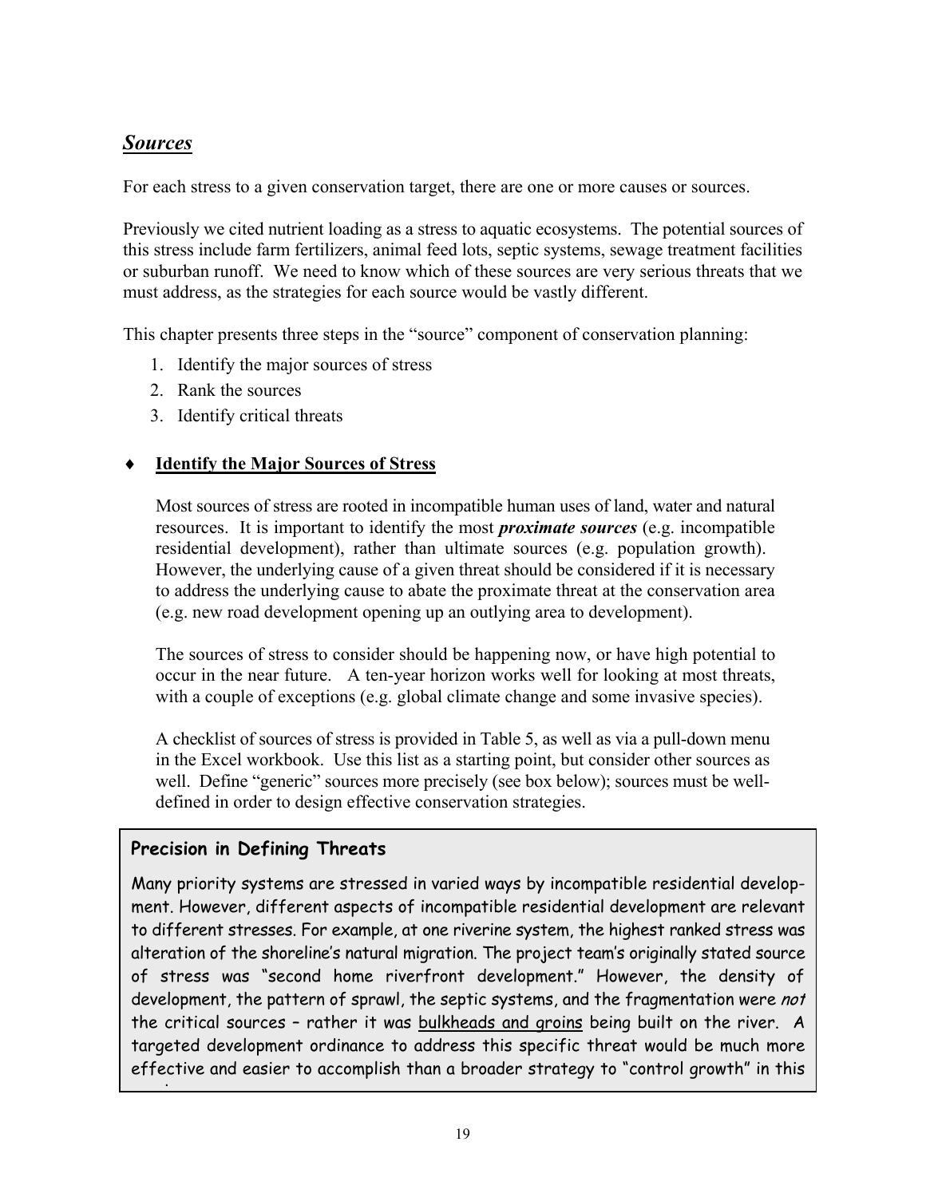## ***Sources***

For each stress to a given conservation target, there are one or more causes or sources.

Previously we cited nutrient loading as a stress to aquatic ecosystems. The potential sources of this stress include farm fertilizers, animal feed lots, septic systems, sewage treatment facilities or suburban runoff. We need to know which of these sources are very serious threats that we must address, as the strategies for each source would be vastly different.

This chapter presents three steps in the "source" component of conservation planning:

1. Identify the major sources of stress
2. Rank the sources
3. Identify critical threats

### ♦ Identify the Major Sources of Stress

Most sources of stress are rooted in incompatible human uses of land, water and natural resources. It is important to identify the most ***proximate sources*** (e.g. incompatible residential development), rather than ultimate sources (e.g. population growth). However, the underlying cause of a given threat should be considered if it is necessary to address the underlying cause to abate the proximate threat at the conservation area (e.g. new road development opening up an outlying area to development).

The sources of stress to consider should be happening now, or have high potential to occur in the near future. A ten-year horizon works well for looking at most threats, with a couple of exceptions (e.g. global climate change and some invasive species).

A checklist of sources of stress is provided in Table 5, as well as via a pull-down menu in the Excel workbook. Use this list as a starting point, but consider other sources as well. Define "generic" sources more precisely (see box below); sources must be well-defined in order to design effective conservation strategies.

**Precision in Defining Threats**

Many priority systems are stressed in varied ways by incompatible residential development. However, different aspects of incompatible residential development are relevant to different stresses. For example, at one riverine system, the highest ranked stress was alteration of the shoreline's natural migration. The project team's originally stated source of stress was "second home riverfront development." However, the density of development, the pattern of sprawl, the septic systems, and the fragmentation were *not* the critical sources – rather it was bulkheads and groins being built on the river. A targeted development ordinance to address this specific threat would be much more effective and easier to accomplish than a broader strategy to "control growth" in this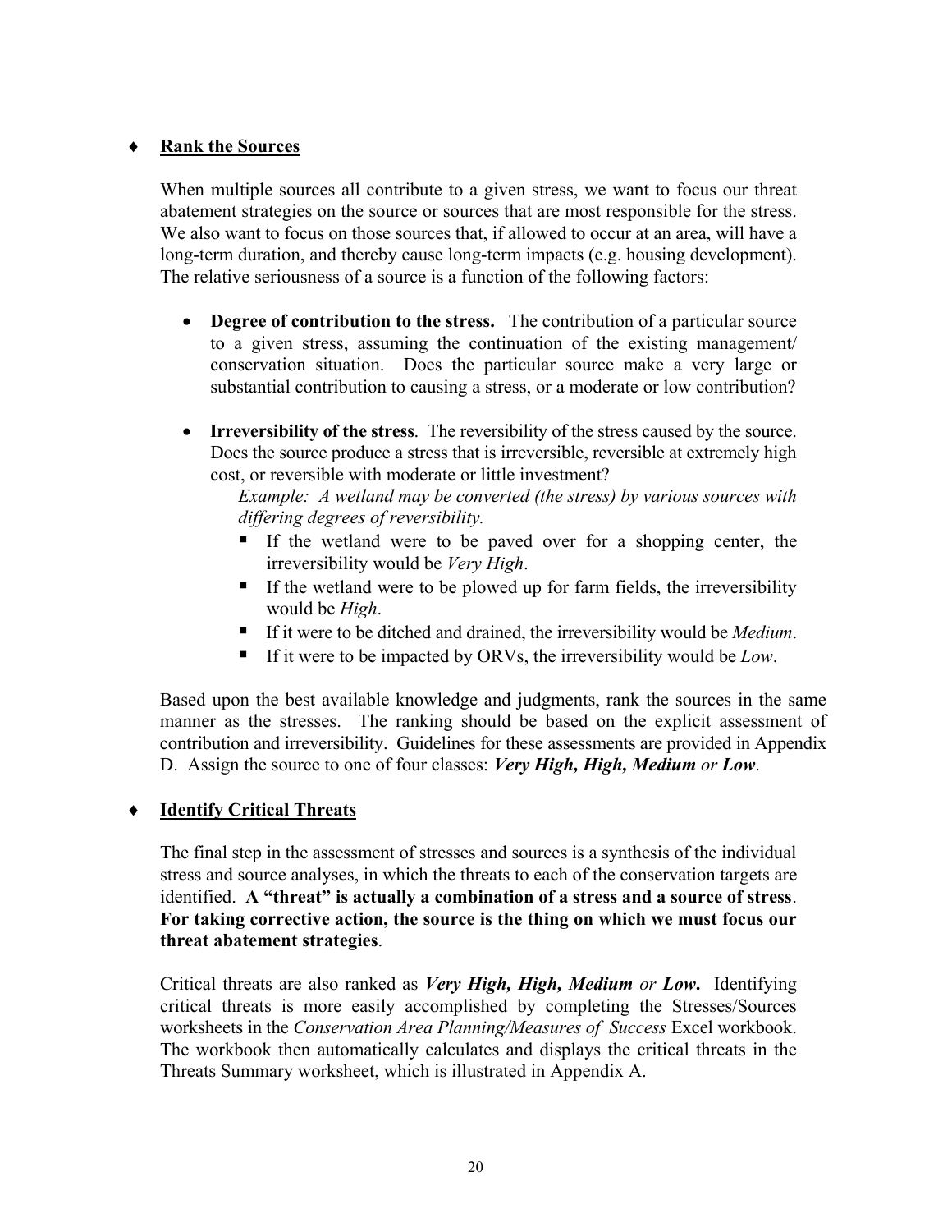- **Rank the Sources**

  When multiple sources all contribute to a given stress, we want to focus our threat abatement strategies on the source or sources that are most responsible for the stress. We also want to focus on those sources that, if allowed to occur at an area, will have a long-term duration, and thereby cause long-term impacts (e.g. housing development). The relative seriousness of a source is a function of the following factors:

  - **Degree of contribution to the stress.** The contribution of a particular source to a given stress, assuming the continuation of the existing management/ conservation situation. Does the particular source make a very large or substantial contribution to causing a stress, or a moderate or low contribution?

  - **Irreversibility of the stress**. The reversibility of the stress caused by the source. Does the source produce a stress that is irreversible, reversible at extremely high cost, or reversible with moderate or little investment?

    *Example: A wetland may be converted (the stress) by various sources with differing degrees of reversibility.*

    - If the wetland were to be paved over for a shopping center, the irreversibility would be *Very High*.
    - If the wetland were to be plowed up for farm fields, the irreversibility would be *High*.
    - If it were to be ditched and drained, the irreversibility would be *Medium*.
    - If it were to be impacted by ORVs, the irreversibility would be *Low*.

  Based upon the best available knowledge and judgments, rank the sources in the same manner as the stresses. The ranking should be based on the explicit assessment of contribution and irreversibility. Guidelines for these assessments are provided in Appendix D. Assign the source to one of four classes: ***Very High, High, Medium*** *or* ***Low***.

- **Identify Critical Threats**

  The final step in the assessment of stresses and sources is a synthesis of the individual stress and source analyses, in which the threats to each of the conservation targets are identified. **A "threat" is actually a combination of a stress and a source of stress. For taking corrective action, the source is the thing on which we must focus our threat abatement strategies**.

  Critical threats are also ranked as ***Very High, High, Medium*** *or* ***Low***. Identifying critical threats is more easily accomplished by completing the Stresses/Sources worksheets in the *Conservation Area Planning/Measures of Success* Excel workbook. The workbook then automatically calculates and displays the critical threats in the Threats Summary worksheet, which is illustrated in Appendix A.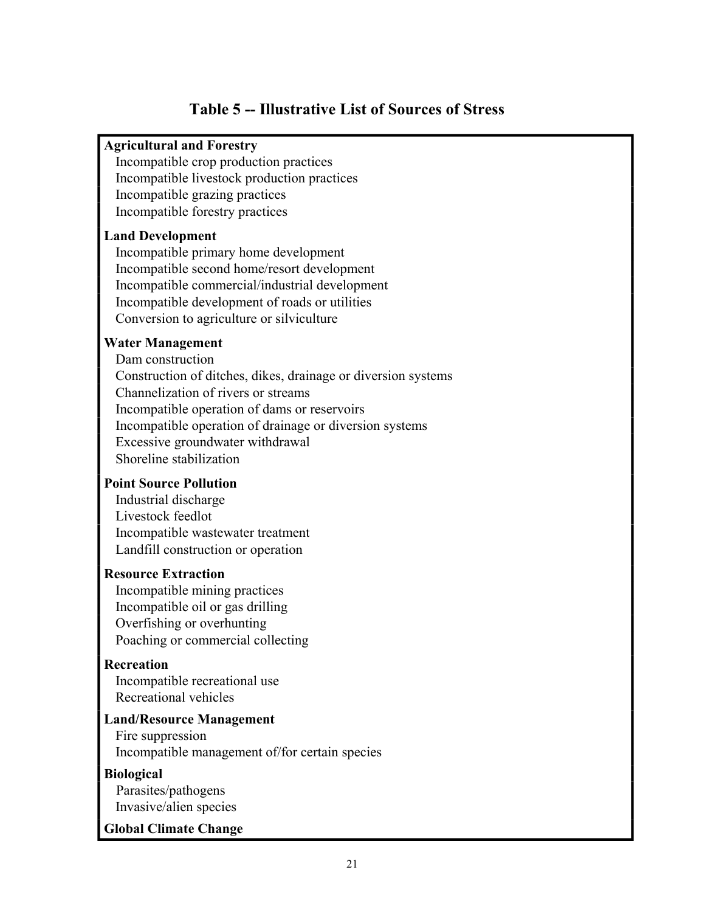## Table 5 -- Illustrative List of Sources of Stress

**Agricultural and Forestry**
- Incompatible crop production practices
- Incompatible livestock production practices
- Incompatible grazing practices
- Incompatible forestry practices

**Land Development**
- Incompatible primary home development
- Incompatible second home/resort development
- Incompatible commercial/industrial development
- Incompatible development of roads or utilities
- Conversion to agriculture or silviculture

**Water Management**
- Dam construction
- Construction of ditches, dikes, drainage or diversion systems
- Channelization of rivers or streams
- Incompatible operation of dams or reservoirs
- Incompatible operation of drainage or diversion systems
- Excessive groundwater withdrawal
- Shoreline stabilization

**Point Source Pollution**
- Industrial discharge
- Livestock feedlot
- Incompatible wastewater treatment
- Landfill construction or operation

**Resource Extraction**
- Incompatible mining practices
- Incompatible oil or gas drilling
- Overfishing or overhunting
- Poaching or commercial collecting

**Recreation**
- Incompatible recreational use
- Recreational vehicles

**Land/Resource Management**
- Fire suppression
- Incompatible management of/for certain species

**Biological**
- Parasites/pathogens
- Invasive/alien species

**Global Climate Change**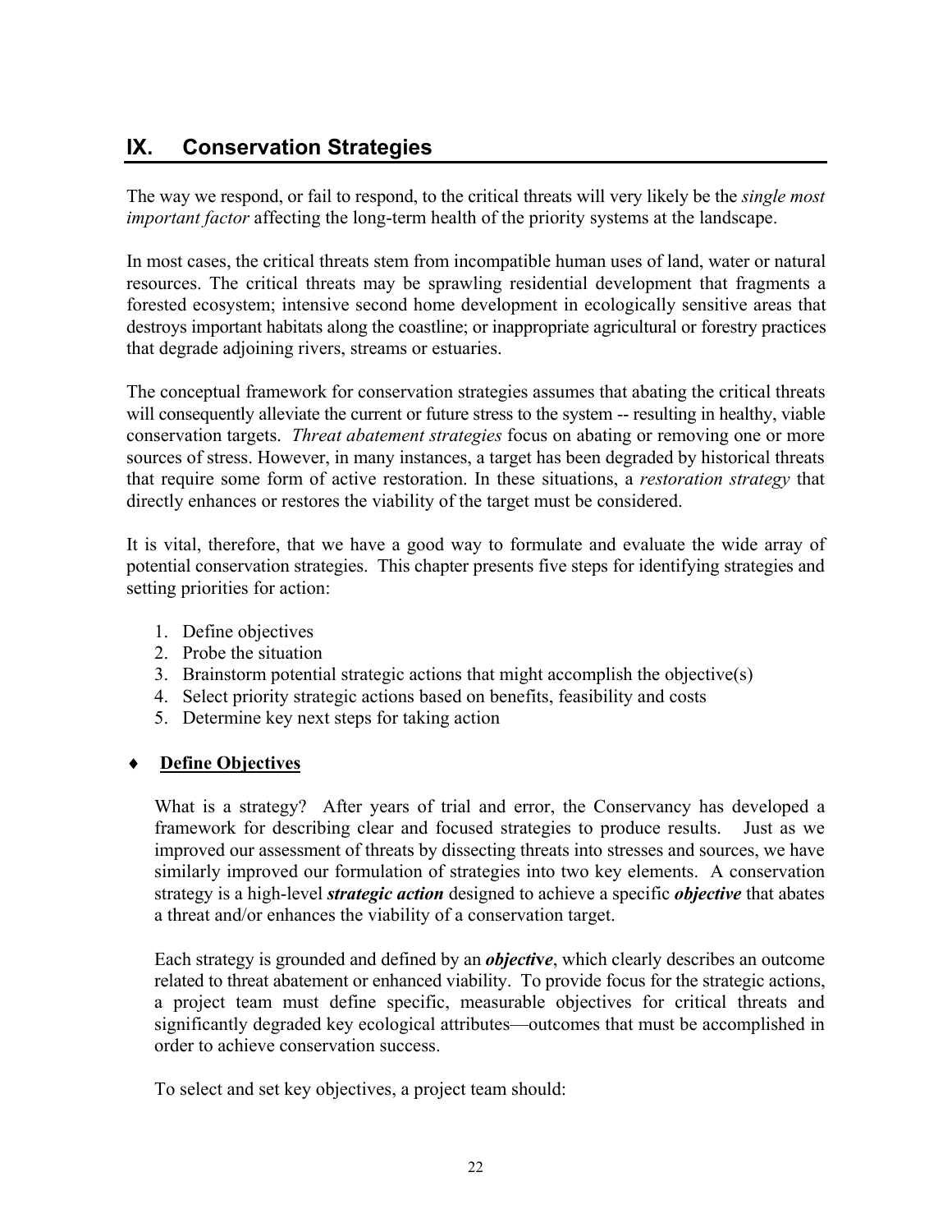# IX. Conservation Strategies

The way we respond, or fail to respond, to the critical threats will very likely be the *single most important factor* affecting the long-term health of the priority systems at the landscape.

In most cases, the critical threats stem from incompatible human uses of land, water or natural resources. The critical threats may be sprawling residential development that fragments a forested ecosystem; intensive second home development in ecologically sensitive areas that destroys important habitats along the coastline; or inappropriate agricultural or forestry practices that degrade adjoining rivers, streams or estuaries.

The conceptual framework for conservation strategies assumes that abating the critical threats will consequently alleviate the current or future stress to the system -- resulting in healthy, viable conservation targets. *Threat abatement strategies* focus on abating or removing one or more sources of stress. However, in many instances, a target has been degraded by historical threats that require some form of active restoration. In these situations, a *restoration strategy* that directly enhances or restores the viability of the target must be considered.

It is vital, therefore, that we have a good way to formulate and evaluate the wide array of potential conservation strategies. This chapter presents five steps for identifying strategies and setting priorities for action:

1. Define objectives
2. Probe the situation
3. Brainstorm potential strategic actions that might accomplish the objective(s)
4. Select priority strategic actions based on benefits, feasibility and costs
5. Determine key next steps for taking action

## ♦ Define Objectives

What is a strategy? After years of trial and error, the Conservancy has developed a framework for describing clear and focused strategies to produce results. Just as we improved our assessment of threats by dissecting threats into stresses and sources, we have similarly improved our formulation of strategies into two key elements. A conservation strategy is a high-level ***strategic action*** designed to achieve a specific ***objective*** that abates a threat and/or enhances the viability of a conservation target.

Each strategy is grounded and defined by an ***objective***, which clearly describes an outcome related to threat abatement or enhanced viability. To provide focus for the strategic actions, a project team must define specific, measurable objectives for critical threats and significantly degraded key ecological attributes—outcomes that must be accomplished in order to achieve conservation success.

To select and set key objectives, a project team should: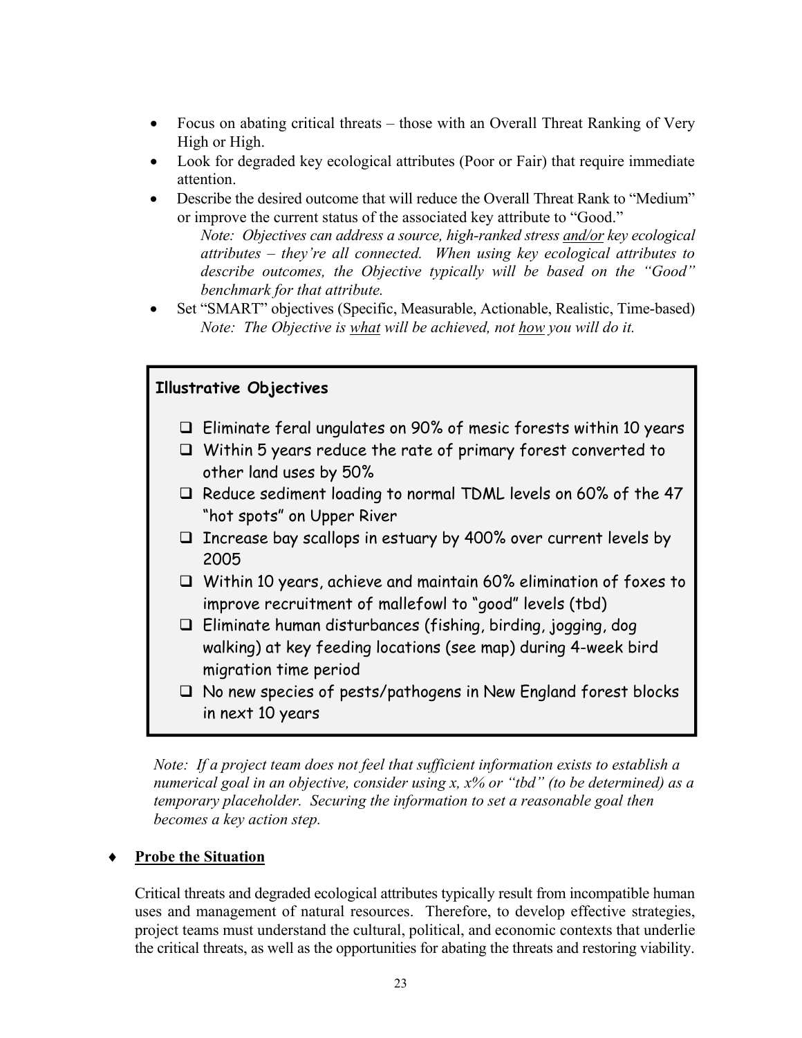- Focus on abating critical threats – those with an Overall Threat Ranking of Very High or High.
- Look for degraded key ecological attributes (Poor or Fair) that require immediate attention.
- Describe the desired outcome that will reduce the Overall Threat Rank to "Medium" or improve the current status of the associated key attribute to "Good."

  *Note: Objectives can address a source, high-ranked stress <u>and/or</u> key ecological attributes – they're all connected. When using key ecological attributes to describe outcomes, the Objective typically will be based on the "Good" benchmark for that attribute.*
- Set "SMART" objectives (Specific, Measurable, Actionable, Realistic, Time-based)

  *Note: The Objective is <u>what</u> will be achieved, not <u>how</u> you will do it.*

> **Illustrative Objectives**
>
> - ❑ Eliminate feral ungulates on 90% of mesic forests within 10 years
> - ❑ Within 5 years reduce the rate of primary forest converted to other land uses by 50%
> - ❑ Reduce sediment loading to normal TDML levels on 60% of the 47 "hot spots" on Upper River
> - ❑ Increase bay scallops in estuary by 400% over current levels by 2005
> - ❑ Within 10 years, achieve and maintain 60% elimination of foxes to improve recruitment of mallefowl to "good" levels (tbd)
> - ❑ Eliminate human disturbances (fishing, birding, jogging, dog walking) at key feeding locations (see map) during 4-week bird migration time period
> - ❑ No new species of pests/pathogens in New England forest blocks in next 10 years

*Note: If a project team does not feel that sufficient information exists to establish a numerical goal in an objective, consider using x, x% or "tbd" (to be determined) as a temporary placeholder. Securing the information to set a reasonable goal then becomes a key action step.*

### ♦ <u>Probe the Situation</u>

Critical threats and degraded ecological attributes typically result from incompatible human uses and management of natural resources. Therefore, to develop effective strategies, project teams must understand the cultural, political, and economic contexts that underlie the critical threats, as well as the opportunities for abating the threats and restoring viability.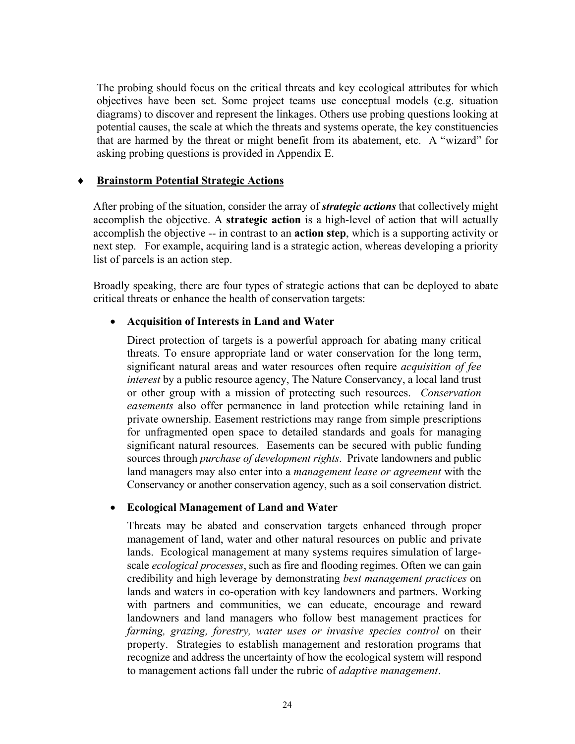The probing should focus on the critical threats and key ecological attributes for which objectives have been set. Some project teams use conceptual models (e.g. situation diagrams) to discover and represent the linkages. Others use probing questions looking at potential causes, the scale at which the threats and systems operate, the key constituencies that are harmed by the threat or might benefit from its abatement, etc. A "wizard" for asking probing questions is provided in Appendix E.

♦ **<u>Brainstorm Potential Strategic Actions</u>**

After probing of the situation, consider the array of ***strategic actions*** that collectively might accomplish the objective. A **strategic action** is a high-level of action that will actually accomplish the objective -- in contrast to an **action step**, which is a supporting activity or next step. For example, acquiring land is a strategic action, whereas developing a priority list of parcels is an action step.

Broadly speaking, there are four types of strategic actions that can be deployed to abate critical threats or enhance the health of conservation targets:

- **Acquisition of Interests in Land and Water**

  Direct protection of targets is a powerful approach for abating many critical threats. To ensure appropriate land or water conservation for the long term, significant natural areas and water resources often require *acquisition of fee interest* by a public resource agency, The Nature Conservancy, a local land trust or other group with a mission of protecting such resources. *Conservation easements* also offer permanence in land protection while retaining land in private ownership. Easement restrictions may range from simple prescriptions for unfragmented open space to detailed standards and goals for managing significant natural resources. Easements can be secured with public funding sources through *purchase of development rights*. Private landowners and public land managers may also enter into a *management lease or agreement* with the Conservancy or another conservation agency, such as a soil conservation district.

- **Ecological Management of Land and Water**

  Threats may be abated and conservation targets enhanced through proper management of land, water and other natural resources on public and private lands. Ecological management at many systems requires simulation of large-scale *ecological processes*, such as fire and flooding regimes. Often we can gain credibility and high leverage by demonstrating *best management practices* on lands and waters in co-operation with key landowners and partners. Working with partners and communities, we can educate, encourage and reward landowners and land managers who follow best management practices for *farming, grazing, forestry, water uses or invasive species control* on their property. Strategies to establish management and restoration programs that recognize and address the uncertainty of how the ecological system will respond to management actions fall under the rubric of *adaptive management*.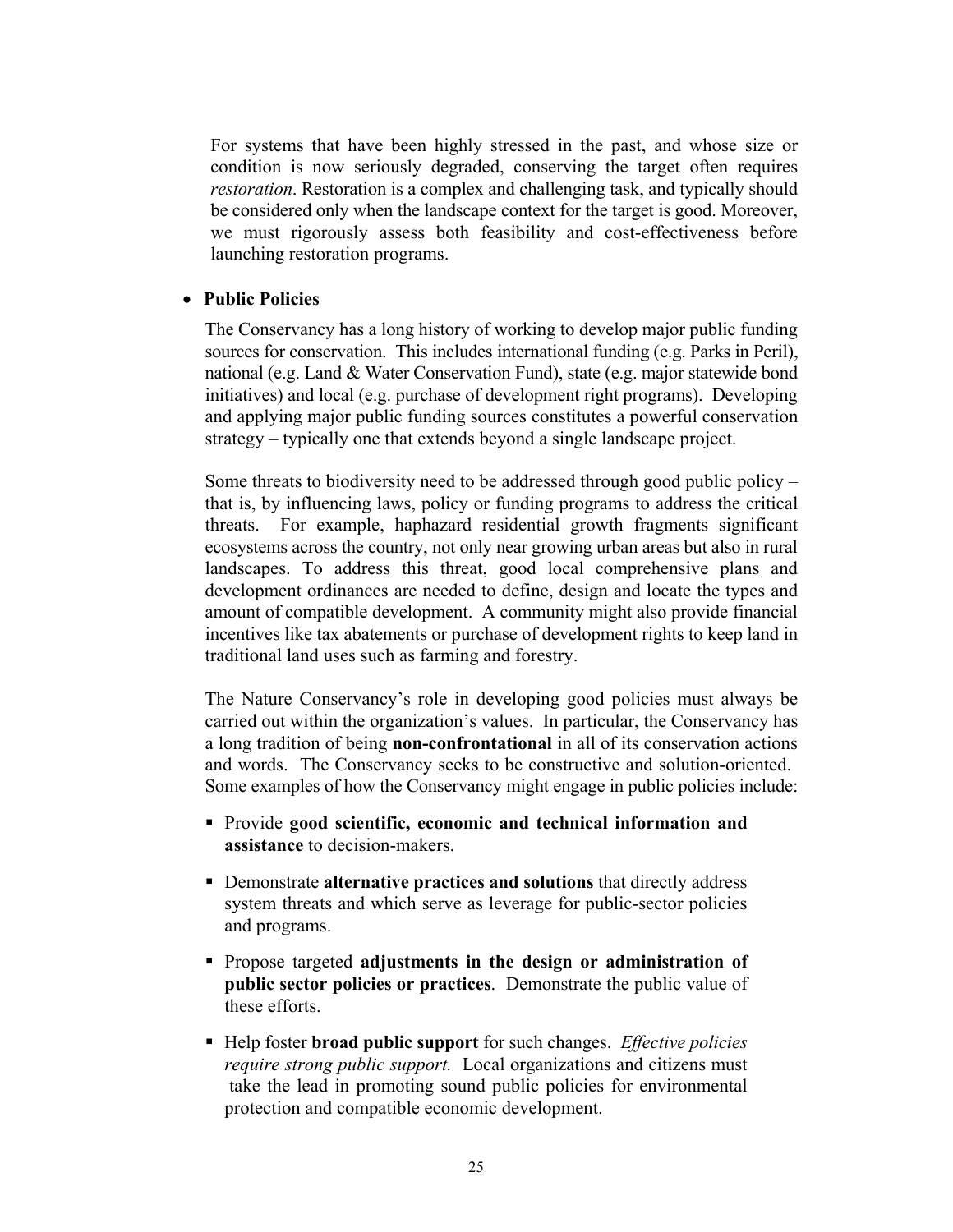For systems that have been highly stressed in the past, and whose size or condition is now seriously degraded, conserving the target often requires *restoration*. Restoration is a complex and challenging task, and typically should be considered only when the landscape context for the target is good. Moreover, we must rigorously assess both feasibility and cost-effectiveness before launching restoration programs.

- **Public Policies**

  The Conservancy has a long history of working to develop major public funding sources for conservation. This includes international funding (e.g. Parks in Peril), national (e.g. Land & Water Conservation Fund), state (e.g. major statewide bond initiatives) and local (e.g. purchase of development right programs). Developing and applying major public funding sources constitutes a powerful conservation strategy – typically one that extends beyond a single landscape project.

  Some threats to biodiversity need to be addressed through good public policy – that is, by influencing laws, policy or funding programs to address the critical threats. For example, haphazard residential growth fragments significant ecosystems across the country, not only near growing urban areas but also in rural landscapes. To address this threat, good local comprehensive plans and development ordinances are needed to define, design and locate the types and amount of compatible development. A community might also provide financial incentives like tax abatements or purchase of development rights to keep land in traditional land uses such as farming and forestry.

  The Nature Conservancy's role in developing good policies must always be carried out within the organization's values. In particular, the Conservancy has a long tradition of being **non-confrontational** in all of its conservation actions and words. The Conservancy seeks to be constructive and solution-oriented. Some examples of how the Conservancy might engage in public policies include:

  - Provide **good scientific, economic and technical information and assistance** to decision-makers.
  - Demonstrate **alternative practices and solutions** that directly address system threats and which serve as leverage for public-sector policies and programs.
  - Propose targeted **adjustments in the design or administration of public sector policies or practices**. Demonstrate the public value of these efforts.
  - Help foster **broad public support** for such changes. *Effective policies require strong public support.* Local organizations and citizens must take the lead in promoting sound public policies for environmental protection and compatible economic development.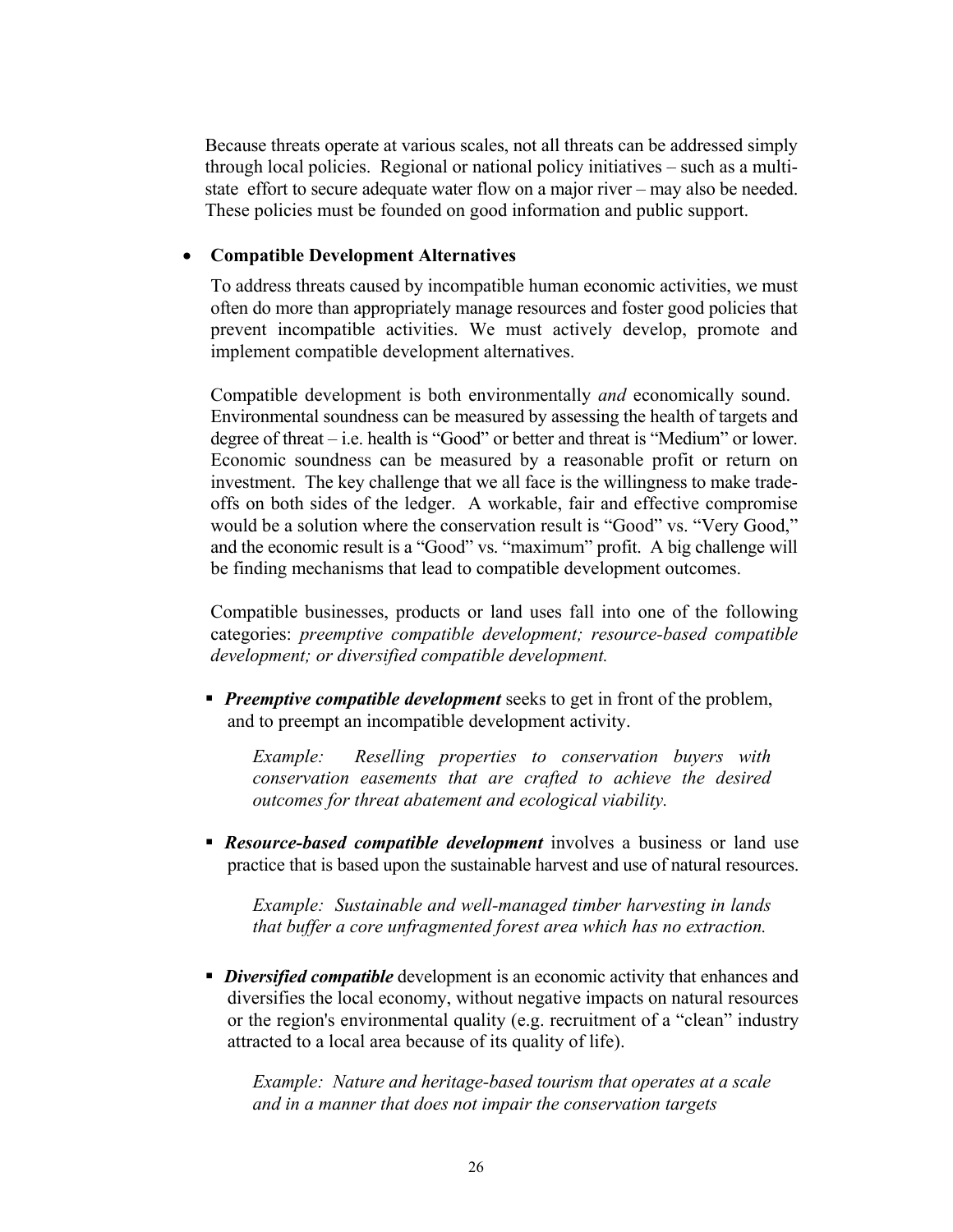Because threats operate at various scales, not all threats can be addressed simply through local policies. Regional or national policy initiatives – such as a multi-state effort to secure adequate water flow on a major river – may also be needed. These policies must be founded on good information and public support.

- **Compatible Development Alternatives**

  To address threats caused by incompatible human economic activities, we must often do more than appropriately manage resources and foster good policies that prevent incompatible activities. We must actively develop, promote and implement compatible development alternatives.

  Compatible development is both environmentally *and* economically sound. Environmental soundness can be measured by assessing the health of targets and degree of threat – i.e. health is "Good" or better and threat is "Medium" or lower. Economic soundness can be measured by a reasonable profit or return on investment. The key challenge that we all face is the willingness to make trade-offs on both sides of the ledger. A workable, fair and effective compromise would be a solution where the conservation result is "Good" vs. "Very Good," and the economic result is a "Good" vs. "maximum" profit. A big challenge will be finding mechanisms that lead to compatible development outcomes.

  Compatible businesses, products or land uses fall into one of the following categories: *preemptive compatible development; resource-based compatible development; or diversified compatible development.*

  - ***Preemptive compatible development*** seeks to get in front of the problem, and to preempt an incompatible development activity.

    *Example: Reselling properties to conservation buyers with conservation easements that are crafted to achieve the desired outcomes for threat abatement and ecological viability.*

  - ***Resource-based compatible development*** involves a business or land use practice that is based upon the sustainable harvest and use of natural resources.

    *Example: Sustainable and well-managed timber harvesting in lands that buffer a core unfragmented forest area which has no extraction.*

  - ***Diversified compatible*** development is an economic activity that enhances and diversifies the local economy, without negative impacts on natural resources or the region's environmental quality (e.g. recruitment of a "clean" industry attracted to a local area because of its quality of life).

    *Example: Nature and heritage-based tourism that operates at a scale and in a manner that does not impair the conservation targets*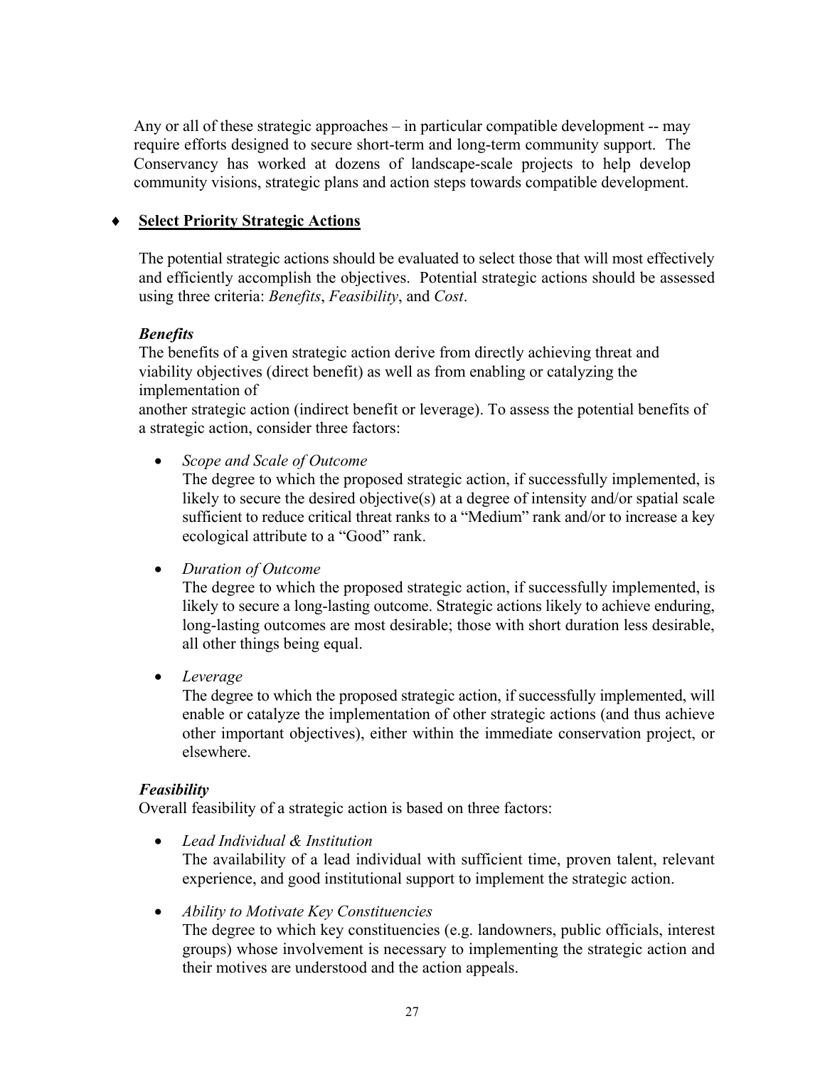Any or all of these strategic approaches – in particular compatible development -- may require efforts designed to secure short-term and long-term community support. The Conservancy has worked at dozens of landscape-scale projects to help develop community visions, strategic plans and action steps towards compatible development.

- **Select Priority Strategic Actions**

The potential strategic actions should be evaluated to select those that will most effectively and efficiently accomplish the objectives. Potential strategic actions should be assessed using three criteria: *Benefits*, *Feasibility*, and *Cost*.

***Benefits***

The benefits of a given strategic action derive from directly achieving threat and viability objectives (direct benefit) as well as from enabling or catalyzing the implementation of another strategic action (indirect benefit or leverage). To assess the potential benefits of a strategic action, consider three factors:

- *Scope and Scale of Outcome*
  The degree to which the proposed strategic action, if successfully implemented, is likely to secure the desired objective(s) at a degree of intensity and/or spatial scale sufficient to reduce critical threat ranks to a "Medium" rank and/or to increase a key ecological attribute to a "Good" rank.

- *Duration of Outcome*
  The degree to which the proposed strategic action, if successfully implemented, is likely to secure a long-lasting outcome. Strategic actions likely to achieve enduring, long-lasting outcomes are most desirable; those with short duration less desirable, all other things being equal.

- *Leverage*
  The degree to which the proposed strategic action, if successfully implemented, will enable or catalyze the implementation of other strategic actions (and thus achieve other important objectives), either within the immediate conservation project, or elsewhere.

***Feasibility***

Overall feasibility of a strategic action is based on three factors:

- *Lead Individual & Institution*
  The availability of a lead individual with sufficient time, proven talent, relevant experience, and good institutional support to implement the strategic action.

- *Ability to Motivate Key Constituencies*
  The degree to which key constituencies (e.g. landowners, public officials, interest groups) whose involvement is necessary to implementing the strategic action and their motives are understood and the action appeals.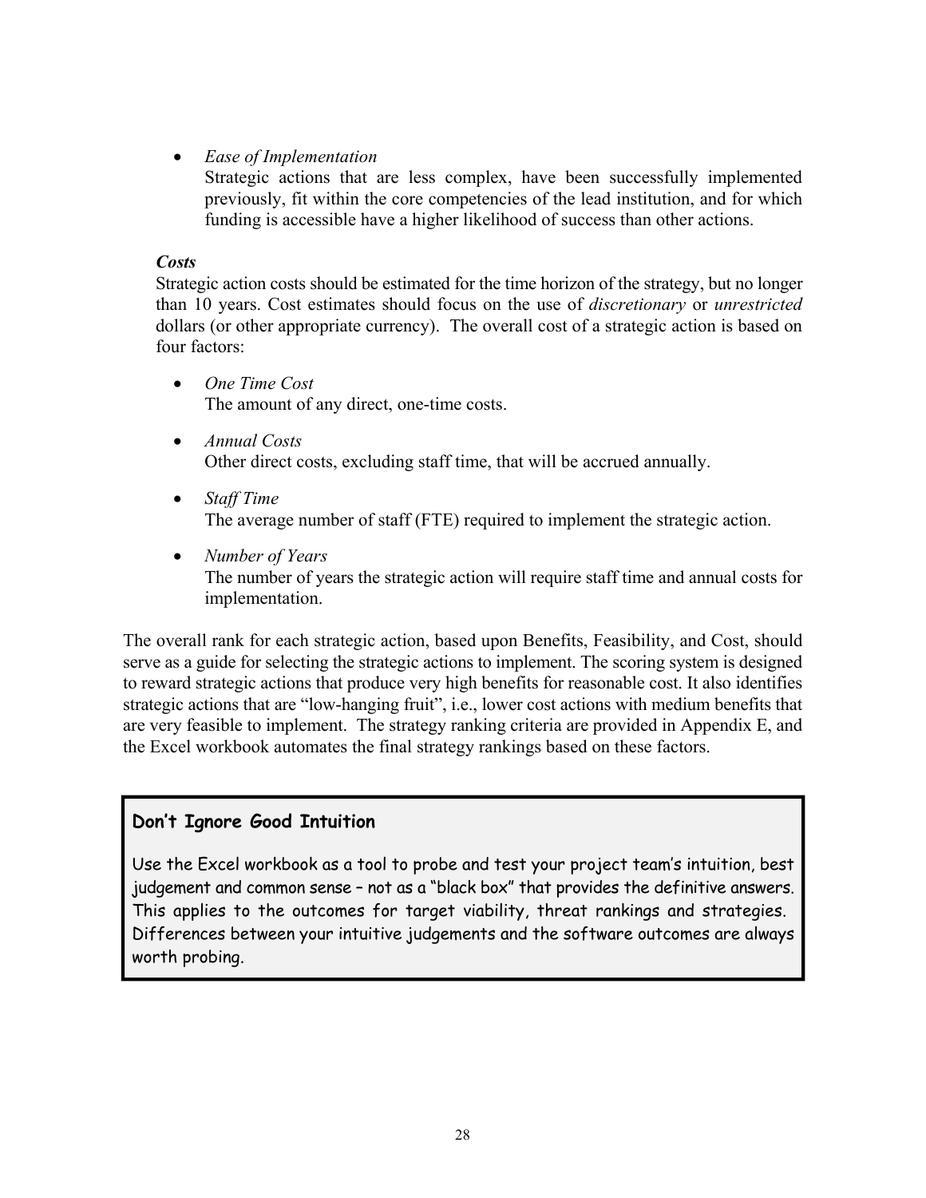- *Ease of Implementation*
  Strategic actions that are less complex, have been successfully implemented previously, fit within the core competencies of the lead institution, and for which funding is accessible have a higher likelihood of success than other actions.

***Costs***

Strategic action costs should be estimated for the time horizon of the strategy, but no longer than 10 years. Cost estimates should focus on the use of *discretionary* or *unrestricted* dollars (or other appropriate currency). The overall cost of a strategic action is based on four factors:

- *One Time Cost*
  The amount of any direct, one-time costs.

- *Annual Costs*
  Other direct costs, excluding staff time, that will be accrued annually.

- *Staff Time*
  The average number of staff (FTE) required to implement the strategic action.

- *Number of Years*
  The number of years the strategic action will require staff time and annual costs for implementation.

The overall rank for each strategic action, based upon Benefits, Feasibility, and Cost, should serve as a guide for selecting the strategic actions to implement. The scoring system is designed to reward strategic actions that produce very high benefits for reasonable cost. It also identifies strategic actions that are "low-hanging fruit", i.e., lower cost actions with medium benefits that are very feasible to implement. The strategy ranking criteria are provided in Appendix E, and the Excel workbook automates the final strategy rankings based on these factors.

**Don't Ignore Good Intuition**

Use the Excel workbook as a tool to probe and test your project team's intuition, best judgement and common sense – not as a "black box" that provides the definitive answers. This applies to the outcomes for target viability, threat rankings and strategies. Differences between your intuitive judgements and the software outcomes are always worth probing.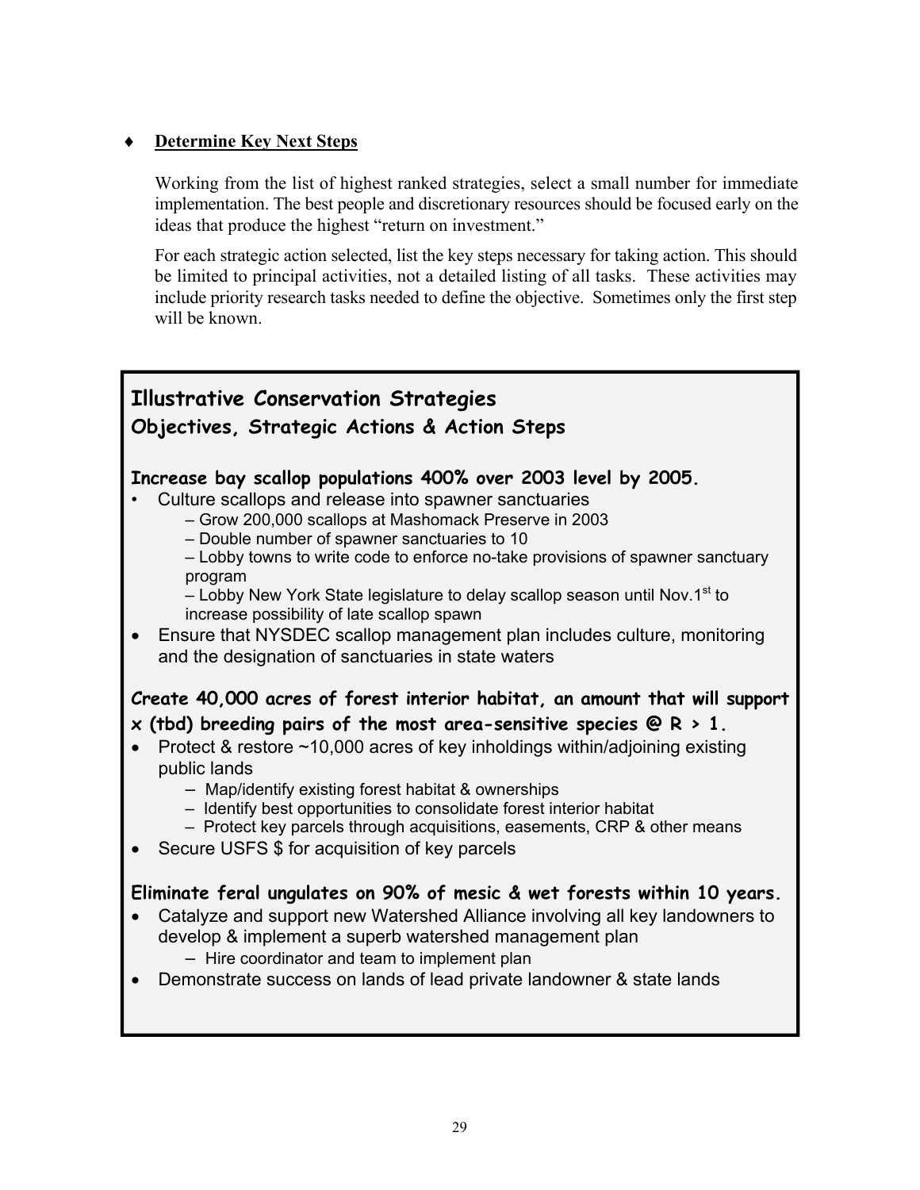- **Determine Key Next Steps**

  Working from the list of highest ranked strategies, select a small number for immediate implementation. The best people and discretionary resources should be focused early on the ideas that produce the highest "return on investment."

  For each strategic action selected, list the key steps necessary for taking action. This should be limited to principal activities, not a detailed listing of all tasks. These activities may include priority research tasks needed to define the objective. Sometimes only the first step will be known.

## Illustrative Conservation Strategies

### Objectives, Strategic Actions & Action Steps

**Increase bay scallop populations 400% over 2003 level by 2005.**

- Culture scallops and release into spawner sanctuaries
  - Grow 200,000 scallops at Mashomack Preserve in 2003
  - Double number of spawner sanctuaries to 10
  - Lobby towns to write code to enforce no-take provisions of spawner sanctuary program
  - Lobby New York State legislature to delay scallop season until Nov.1st to increase possibility of late scallop spawn
- Ensure that NYSDEC scallop management plan includes culture, monitoring and the designation of sanctuaries in state waters

**Create 40,000 acres of forest interior habitat, an amount that will support x (tbd) breeding pairs of the most area-sensitive species @ R > 1.**

- Protect & restore ~10,000 acres of key inholdings within/adjoining existing public lands
  - Map/identify existing forest habitat & ownerships
  - Identify best opportunities to consolidate forest interior habitat
  - Protect key parcels through acquisitions, easements, CRP & other means
- Secure USFS $ for acquisition of key parcels

**Eliminate feral ungulates on 90% of mesic & wet forests within 10 years.**

- Catalyze and support new Watershed Alliance involving all key landowners to develop & implement a superb watershed management plan
  - Hire coordinator and team to implement plan
- Demonstrate success on lands of lead private landowner & state lands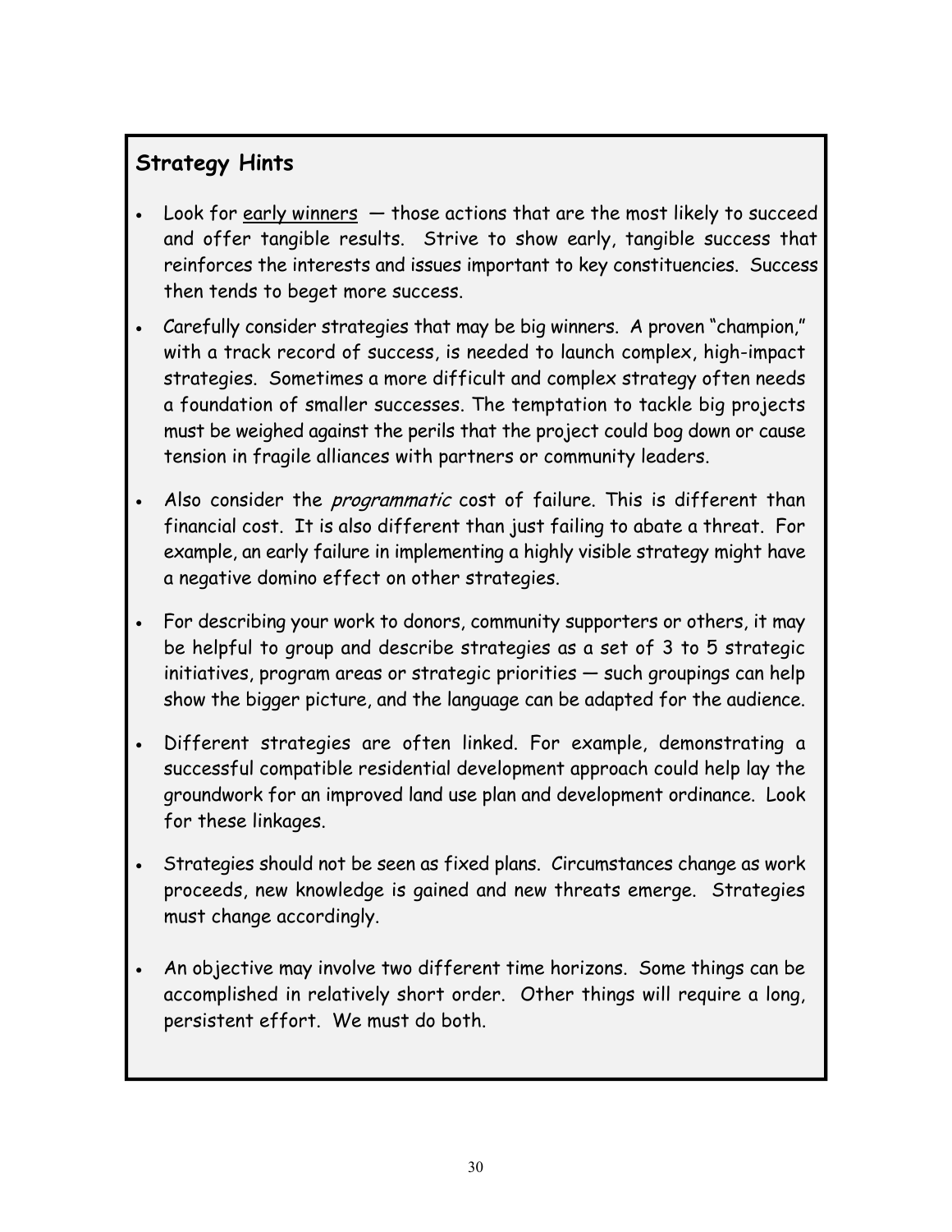## Strategy Hints

- Look for <u>early winners</u> — those actions that are the most likely to succeed and offer tangible results. Strive to show early, tangible success that reinforces the interests and issues important to key constituencies. Success then tends to beget more success.
- Carefully consider strategies that may be big winners. A proven "champion," with a track record of success, is needed to launch complex, high-impact strategies. Sometimes a more difficult and complex strategy often needs a foundation of smaller successes. The temptation to tackle big projects must be weighed against the perils that the project could bog down or cause tension in fragile alliances with partners or community leaders.
- Also consider the *programmatic* cost of failure. This is different than financial cost. It is also different than just failing to abate a threat. For example, an early failure in implementing a highly visible strategy might have a negative domino effect on other strategies.
- For describing your work to donors, community supporters or others, it may be helpful to group and describe strategies as a set of 3 to 5 strategic initiatives, program areas or strategic priorities — such groupings can help show the bigger picture, and the language can be adapted for the audience.
- Different strategies are often linked. For example, demonstrating a successful compatible residential development approach could help lay the groundwork for an improved land use plan and development ordinance. Look for these linkages.
- Strategies should not be seen as fixed plans. Circumstances change as work proceeds, new knowledge is gained and new threats emerge. Strategies must change accordingly.
- An objective may involve two different time horizons. Some things can be accomplished in relatively short order. Other things will require a long, persistent effort. We must do both.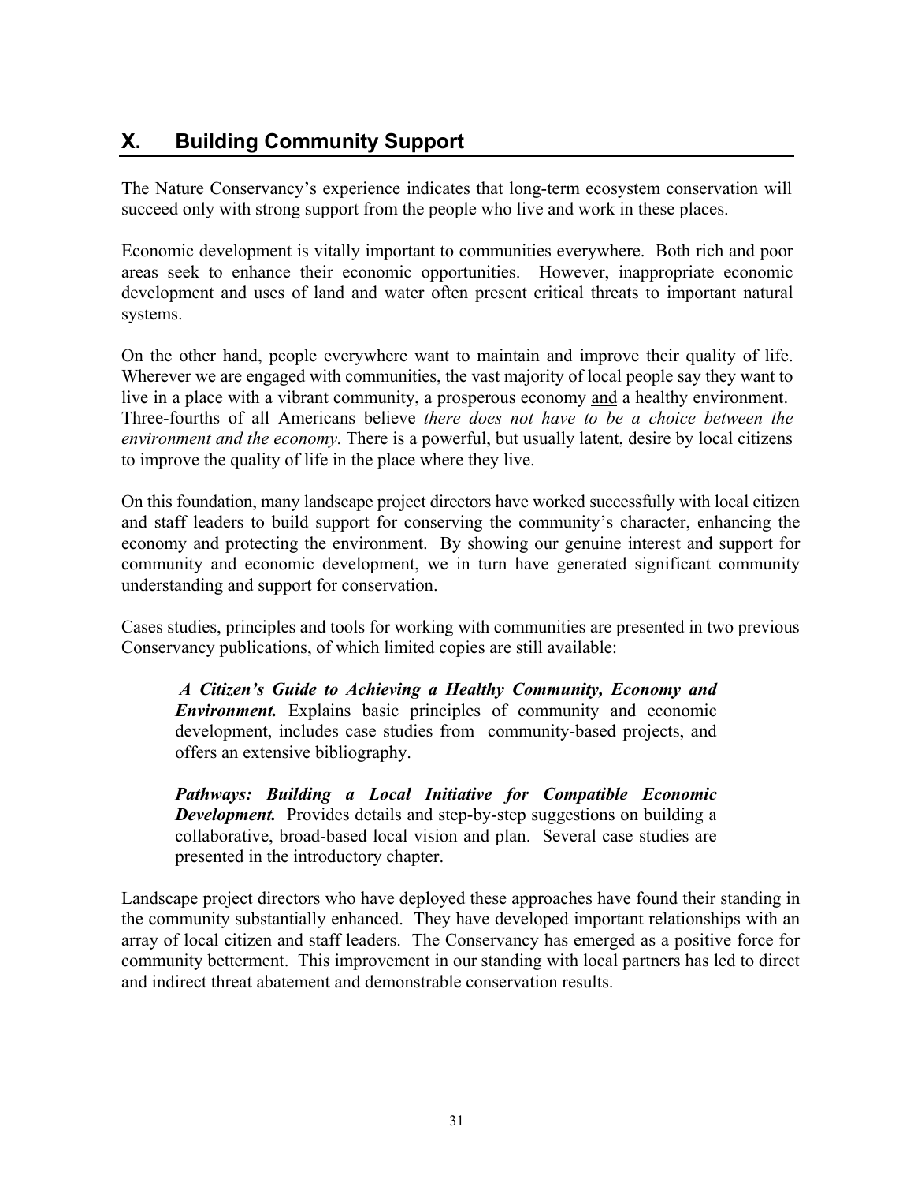## X. Building Community Support

The Nature Conservancy's experience indicates that long-term ecosystem conservation will succeed only with strong support from the people who live and work in these places.

Economic development is vitally important to communities everywhere. Both rich and poor areas seek to enhance their economic opportunities. However, inappropriate economic development and uses of land and water often present critical threats to important natural systems.

On the other hand, people everywhere want to maintain and improve their quality of life. Wherever we are engaged with communities, the vast majority of local people say they want to live in a place with a vibrant community, a prosperous economy <u>and</u> a healthy environment. Three-fourths of all Americans believe *there does not have to be a choice between the environment and the economy.* There is a powerful, but usually latent, desire by local citizens to improve the quality of life in the place where they live.

On this foundation, many landscape project directors have worked successfully with local citizen and staff leaders to build support for conserving the community's character, enhancing the economy and protecting the environment. By showing our genuine interest and support for community and economic development, we in turn have generated significant community understanding and support for conservation.

Cases studies, principles and tools for working with communities are presented in two previous Conservancy publications, of which limited copies are still available:

> ***A Citizen's Guide to Achieving a Healthy Community, Economy and Environment.*** Explains basic principles of community and economic development, includes case studies from community-based projects, and offers an extensive bibliography.
>
> ***Pathways: Building a Local Initiative for Compatible Economic Development.*** Provides details and step-by-step suggestions on building a collaborative, broad-based local vision and plan. Several case studies are presented in the introductory chapter.

Landscape project directors who have deployed these approaches have found their standing in the community substantially enhanced. They have developed important relationships with an array of local citizen and staff leaders. The Conservancy has emerged as a positive force for community betterment. This improvement in our standing with local partners has led to direct and indirect threat abatement and demonstrable conservation results.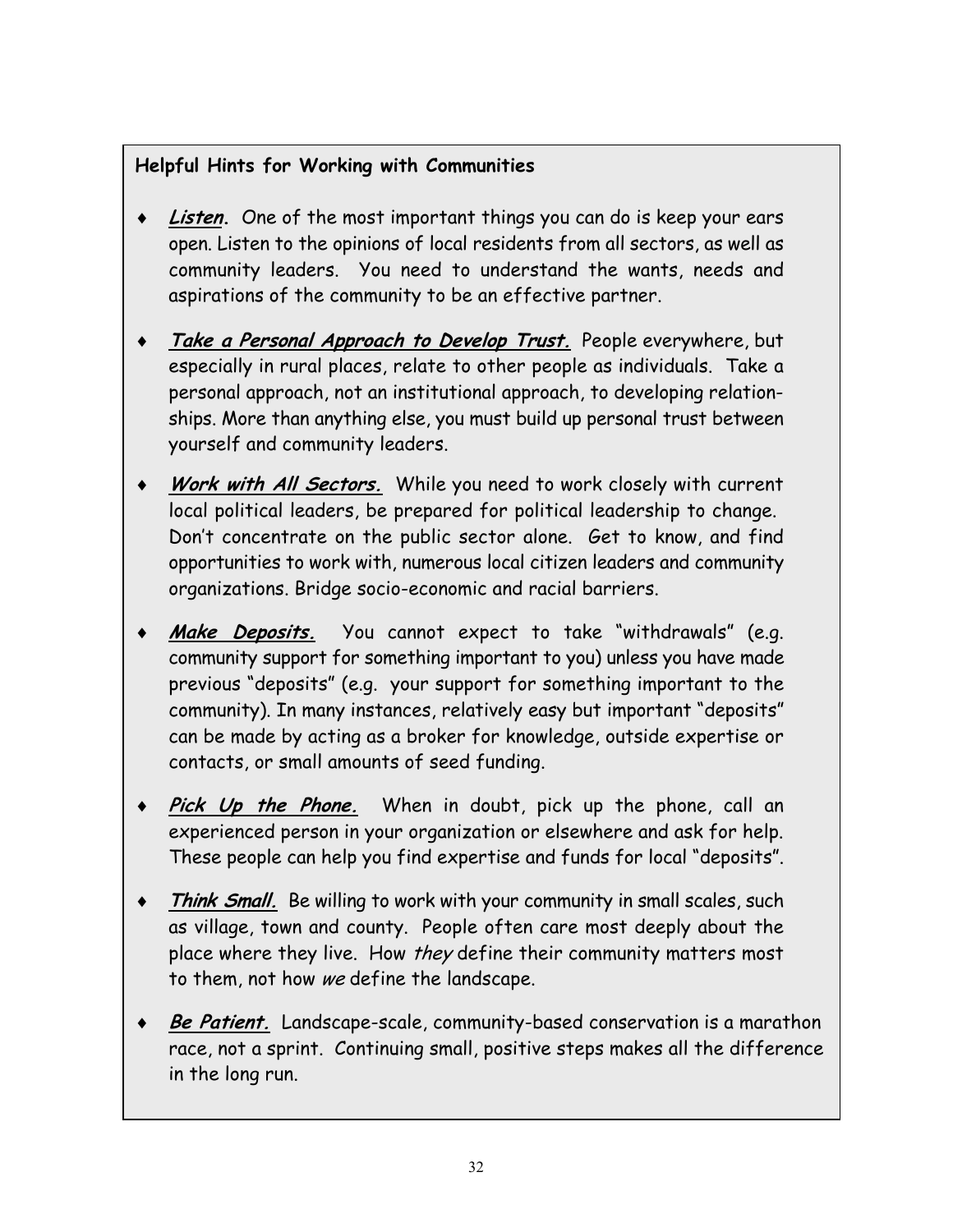**Helpful Hints for Working with Communities**

- ***Listen.*** One of the most important things you can do is keep your ears open. Listen to the opinions of local residents from all sectors, as well as community leaders. You need to understand the wants, needs and aspirations of the community to be an effective partner.

- ***Take a Personal Approach to Develop Trust.*** People everywhere, but especially in rural places, relate to other people as individuals. Take a personal approach, not an institutional approach, to developing relationships. More than anything else, you must build up personal trust between yourself and community leaders.

- ***Work with All Sectors.*** While you need to work closely with current local political leaders, be prepared for political leadership to change. Don't concentrate on the public sector alone. Get to know, and find opportunities to work with, numerous local citizen leaders and community organizations. Bridge socio-economic and racial barriers.

- ***Make Deposits.*** You cannot expect to take "withdrawals" (e.g. community support for something important to you) unless you have made previous "deposits" (e.g. your support for something important to the community). In many instances, relatively easy but important "deposits" can be made by acting as a broker for knowledge, outside expertise or contacts, or small amounts of seed funding.

- ***Pick Up the Phone.*** When in doubt, pick up the phone, call an experienced person in your organization or elsewhere and ask for help. These people can help you find expertise and funds for local "deposits".

- ***Think Small.*** Be willing to work with your community in small scales, such as village, town and county. People often care most deeply about the place where they live. How *they* define their community matters most to them, not how *we* define the landscape.

- ***Be Patient.*** Landscape-scale, community-based conservation is a marathon race, not a sprint. Continuing small, positive steps makes all the difference in the long run.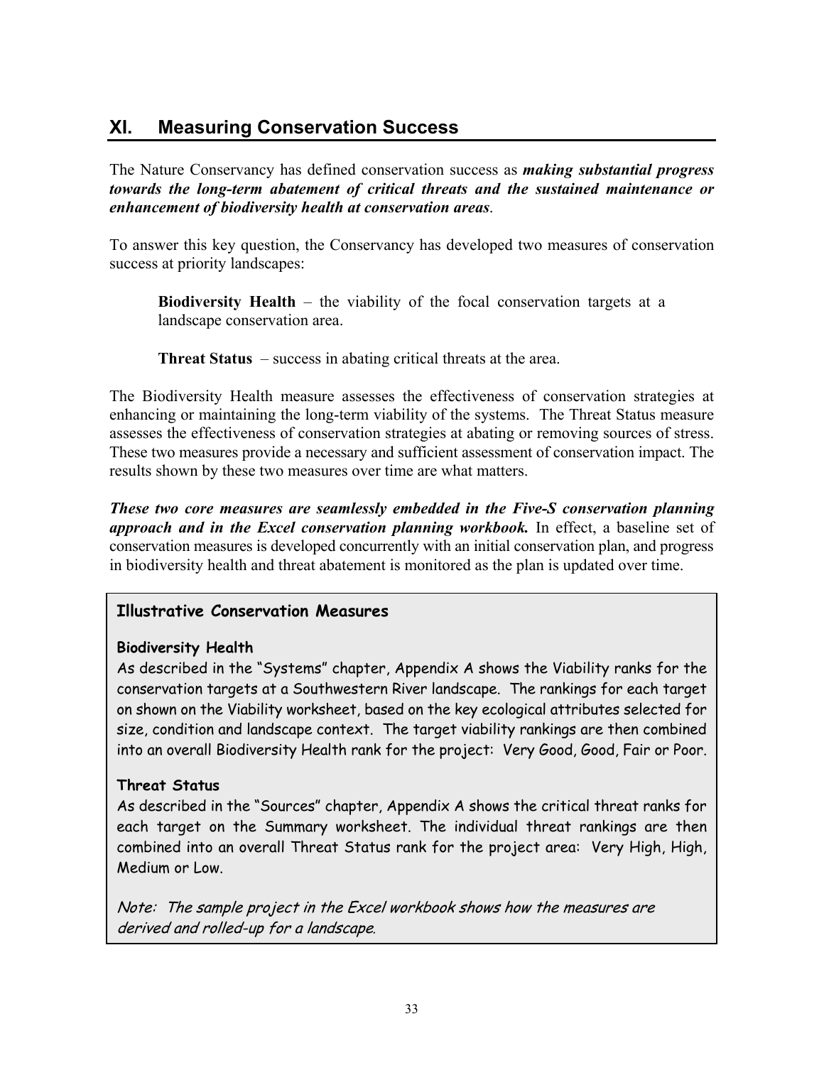## XI. Measuring Conservation Success

The Nature Conservancy has defined conservation success as ***making substantial progress towards the long-term abatement of critical threats and the sustained maintenance or enhancement of biodiversity health at conservation areas***.

To answer this key question, the Conservancy has developed two measures of conservation success at priority landscapes:

> **Biodiversity Health** – the viability of the focal conservation targets at a landscape conservation area.
>
> **Threat Status** – success in abating critical threats at the area.

The Biodiversity Health measure assesses the effectiveness of conservation strategies at enhancing or maintaining the long-term viability of the systems. The Threat Status measure assesses the effectiveness of conservation strategies at abating or removing sources of stress. These two measures provide a necessary and sufficient assessment of conservation impact. The results shown by these two measures over time are what matters.

***These two core measures are seamlessly embedded in the Five-S conservation planning approach and in the Excel conservation planning workbook.*** In effect, a baseline set of conservation measures is developed concurrently with an initial conservation plan, and progress in biodiversity health and threat abatement is monitored as the plan is updated over time.

---

**Illustrative Conservation Measures**

**Biodiversity Health**
As described in the "Systems" chapter, Appendix A shows the Viability ranks for the conservation targets at a Southwestern River landscape. The rankings for each target on shown on the Viability worksheet, based on the key ecological attributes selected for size, condition and landscape context. The target viability rankings are then combined into an overall Biodiversity Health rank for the project: Very Good, Good, Fair or Poor.

**Threat Status**
As described in the "Sources" chapter, Appendix A shows the critical threat ranks for each target on the Summary worksheet. The individual threat rankings are then combined into an overall Threat Status rank for the project area: Very High, High, Medium or Low.

*Note: The sample project in the Excel workbook shows how the measures are derived and rolled-up for a landscape.*

---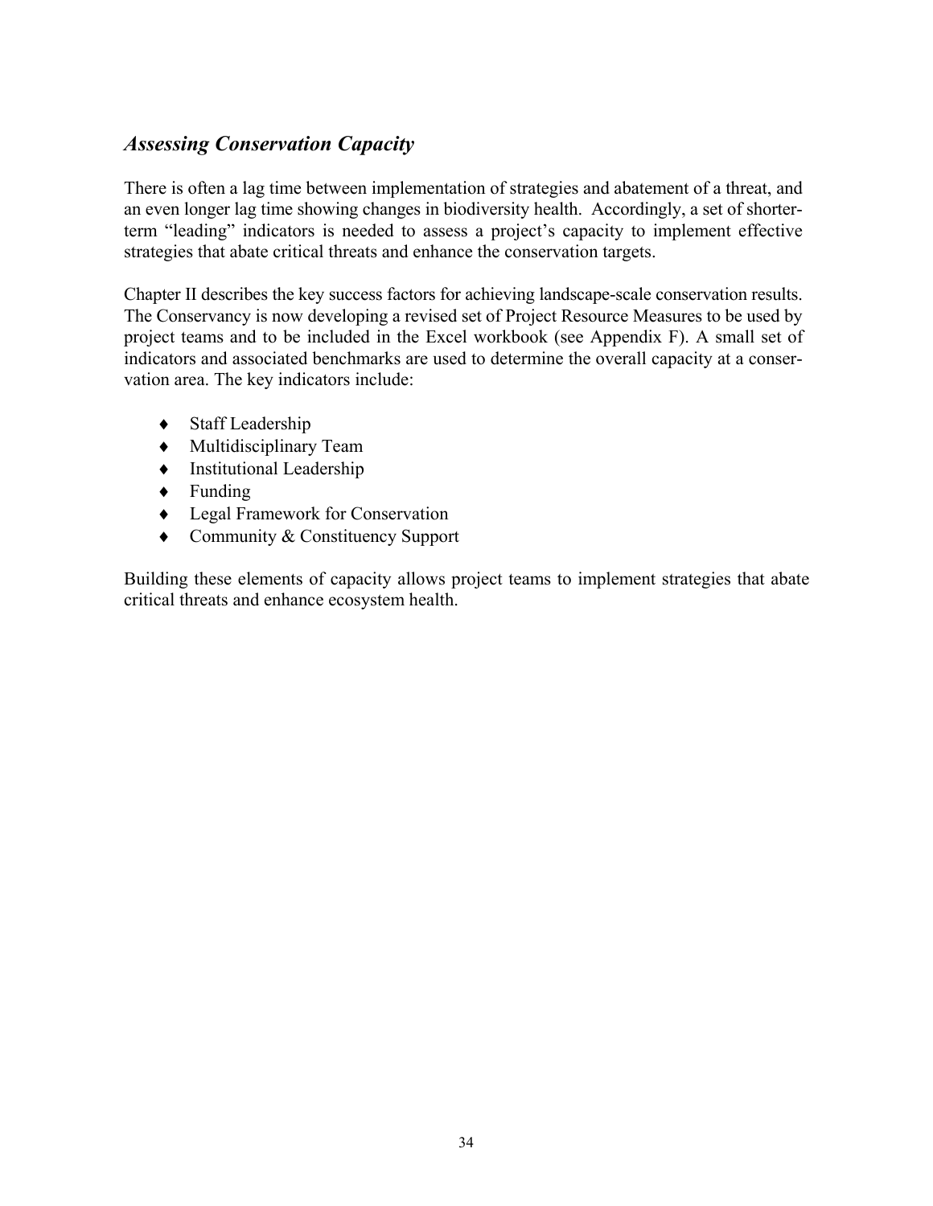## *Assessing Conservation Capacity*

There is often a lag time between implementation of strategies and abatement of a threat, and an even longer lag time showing changes in biodiversity health. Accordingly, a set of shorter-term "leading" indicators is needed to assess a project's capacity to implement effective strategies that abate critical threats and enhance the conservation targets.

Chapter II describes the key success factors for achieving landscape-scale conservation results. The Conservancy is now developing a revised set of Project Resource Measures to be used by project teams and to be included in the Excel workbook (see Appendix F). A small set of indicators and associated benchmarks are used to determine the overall capacity at a conservation area. The key indicators include:

- Staff Leadership
- Multidisciplinary Team
- Institutional Leadership
- Funding
- Legal Framework for Conservation
- Community & Constituency Support

Building these elements of capacity allows project teams to implement strategies that abate critical threats and enhance ecosystem health.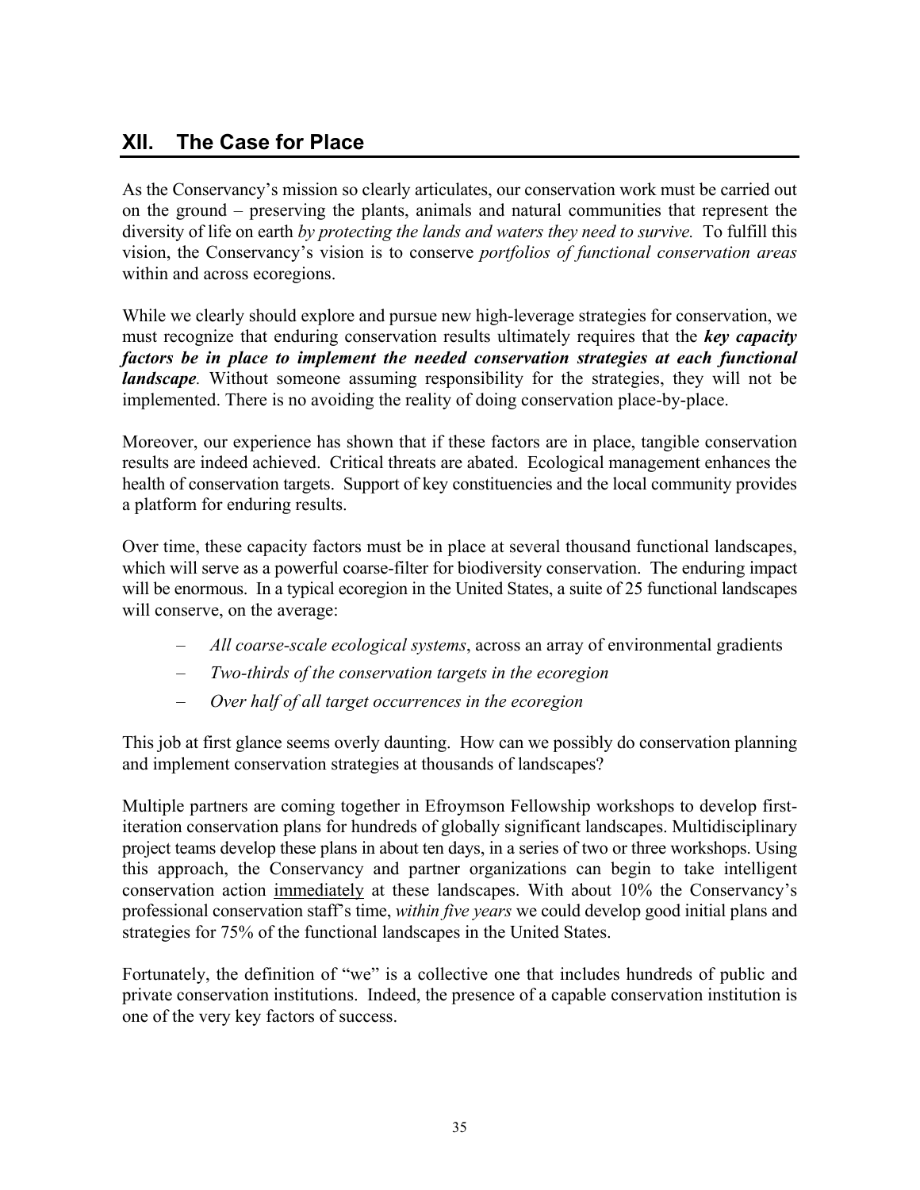## XII. The Case for Place

As the Conservancy's mission so clearly articulates, our conservation work must be carried out on the ground – preserving the plants, animals and natural communities that represent the diversity of life on earth *by protecting the lands and waters they need to survive.* To fulfill this vision, the Conservancy's vision is to conserve *portfolios of functional conservation areas* within and across ecoregions.

While we clearly should explore and pursue new high-leverage strategies for conservation, we must recognize that enduring conservation results ultimately requires that the ***key capacity factors be in place to implement the needed conservation strategies at each functional landscape***. Without someone assuming responsibility for the strategies, they will not be implemented. There is no avoiding the reality of doing conservation place-by-place.

Moreover, our experience has shown that if these factors are in place, tangible conservation results are indeed achieved. Critical threats are abated. Ecological management enhances the health of conservation targets. Support of key constituencies and the local community provides a platform for enduring results.

Over time, these capacity factors must be in place at several thousand functional landscapes, which will serve as a powerful coarse-filter for biodiversity conservation. The enduring impact will be enormous. In a typical ecoregion in the United States, a suite of 25 functional landscapes will conserve, on the average:

- *All coarse-scale ecological systems*, across an array of environmental gradients
- *Two-thirds of the conservation targets in the ecoregion*
- *Over half of all target occurrences in the ecoregion*

This job at first glance seems overly daunting. How can we possibly do conservation planning and implement conservation strategies at thousands of landscapes?

Multiple partners are coming together in Efroymson Fellowship workshops to develop first-iteration conservation plans for hundreds of globally significant landscapes. Multidisciplinary project teams develop these plans in about ten days, in a series of two or three workshops. Using this approach, the Conservancy and partner organizations can begin to take intelligent conservation action <u>immediately</u> at these landscapes. With about 10% the Conservancy's professional conservation staff's time, *within five years* we could develop good initial plans and strategies for 75% of the functional landscapes in the United States.

Fortunately, the definition of "we" is a collective one that includes hundreds of public and private conservation institutions. Indeed, the presence of a capable conservation institution is one of the very key factors of success.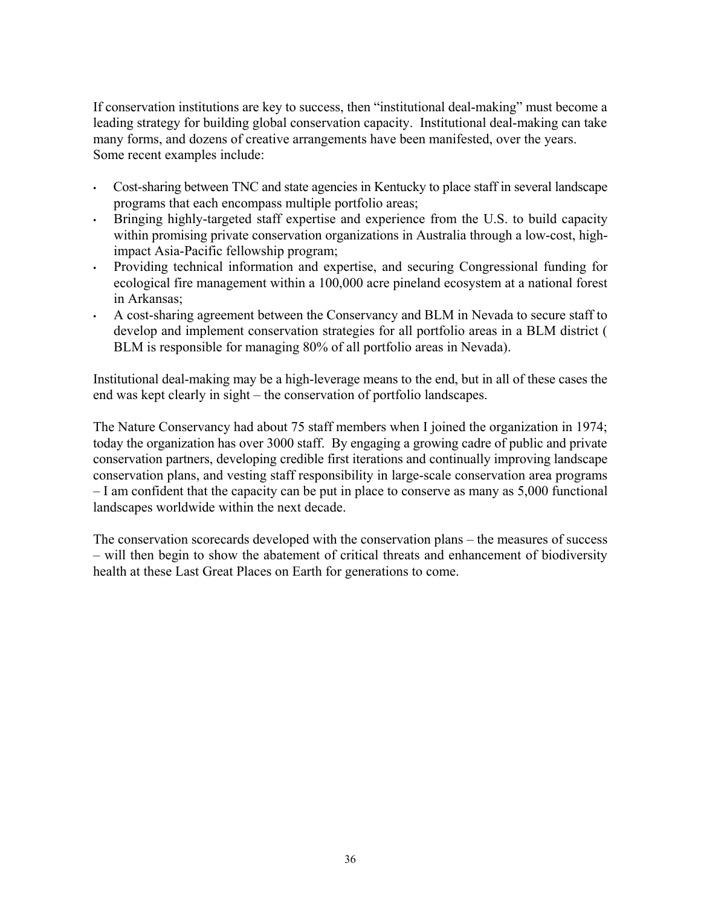If conservation institutions are key to success, then "institutional deal-making" must become a leading strategy for building global conservation capacity. Institutional deal-making can take many forms, and dozens of creative arrangements have been manifested, over the years. Some recent examples include:

- Cost-sharing between TNC and state agencies in Kentucky to place staff in several landscape programs that each encompass multiple portfolio areas;
- Bringing highly-targeted staff expertise and experience from the U.S. to build capacity within promising private conservation organizations in Australia through a low-cost, high-impact Asia-Pacific fellowship program;
- Providing technical information and expertise, and securing Congressional funding for ecological fire management within a 100,000 acre pineland ecosystem at a national forest in Arkansas;
- A cost-sharing agreement between the Conservancy and BLM in Nevada to secure staff to develop and implement conservation strategies for all portfolio areas in a BLM district ( BLM is responsible for managing 80% of all portfolio areas in Nevada).

Institutional deal-making may be a high-leverage means to the end, but in all of these cases the end was kept clearly in sight – the conservation of portfolio landscapes.

The Nature Conservancy had about 75 staff members when I joined the organization in 1974; today the organization has over 3000 staff. By engaging a growing cadre of public and private conservation partners, developing credible first iterations and continually improving landscape conservation plans, and vesting staff responsibility in large-scale conservation area programs – I am confident that the capacity can be put in place to conserve as many as 5,000 functional landscapes worldwide within the next decade.

The conservation scorecards developed with the conservation plans – the measures of success – will then begin to show the abatement of critical threats and enhancement of biodiversity health at these Last Great Places on Earth for generations to come.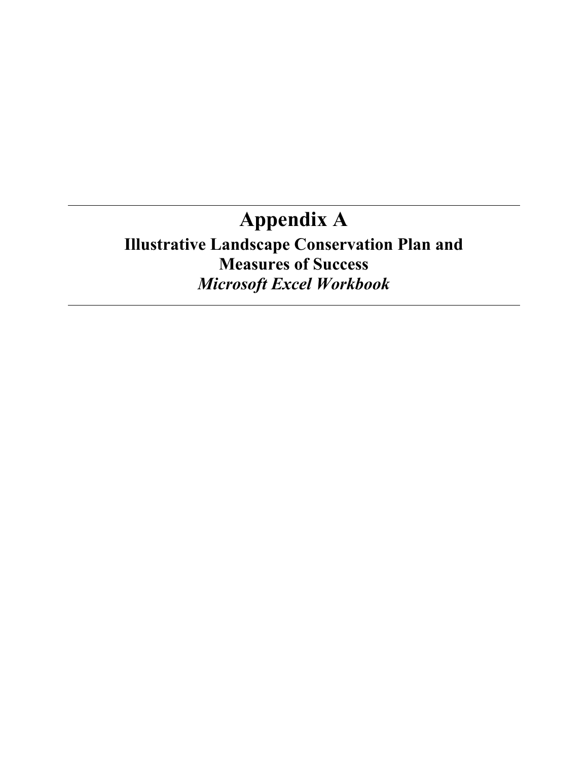# Appendix A

## Illustrative Landscape Conservation Plan and Measures of Success

***Microsoft Excel Workbook***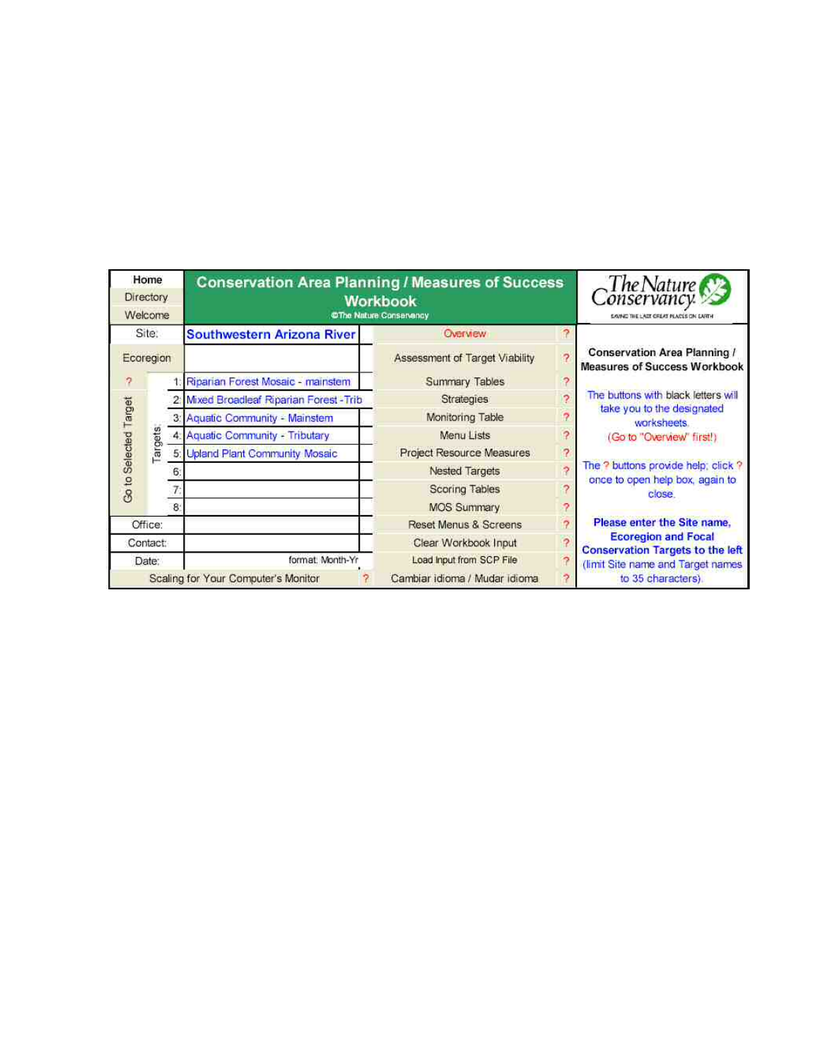| Home | Conservation Area Planning / Measures of Success Workbook ©The Nature Conservancy | | | The Nature Conservancy SAVING THE LAST GREAT PLACES ON EARTH |
|---|---|---|---|---|
| Directory | | | | |
| Welcome | | | | |
| Site: | Southwestern Arizona River | Overview | ? | |
| Ecoregion | | Assessment of Target Viability | ? | **Conservation Area Planning / Measures of Success Workbook** |
| ? Go to Selected Target / Targets: 1: | Riparian Forest Mosaic - mainstem | Summary Tables | ? | The buttons with black letters will take you to the designated worksheets. (Go to "Overview" first!) |
| 2: | Mixed Broadleaf Riparian Forest -Trib | Strategies | ? | |
| 3: | Aquatic Community - Mainstem | Monitoring Table | ? | |
| 4: | Aquatic Community - Tributary | Menu Lists | ? | |
| 5: | Upland Plant Community Mosaic | Project Resource Measures | ? | The ? buttons provide help; click ? once to open help box, again to close. |
| 6: | | Nested Targets | ? | |
| 7: | | Scoring Tables | ? | |
| 8: | | MOS Summary | ? | |
| Office: | | Reset Menus & Screens | ? | **Please enter the Site name, Ecoregion and Focal Conservation Targets to the left** (limit Site name and Target names to 35 characters). |
| Contact: | | Clear Workbook Input | ? | |
| Date: | format: Month-Yr | Load Input from SCP File | ? | |
| Scaling for Your Computer's Monitor ? | | Cambiar idioma / Mudar idioma | ? | |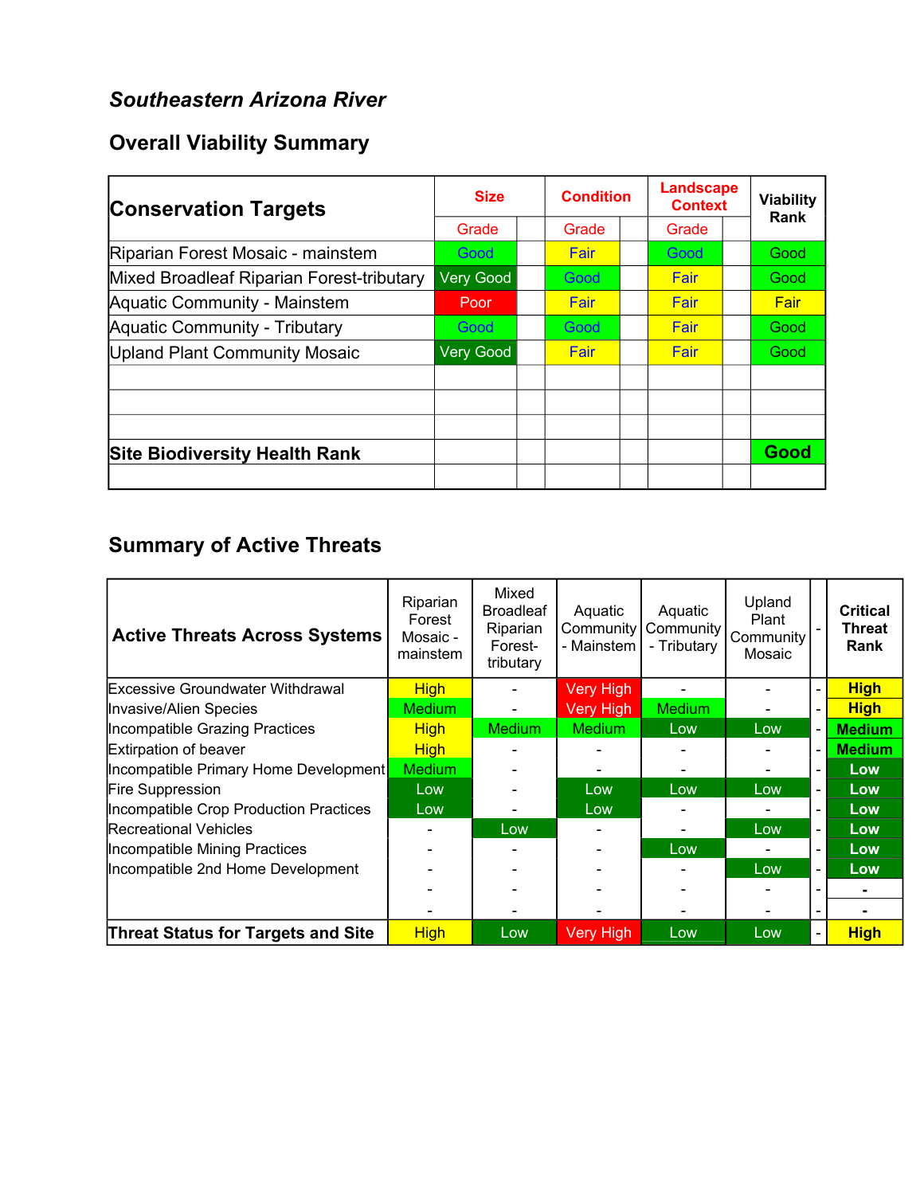*Southeastern Arizona River*

## Overall Viability Summary

| Conservation Targets | Size | | Condition | | Landscape Context | | Viability Rank |
|---|---|---|---|---|---|---|---|
| | Grade | | Grade | | Grade | | |
| Riparian Forest Mosaic - mainstem | Good | | Fair | | Good | | Good |
| Mixed Broadleaf Riparian Forest-tributary | Very Good | | Good | | Fair | | Good |
| Aquatic Community - Mainstem | Poor | | Fair | | Fair | | Fair |
| Aquatic Community - Tributary | Good | | Good | | Fair | | Good |
| Upland Plant Community Mosaic | Very Good | | Fair | | Fair | | Good |
| | | | | | | | |
| | | | | | | | |
| | | | | | | | |
| **Site Biodiversity Health Rank** | | | | | | | **Good** |
| | | | | | | | |

## Summary of Active Threats

| **Active Threats Across Systems** | Riparian Forest Mosaic - mainstem | Mixed Broadleaf Riparian Forest-tributary | Aquatic Community - Mainstem | Aquatic Community - Tributary | Upland Plant Community Mosaic | - | **Critical Threat Rank** |
|---|---|---|---|---|---|---|---|
| Excessive Groundwater Withdrawal | High | - | Very High | - | - | - | **High** |
| Invasive/Alien Species | Medium | - | Very High | Medium | - | - | **High** |
| Incompatible Grazing Practices | High | Medium | Medium | Low | Low | - | **Medium** |
| Extirpation of beaver | High | - | - | - | - | - | **Medium** |
| Incompatible Primary Home Development | Medium | - | - | - | - | - | **Low** |
| Fire Suppression | Low | - | Low | Low | Low | - | **Low** |
| Incompatible Crop Production Practices | Low | - | Low | - | - | - | **Low** |
| Recreational Vehicles | - | Low | - | - | Low | - | **Low** |
| Incompatible Mining Practices | - | - | - | Low | - | - | **Low** |
| Incompatible 2nd Home Development | - | - | - | - | Low | - | **Low** |
| | - | - | - | - | - | - | **-** |
| | - | - | - | - | - | - | **-** |
| **Threat Status for Targets and Site** | High | Low | Very High | Low | Low | - | **High** |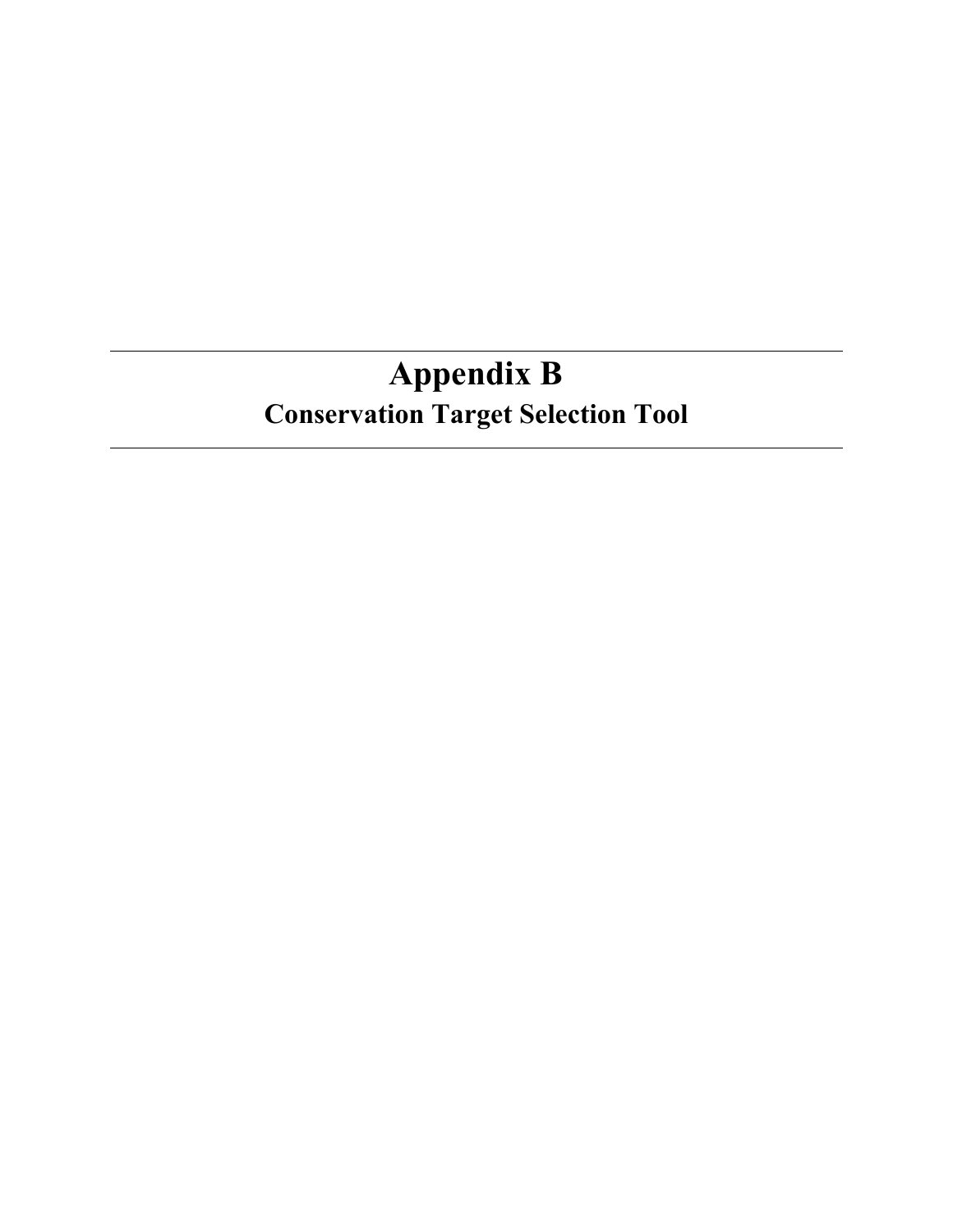# Appendix B

## Conservation Target Selection Tool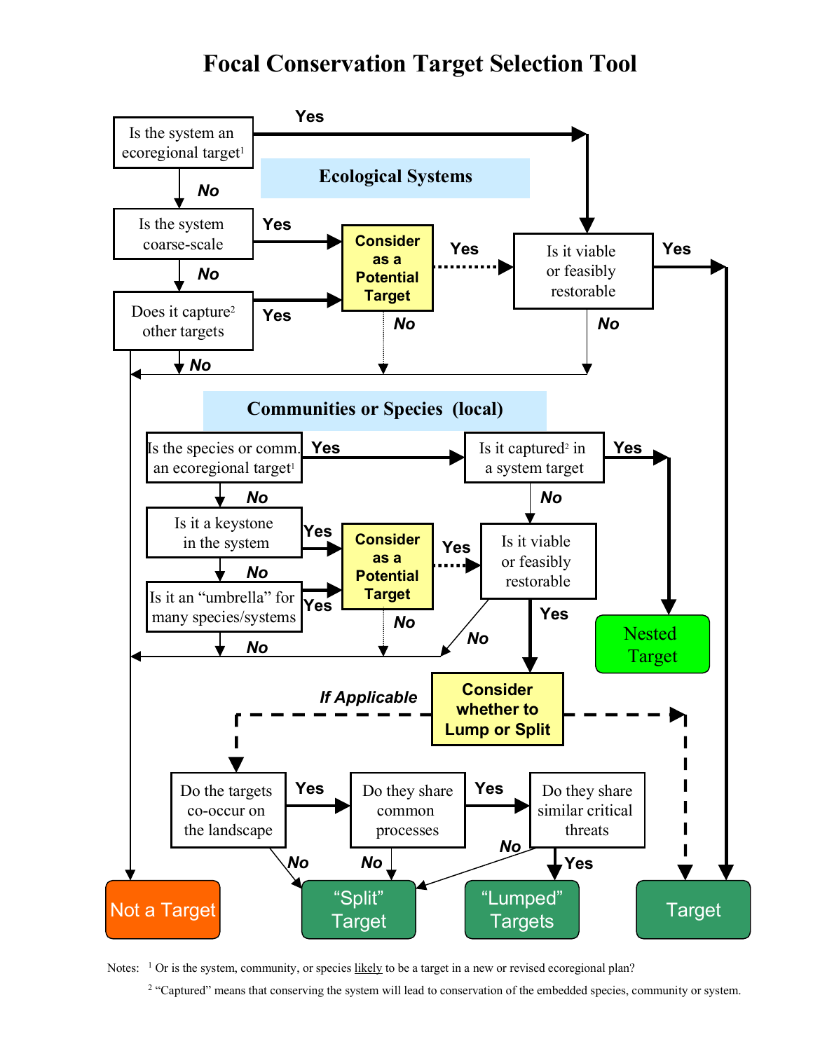# Focal Conservation Target Selection Tool

**Ecological Systems**

- Is the system an ecoregional target[1]
  - **Yes** → Is it viable or feasibly restorable
  - ***No*** → Is the system coarse-scale
- Is the system coarse-scale
  - **Yes** → **Consider as a Potential Target**
  - ***No*** → Does it capture[2] other targets
- Does it capture[2] other targets
  - **Yes** → **Consider as a Potential Target**
  - ***No*** → Not a Target
- **Consider as a Potential Target**
  - **Yes** → Is it viable or feasibly restorable
  - ***No*** → Not a Target
- Is it viable or feasibly restorable
  - **Yes** → Target
  - ***No*** → Not a Target

**Communities or Species (local)**

- Is the species or comm. an ecoregional target[1]
  - **Yes** → Is it captured[2] in a system target
  - ***No*** → Is it a keystone in the system
- Is it captured[2] in a system target
  - **Yes** → Nested Target
  - ***No*** → Is it viable or feasibly restorable
- Is it a keystone in the system
  - **Yes** → **Consider as a Potential Target**
  - ***No*** → Is it an "umbrella" for many species/systems
- Is it an "umbrella" for many species/systems
  - **Yes** → **Consider as a Potential Target**
  - ***No*** → Not a Target
- **Consider as a Potential Target**
  - **Yes** → Is it viable or feasibly restorable
  - ***No*** → Not a Target
- Is it viable or feasibly restorable
  - **Yes** → **Consider whether to Lump or Split**
  - ***No*** → Not a Target
- **Consider whether to Lump or Split**
  - ***If Applicable*** → Do the targets co-occur on the landscape
  - Otherwise → Target
- Do the targets co-occur on the landscape
  - **Yes** → Do they share common processes
  - ***No*** → "Split" Target
- Do they share common processes
  - **Yes** → Do they share similar critical threats
  - ***No*** → "Split" Target
- Do they share similar critical threats
  - **Yes** → "Lumped" Targets
  - ***No*** → "Split" Target

Outcomes: Not a Target | "Split" Target | "Lumped" Targets | Target | Nested Target

Notes: [1] Or is the system, community, or species likely to be a target in a new or revised ecoregional plan?

[2] "Captured" means that conserving the system will lead to conservation of the embedded species, community or system.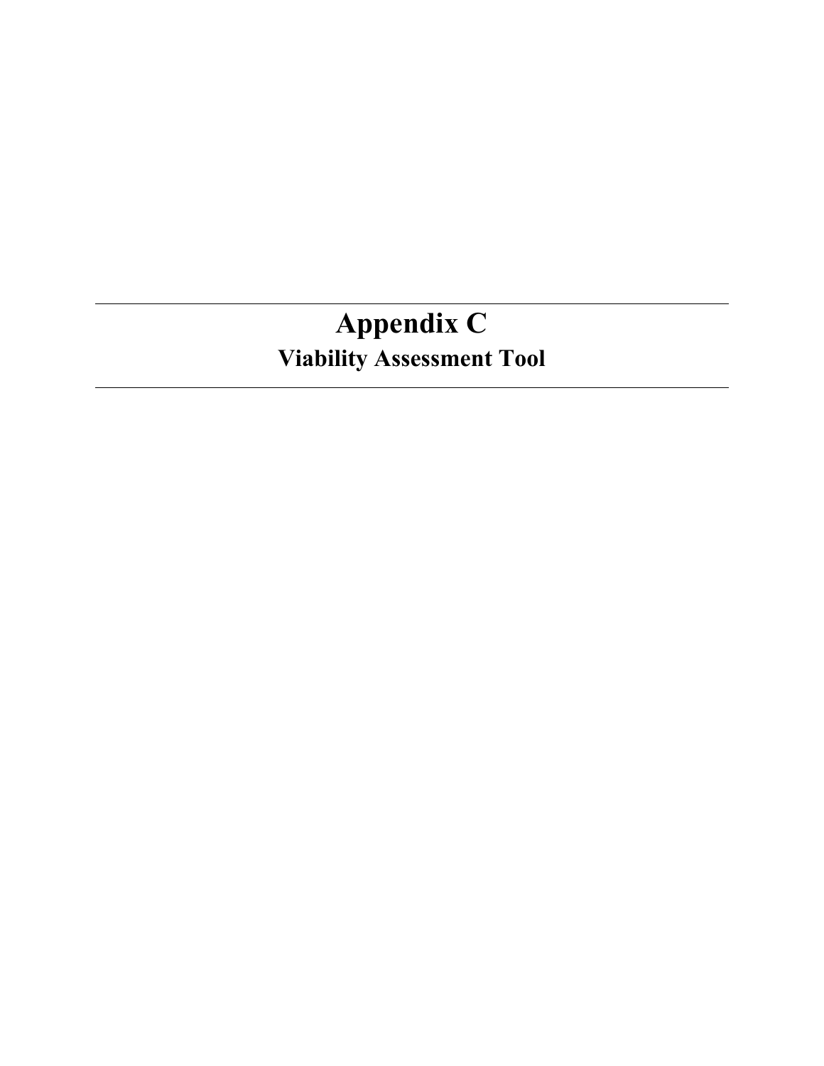# Appendix C

## Viability Assessment Tool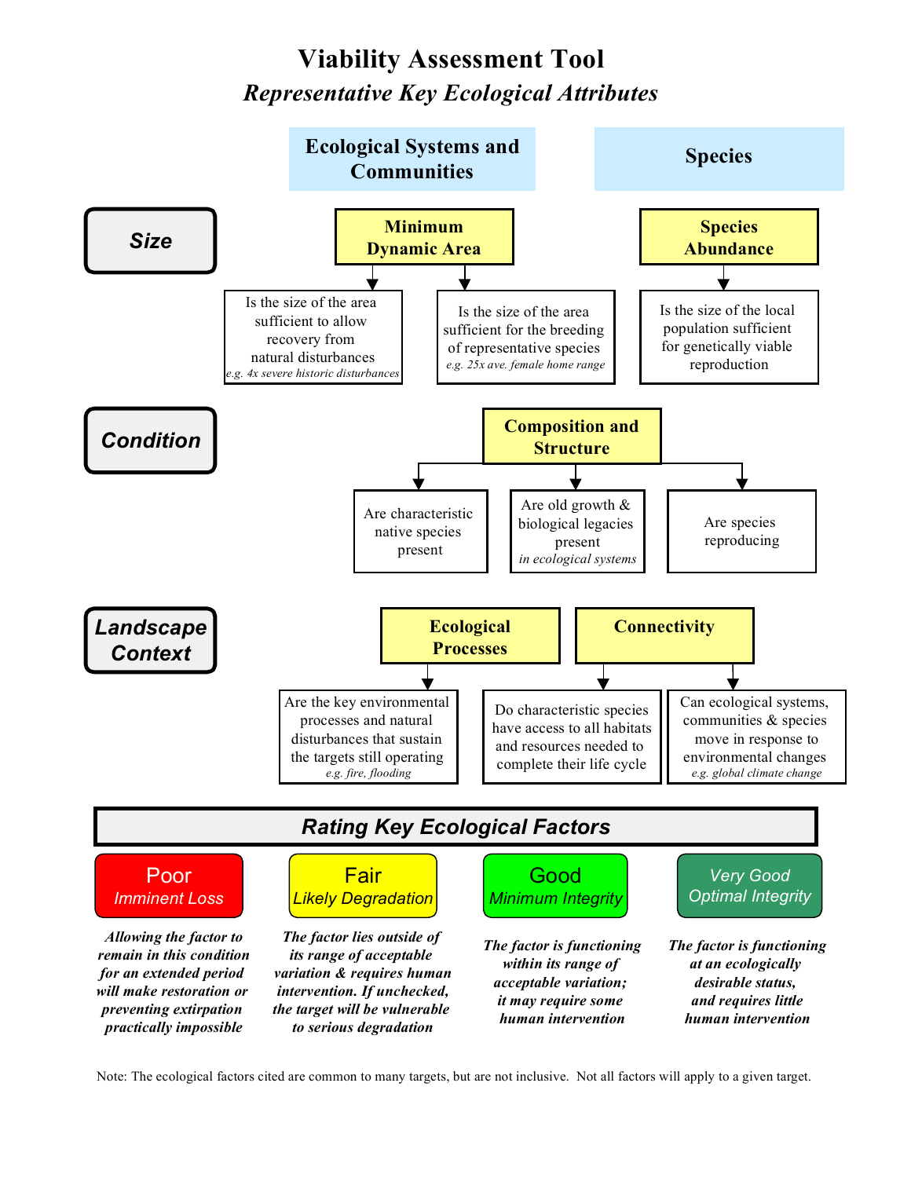# Viability Assessment Tool

## *Representative Key Ecological Attributes*

| | Ecological Systems and Communities | Species |
|---|---|---|
| ***Size*** | **Minimum Dynamic Area** | **Species Abundance** |
| | Is the size of the area sufficient to allow recovery from natural disturbances *e.g. 4x severe historic disturbances* | Is the size of the local population sufficient for genetically viable reproduction |
| | Is the size of the area sufficient for the breeding of representative species *e.g. 25x ave. female home range* | |

### ***Condition***

**Composition and Structure**

- Are characteristic native species present
- Are old growth & biological legacies present *in ecological systems*
- Are species reproducing

### ***Landscape Context***

**Ecological Processes**

- Are the key environmental processes and natural disturbances that sustain the targets still operating *e.g. fire, flooding*

**Connectivity**

- Do characteristic species have access to all habitats and resources needed to complete their life cycle
- Can ecological systems, communities & species move in response to environmental changes *e.g. global climate change*

## ***Rating Key Ecological Factors***

| Poor *Imminent Loss* | Fair *Likely Degradation* | Good *Minimum Integrity* | *Very Good Optimal Integrity* |
|---|---|---|---|
| ***Allowing the factor to remain in this condition for an extended period will make restoration or preventing extirpation practically impossible*** | ***The factor lies outside of its range of acceptable variation & requires human intervention. If unchecked, the target will be vulnerable to serious degradation*** | ***The factor is functioning within its range of acceptable variation; it may require some human intervention*** | ***The factor is functioning at an ecologically desirable status, and requires little human intervention*** |

Note: The ecological factors cited are common to many targets, but are not inclusive. Not all factors will apply to a given target.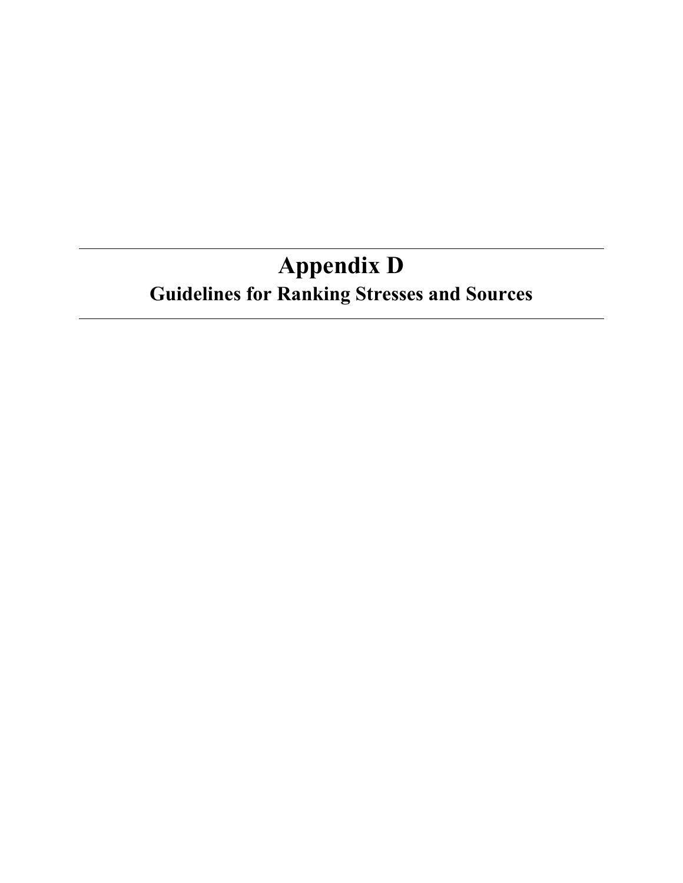# Appendix D

## Guidelines for Ranking Stresses and Sources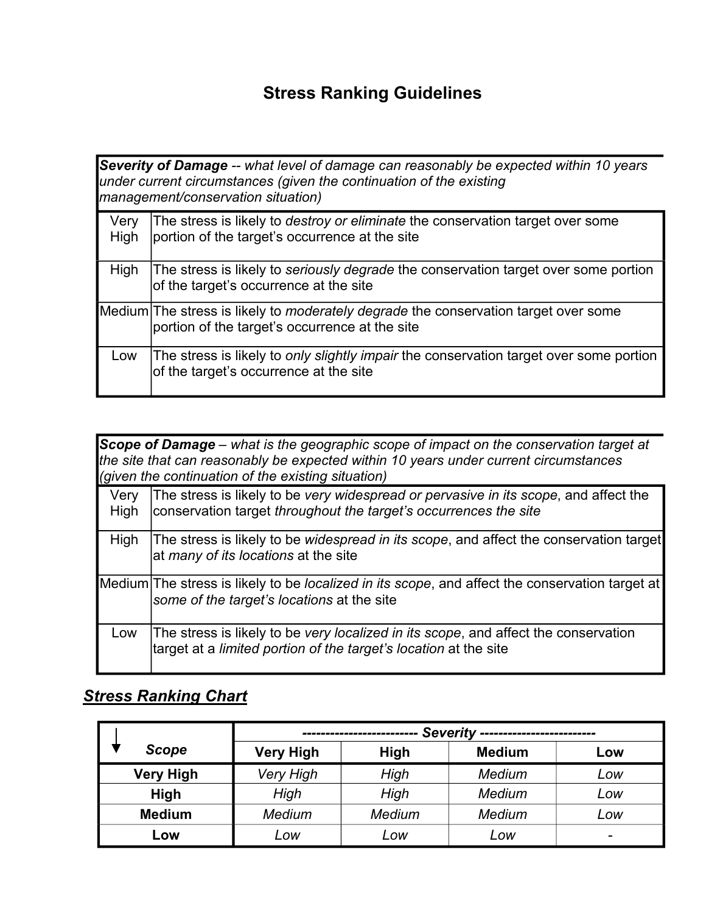# Stress Ranking Guidelines

| ***Severity of Damage*** -- *what level of damage can reasonably be expected within 10 years under current circumstances (given the continuation of the existing management/conservation situation)* | |
|---|---|
| Very High | The stress is likely to *destroy or eliminate* the conservation target over some portion of the target's occurrence at the site |
| High | The stress is likely to *seriously degrade* the conservation target over some portion of the target's occurrence at the site |
| Medium | The stress is likely to *moderately degrade* the conservation target over some portion of the target's occurrence at the site |
| Low | The stress is likely to *only slightly impair* the conservation target over some portion of the target's occurrence at the site |

| ***Scope of Damage*** – *what is the geographic scope of impact on the conservation target at the site that can reasonably be expected within 10 years under current circumstances (given the continuation of the existing situation)* | |
|---|---|
| Very High | The stress is likely to be *very widespread or pervasive in its scope*, and affect the conservation target *throughout the target's occurrences the site* |
| High | The stress is likely to be *widespread in its scope*, and affect the conservation target at *many of its locations* at the site |
| Medium | The stress is likely to be *localized in its scope*, and affect the conservation target at *some of the target's locations* at the site |
| Low | The stress is likely to be *very localized in its scope*, and affect the conservation target at a *limited portion of the target's location* at the site |

## ***Stress Ranking Chart***

| ***Scope*** ↓ | ***Severity*** | | | |
|---|---|---|---|---|
| | **Very High** | **High** | **Medium** | **Low** |
| **Very High** | *Very High* | *High* | *Medium* | *Low* |
| **High** | *High* | *High* | *Medium* | *Low* |
| **Medium** | *Medium* | *Medium* | *Medium* | *Low* |
| **Low** | *Low* | *Low* | *Low* | - |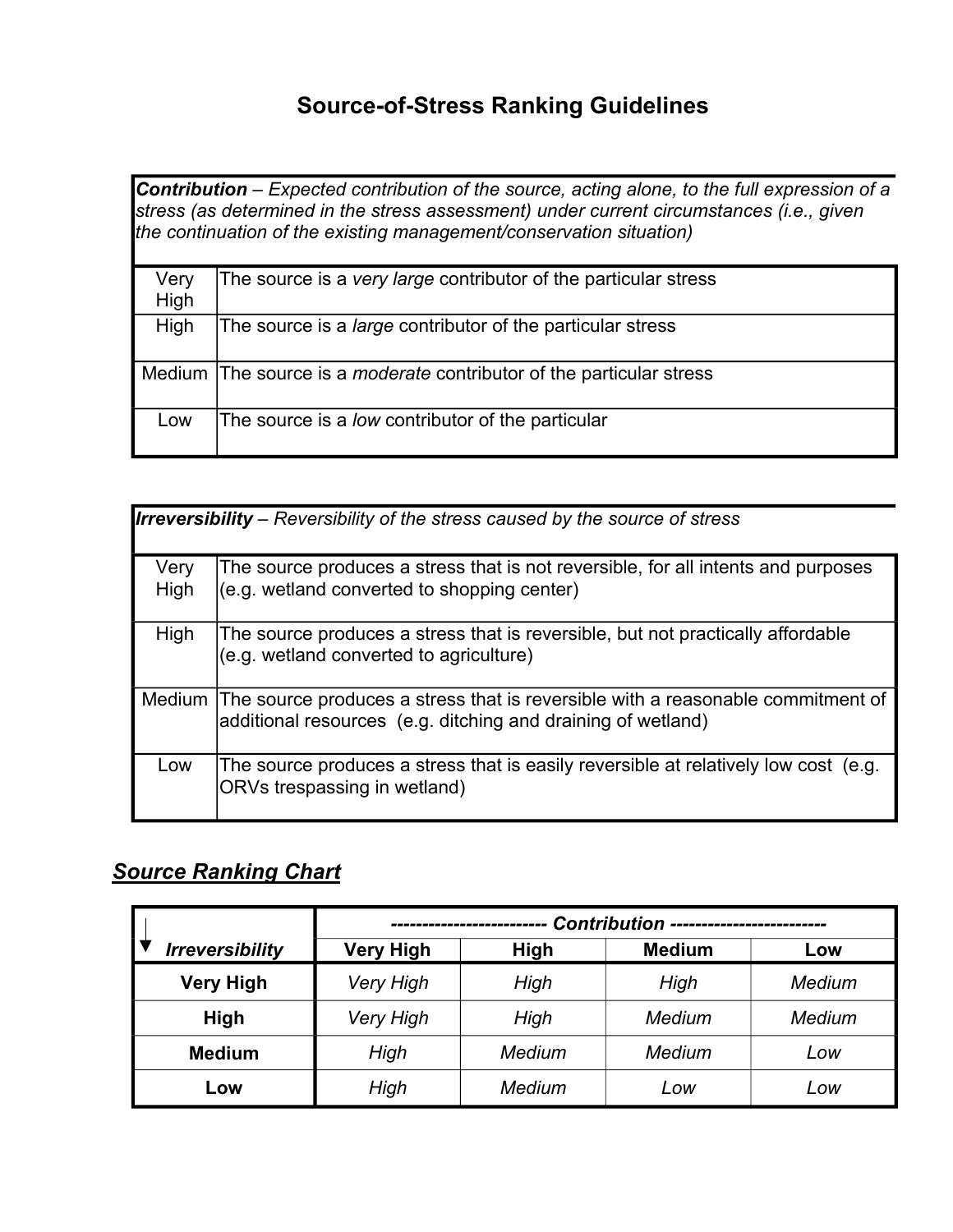# Source-of-Stress Ranking Guidelines

| ***Contribution*** – *Expected contribution of the source, acting alone, to the full expression of a stress (as determined in the stress assessment) under current circumstances (i.e., given the continuation of the existing management/conservation situation)* | |
|---|---|
| Very High | The source is a *very large* contributor of the particular stress |
| High | The source is a *large* contributor of the particular stress |
| Medium | The source is a *moderate* contributor of the particular stress |
| Low | The source is a *low* contributor of the particular |

| ***Irreversibility*** – *Reversibility of the stress caused by the source of stress* | |
|---|---|
| Very High | The source produces a stress that is not reversible, for all intents and purposes (e.g. wetland converted to shopping center) |
| High | The source produces a stress that is reversible, but not practically affordable (e.g. wetland converted to agriculture) |
| Medium | The source produces a stress that is reversible with a reasonable commitment of additional resources (e.g. ditching and draining of wetland) |
| Low | The source produces a stress that is easily reversible at relatively low cost (e.g. ORVs trespassing in wetland) |

## *Source Ranking Chart*

| | ------------------------ *Contribution* ------------------------ | | | |
|---|---|---|---|---|
| ▼ ***Irreversibility*** | **Very High** | **High** | **Medium** | **Low** |
| **Very High** | *Very High* | *High* | *High* | *Medium* |
| **High** | *Very High* | *High* | *Medium* | *Medium* |
| **Medium** | *High* | *Medium* | *Medium* | *Low* |
| **Low** | *High* | *Medium* | *Low* | *Low* |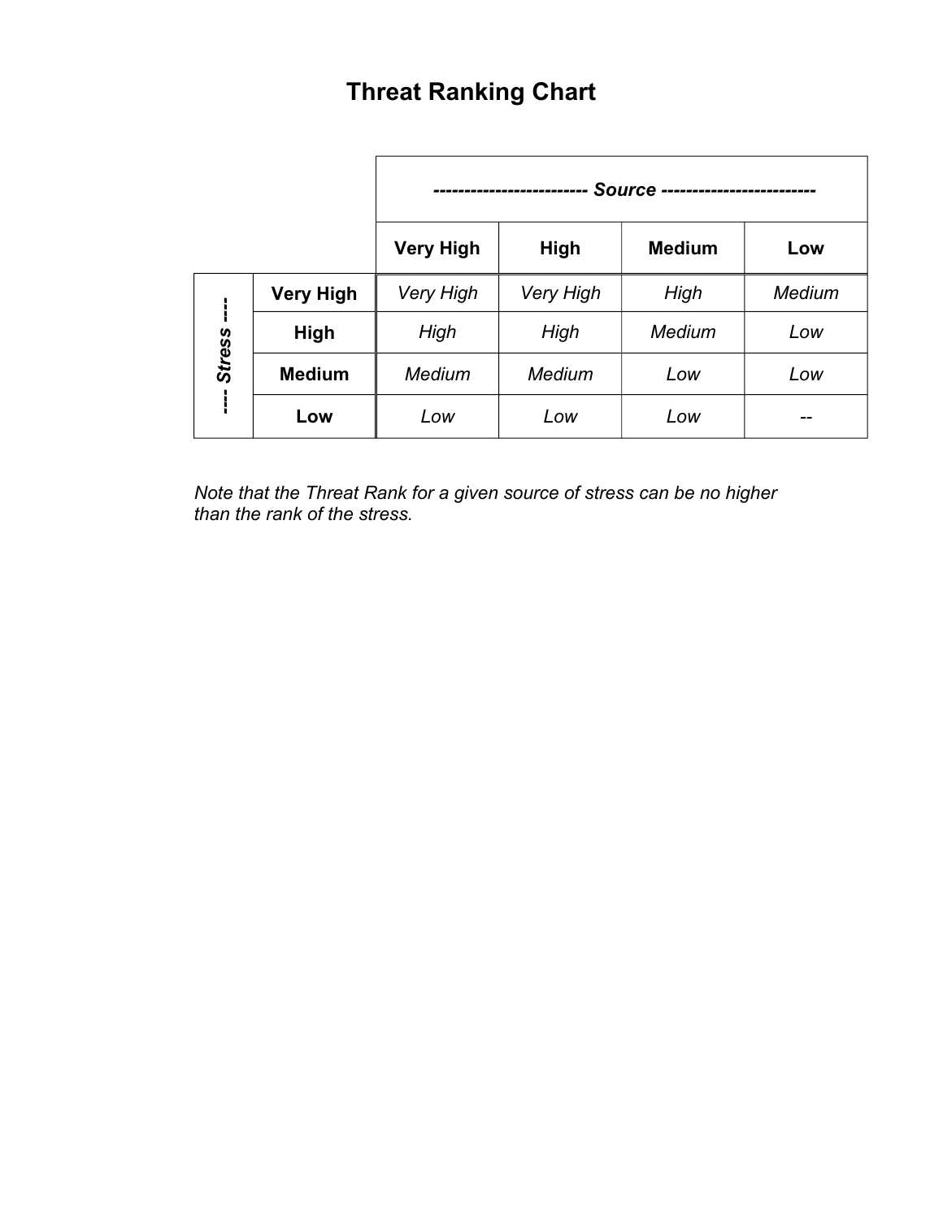# Threat Ranking Chart

| | | Source | | | |
|---|---|---|---|---|---|
| | | **Very High** | **High** | **Medium** | **Low** |
| Stress | **Very High** | *Very High* | *Very High* | *High* | *Medium* |
| | **High** | *High* | *High* | *Medium* | *Low* |
| | **Medium** | *Medium* | *Medium* | *Low* | *Low* |
| | **Low** | *Low* | *Low* | *Low* | -- |

*Note that the Threat Rank for a given source of stress can be no higher than the rank of the stress.*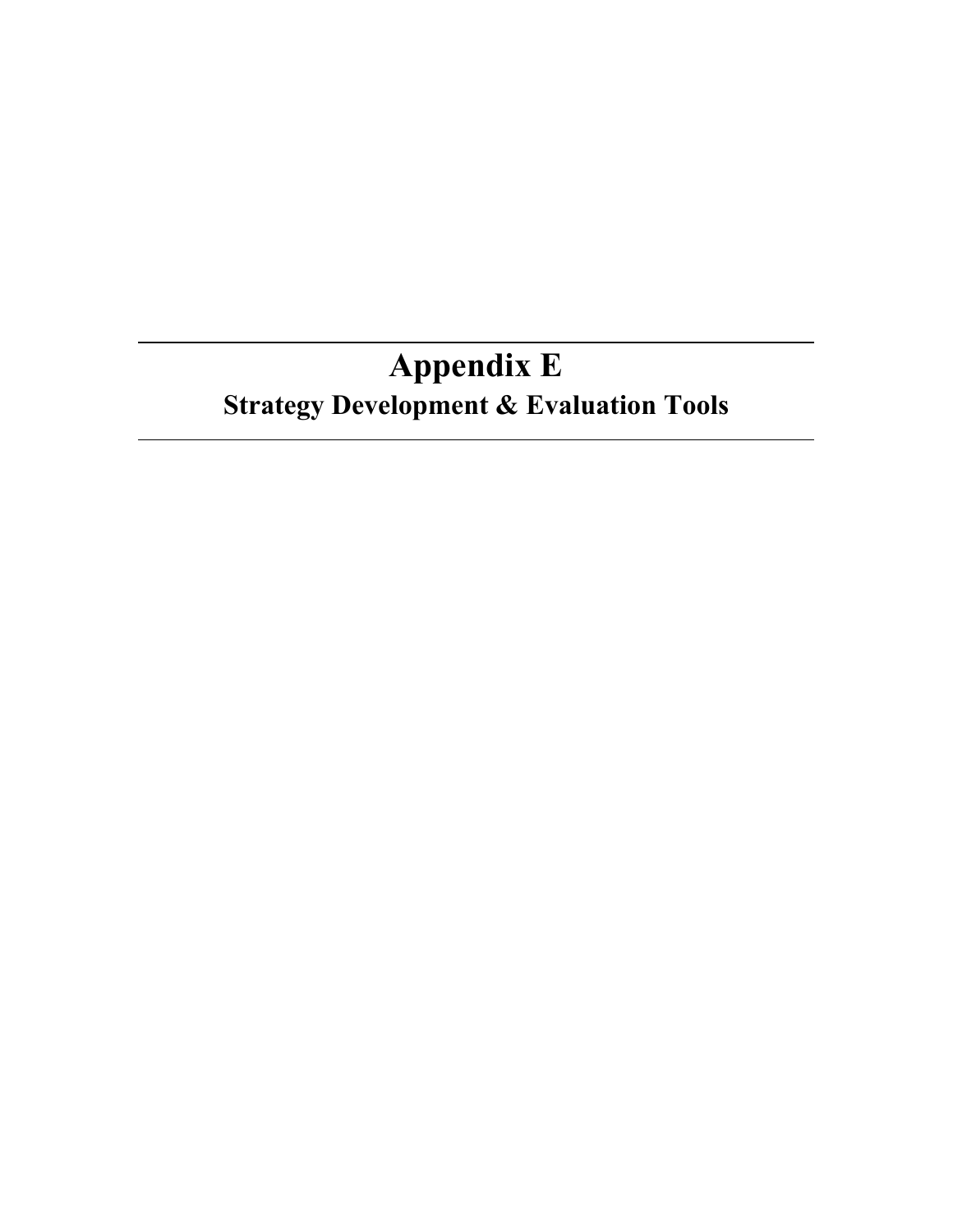# Appendix E

## Strategy Development & Evaluation Tools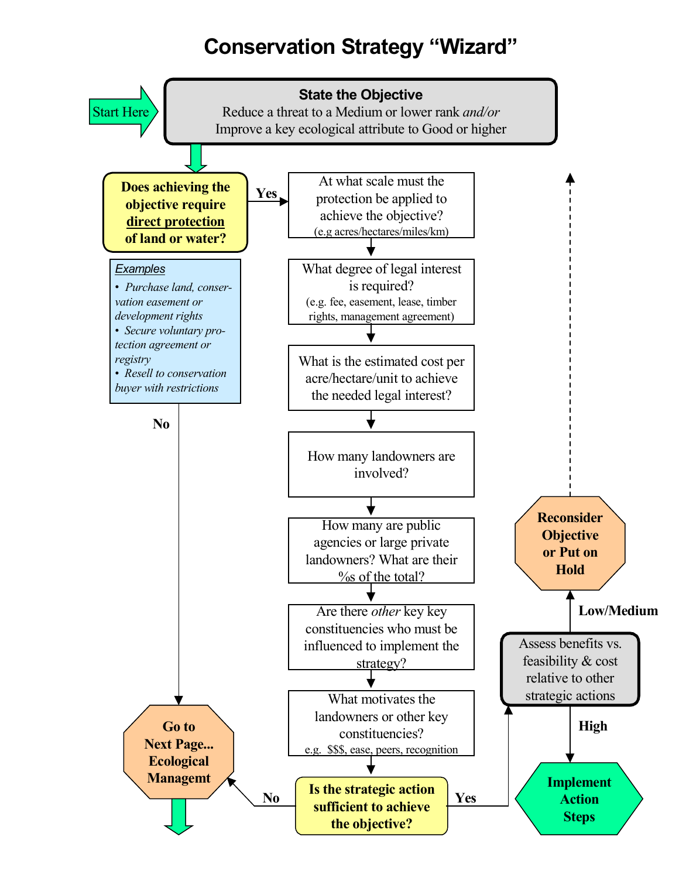# Conservation Strategy "Wizard"

Start Here

**State the Objective**
Reduce a threat to a Medium or lower rank *and/or*
Improve a key ecological attribute to Good or higher

**Does achieving the objective require <u>direct protection</u> of land or water?**

*Examples*

- *Purchase land, conservation easement or development rights*
- *Secure voluntary protection agreement or registry*
- *Resell to conservation buyer with restrictions*

**Yes**

At what scale must the protection be applied to achieve the objective?
(e.g acres/hectares/miles/km)

What degree of legal interest is required?
(e.g. fee, easement, lease, timber rights, management agreement)

What is the estimated cost per acre/hectare/unit to achieve the needed legal interest?

How many landowners are involved?

How many are public agencies or large private landowners? What are their %s of the total?

Are there *other* key key constituencies who must be influenced to implement the strategy?

What motivates the landowners or other key constituencies?
e.g. $$$, ease, peers, recognition

**Is the strategic action sufficient to achieve the objective?**

**No**

**Go to Next Page... Ecological Managemt**

**Yes**

Assess benefits vs. feasibility & cost relative to other strategic actions

**Low/Medium**

**Reconsider Objective or Put on Hold**

**High**

**Implement Action Steps**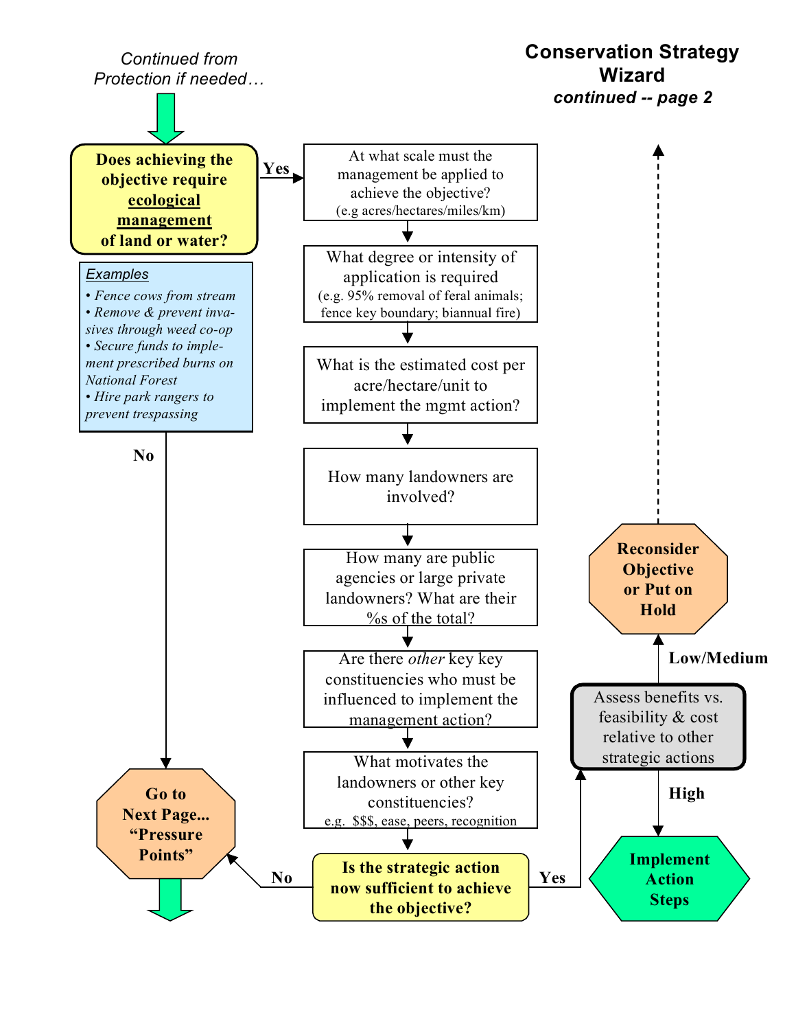# Conservation Strategy Wizard

***continued -- page 2***

*Continued from Protection if needed…*

**Does achieving the objective require <u>ecological management</u> of land or water?**

*Examples*

- *Fence cows from stream*
- *Remove & prevent invasives through weed co-op*
- *Secure funds to implement prescribed burns on National Forest*
- *Hire park rangers to prevent trespassing*

**No** → **Go to Next Page... "Pressure Points"**

**Yes** →

At what scale must the management be applied to achieve the objective? (e.g acres/hectares/miles/km)

↓

What degree or intensity of application is required (e.g. 95% removal of feral animals; fence key boundary; biannual fire)

↓

What is the estimated cost per acre/hectare/unit to implement the mgmt action?

↓

How many landowners are involved?

↓

How many are public agencies or large private landowners? What are their %s of the total?

↓

Are there *other* key key constituencies who must be influenced to implement the management action?

↓

What motivates the landowners or other key constituencies? e.g. $$$, ease, peers, recognition

↓

**Is the strategic action now sufficient to achieve the objective?**

- **No** → **Go to Next Page... "Pressure Points"**
- **Yes** → Assess benefits vs. feasibility & cost relative to other strategic actions
  - **High** → **Implement Action Steps**
  - **Low/Medium** → **Reconsider Objective or Put on Hold**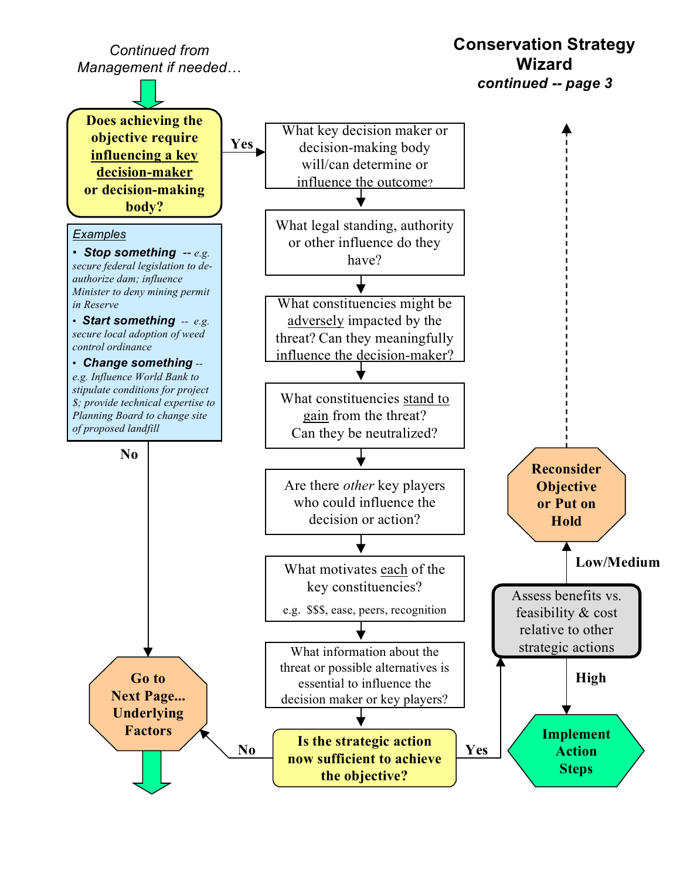*Continued from Management if needed…*

# Conservation Strategy Wizard

***continued -- page 3***

**Does achieving the objective require <u>influencing a key decision-maker</u> or decision-making body?**

*Examples*

- ***Stop something** -- e.g. secure federal legislation to de-authorize dam; influence Minister to deny mining permit in Reserve*
- ***Start something** -- e.g. secure local adoption of weed control ordinance*
- ***Change something** -- e.g. Influence World Bank to stipulate conditions for project $; provide technical expertise to Planning Board to change site of proposed landfill*

**No** → **Go to Next Page... Underlying Factors**

**Yes** →

1. What key decision maker or decision-making body will/can determine or influence the outcome?
2. What legal standing, authority or other influence do they have?
3. What constituencies might be <u>adversely</u> impacted by the threat? Can they meaningfully influence the decision-maker?
4. What constituencies <u>stand to gain</u> from the threat? Can they be neutralized?
5. Are there *other* key players who could influence the decision or action?
6. What motivates <u>each</u> of the key constituencies? e.g. $$$, ease, peers, recognition
7. What information about the threat or possible alternatives is essential to influence the decision maker or key players?

**Is the strategic action now sufficient to achieve the objective?**

- **No** → **Go to Next Page... Underlying Factors**
- **Yes** → Assess benefits vs. feasibility & cost relative to other strategic actions
  - **High** → **Implement Action Steps**
  - **Low/Medium** → **Reconsider Objective or Put on Hold**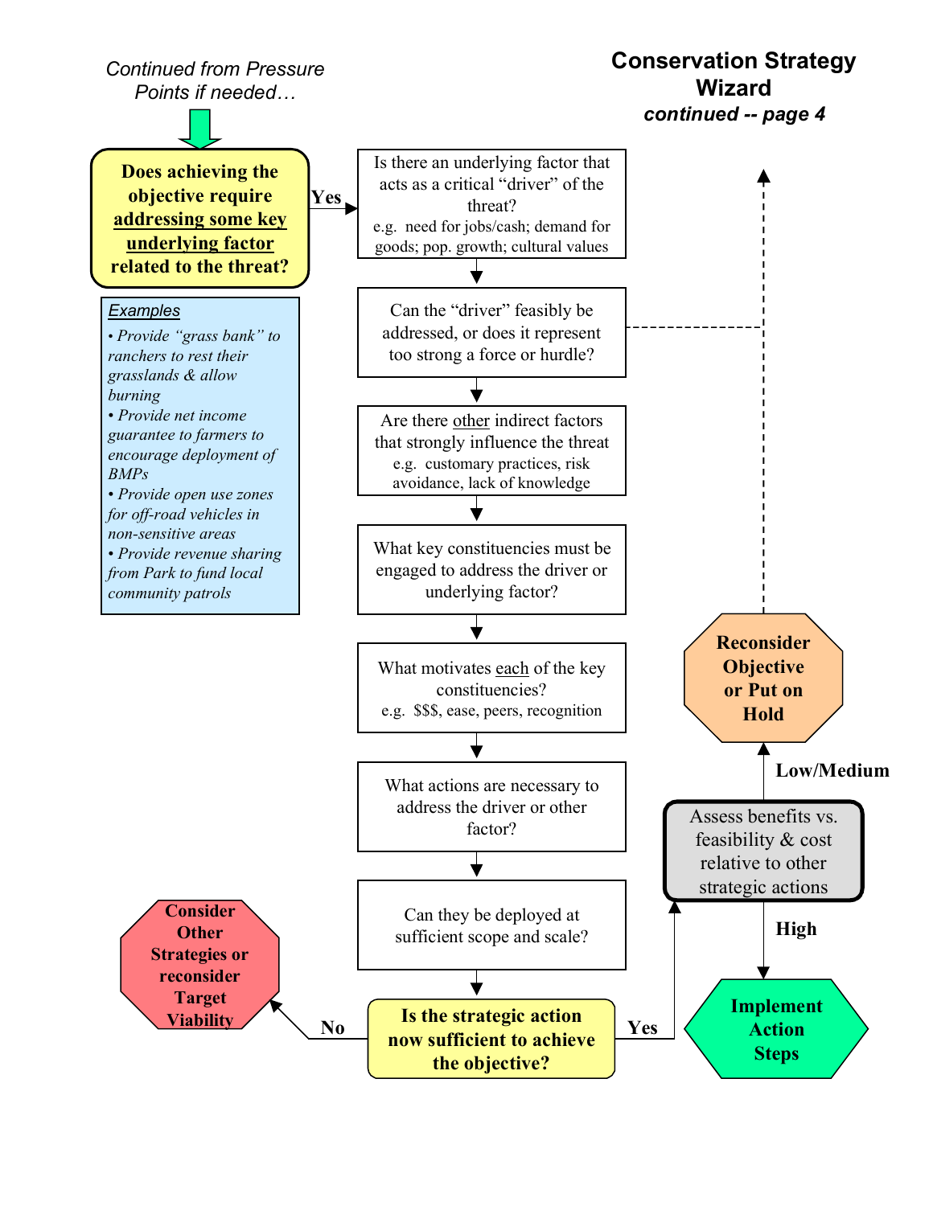# Conservation Strategy Wizard

***continued -- page 4***

*Continued from Pressure Points if needed…*

**Does achieving the objective require <u>addressing some key underlying factor</u> related to the threat?**

Yes

Is there an underlying factor that acts as a critical "driver" of the threat?
e.g. need for jobs/cash; demand for goods; pop. growth; cultural values

Can the "driver" feasibly be addressed, or does it represent too strong a force or hurdle?

Are there <u>other</u> indirect factors that strongly influence the threat
e.g. customary practices, risk avoidance, lack of knowledge

What key constituencies must be engaged to address the driver or underlying factor?

What motivates <u>each</u> of the key constituencies?
e.g. $$$, ease, peers, recognition

What actions are necessary to address the driver or other factor?

Can they be deployed at sufficient scope and scale?

**Is the strategic action now sufficient to achieve the objective?**

No → **Consider Other Strategies or reconsider Target Viability**

Yes → Assess benefits vs. feasibility & cost relative to other strategic actions

High → **Implement Action Steps**

Low/Medium → **Reconsider Objective or Put on Hold**

<u>*Examples*</u>

- *Provide "grass bank" to ranchers to rest their grasslands & allow burning*
- *Provide net income guarantee to farmers to encourage deployment of BMPs*
- *Provide open use zones for off-road vehicles in non-sensitive areas*
- *Provide revenue sharing from Park to fund local community patrols*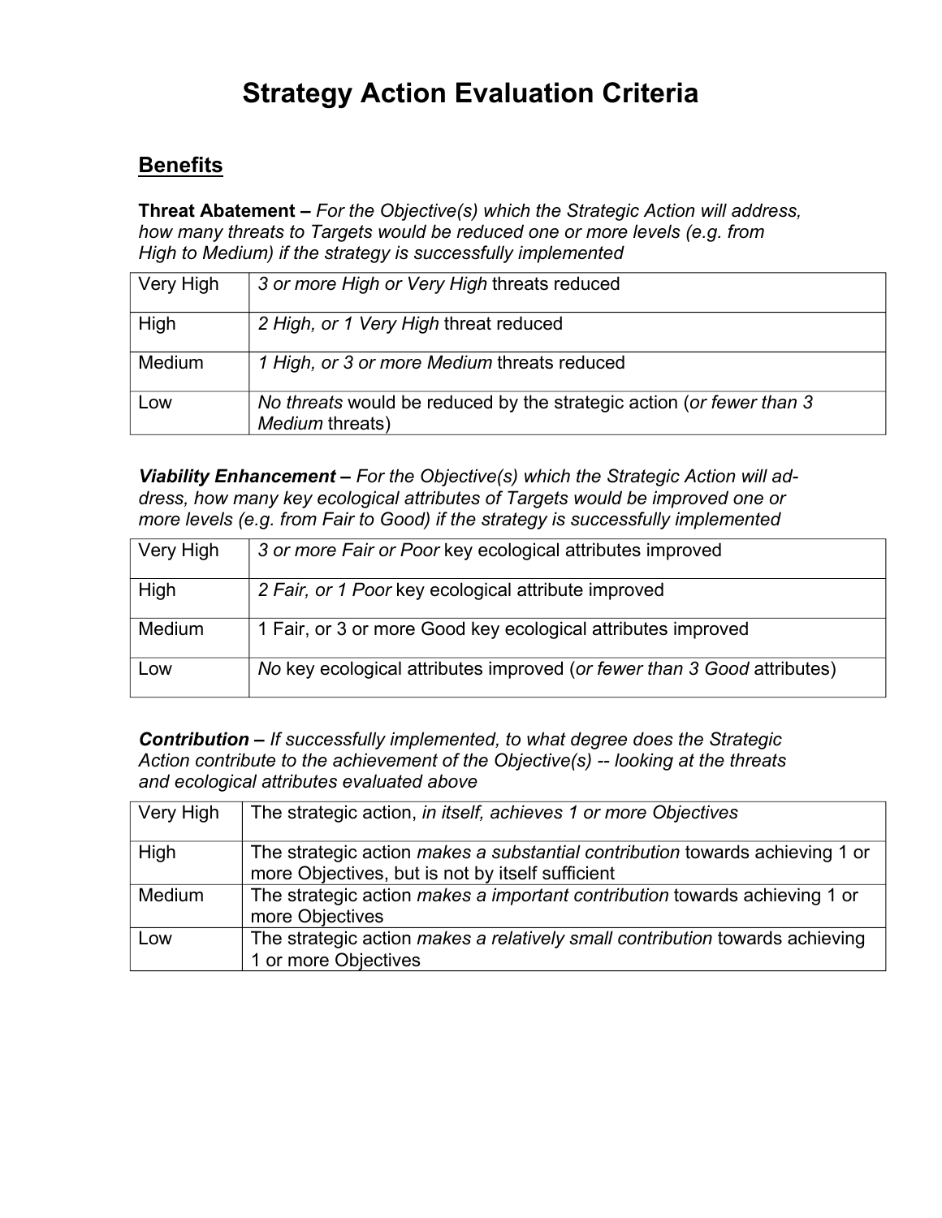# Strategy Action Evaluation Criteria

## Benefits

**Threat Abatement –** *For the Objective(s) which the Strategic Action will address, how many threats to Targets would be reduced one or more levels (e.g. from High to Medium) if the strategy is successfully implemented*

| | |
|---|---|
| Very High | *3 or more High or Very High* threats reduced |
| High | *2 High, or 1 Very High* threat reduced |
| Medium | *1 High, or 3 or more Medium* threats reduced |
| Low | *No threats* would be reduced by the strategic action (*or fewer than 3 Medium* threats) |

***Viability Enhancement* –** *For the Objective(s) which the Strategic Action will address, how many key ecological attributes of Targets would be improved one or more levels (e.g. from Fair to Good) if the strategy is successfully implemented*

| | |
|---|---|
| Very High | *3 or more Fair or Poor* key ecological attributes improved |
| High | *2 Fair, or 1 Poor* key ecological attribute improved |
| Medium | 1 Fair, or 3 or more Good key ecological attributes improved |
| Low | *No* key ecological attributes improved (*or fewer than 3 Good* attributes) |

***Contribution* –** *If successfully implemented, to what degree does the Strategic Action contribute to the achievement of the Objective(s) -- looking at the threats and ecological attributes evaluated above*

| | |
|---|---|
| Very High | The strategic action, *in itself, achieves 1 or more Objectives* |
| High | The strategic action *makes a substantial contribution* towards achieving 1 or more Objectives, but is not by itself sufficient |
| Medium | The strategic action *makes a important contribution* towards achieving 1 or more Objectives |
| Low | The strategic action *makes a relatively small contribution* towards achieving 1 or more Objectives |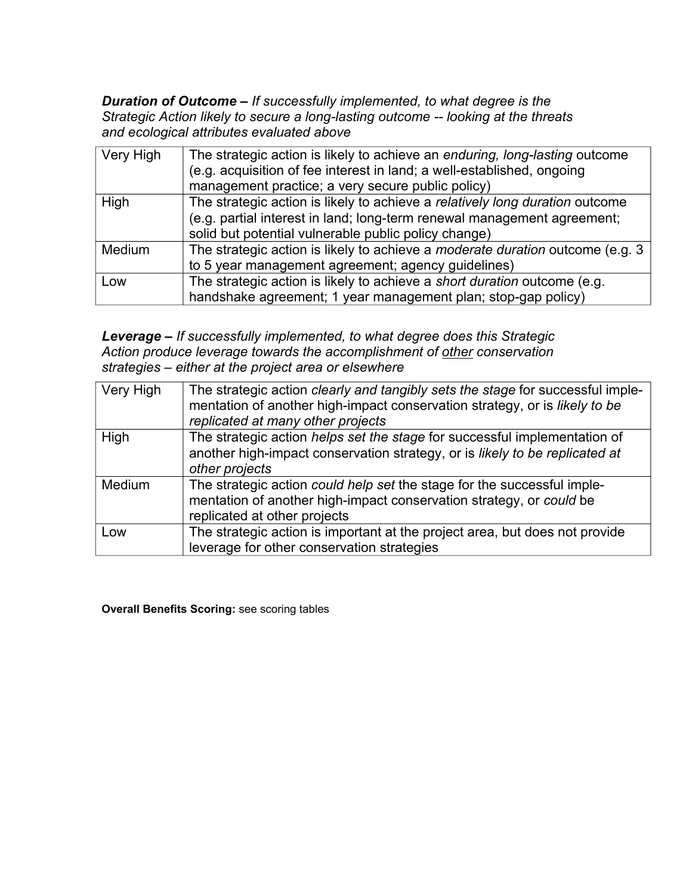***Duration of Outcome** – If successfully implemented, to what degree is the Strategic Action likely to secure a long-lasting outcome -- looking at the threats and ecological attributes evaluated above*

| | |
|---|---|
| Very High | The strategic action is likely to achieve an *enduring, long-lasting* outcome (e.g. acquisition of fee interest in land; a well-established, ongoing management practice; a very secure public policy) |
| High | The strategic action is likely to achieve a *relatively long duration* outcome (e.g. partial interest in land; long-term renewal management agreement; solid but potential vulnerable public policy change) |
| Medium | The strategic action is likely to achieve a *moderate duration* outcome (e.g. 3 to 5 year management agreement; agency guidelines) |
| Low | The strategic action is likely to achieve a *short duration* outcome (e.g. handshake agreement; 1 year management plan; stop-gap policy) |

***Leverage** – If successfully implemented, to what degree does this Strategic Action produce leverage towards the accomplishment of <u>other</u> conservation strategies – either at the project area or elsewhere*

| | |
|---|---|
| Very High | The strategic action *clearly and tangibly sets the stage* for successful implementation of another high-impact conservation strategy, or is *likely to be replicated at many other projects* |
| High | The strategic action *helps set the stage* for successful implementation of another high-impact conservation strategy, or is *likely to be replicated at other projects* |
| Medium | The strategic action *could help set* the stage for the successful implementation of another high-impact conservation strategy, or *could* be replicated at other projects |
| Low | The strategic action is important at the project area, but does not provide leverage for other conservation strategies |

**Overall Benefits Scoring:** see scoring tables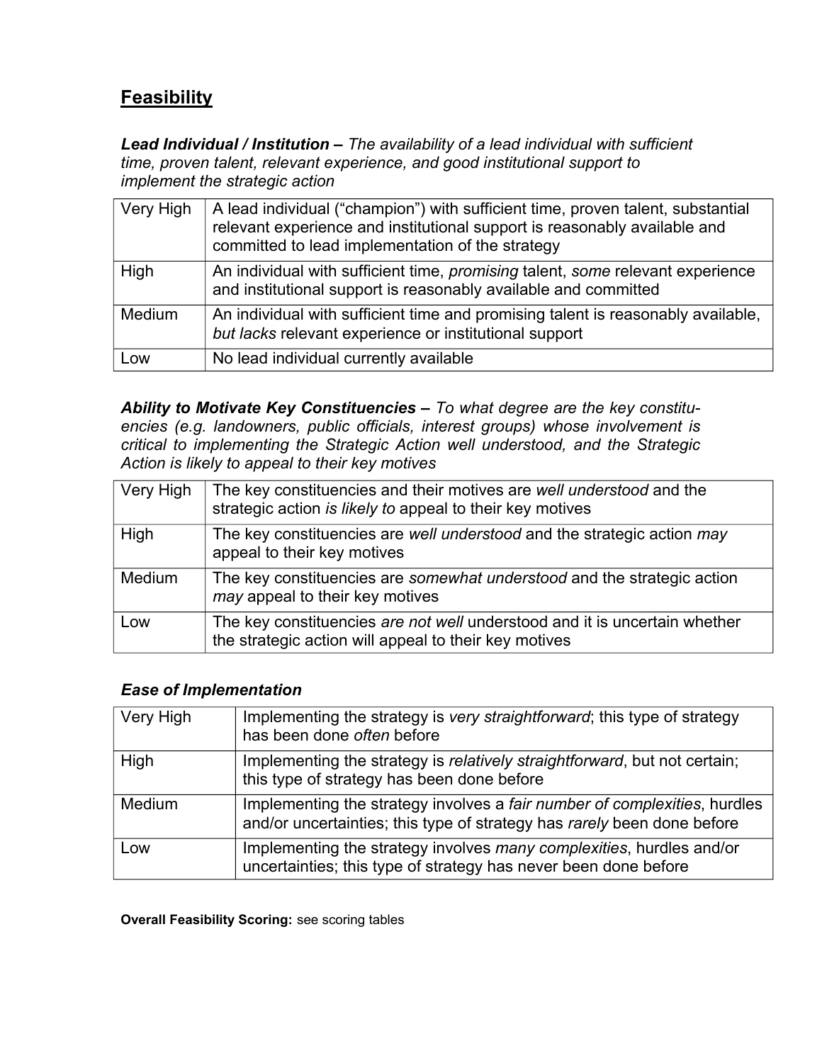## Feasibility

***Lead Individual / Institution –*** *The availability of a lead individual with sufficient time, proven talent, relevant experience, and good institutional support to implement the strategic action*

| | |
|---|---|
| Very High | A lead individual ("champion") with sufficient time, proven talent, substantial relevant experience and institutional support is reasonably available and committed to lead implementation of the strategy |
| High | An individual with sufficient time, *promising* talent, *some* relevant experience and institutional support is reasonably available and committed |
| Medium | An individual with sufficient time and promising talent is reasonably available, *but lacks* relevant experience or institutional support |
| Low | No lead individual currently available |

***Ability to Motivate Key Constituencies –*** *To what degree are the key constituencies (e.g. landowners, public officials, interest groups) whose involvement is critical to implementing the Strategic Action well understood, and the Strategic Action is likely to appeal to their key motives*

| | |
|---|---|
| Very High | The key constituencies and their motives are *well understood* and the strategic action *is likely to* appeal to their key motives |
| High | The key constituencies are *well understood* and the strategic action *may* appeal to their key motives |
| Medium | The key constituencies are *somewhat understood* and the strategic action *may* appeal to their key motives |
| Low | The key constituencies *are not well* understood and it is uncertain whether the strategic action will appeal to their key motives |

***Ease of Implementation***

| | |
|---|---|
| Very High | Implementing the strategy is *very straightforward*; this type of strategy has been done *often* before |
| High | Implementing the strategy is *relatively straightforward*, but not certain; this type of strategy has been done before |
| Medium | Implementing the strategy involves a *fair number of complexities*, hurdles and/or uncertainties; this type of strategy has *rarely* been done before |
| Low | Implementing the strategy involves *many complexities*, hurdles and/or uncertainties; this type of strategy has never been done before |

**Overall Feasibility Scoring:** see scoring tables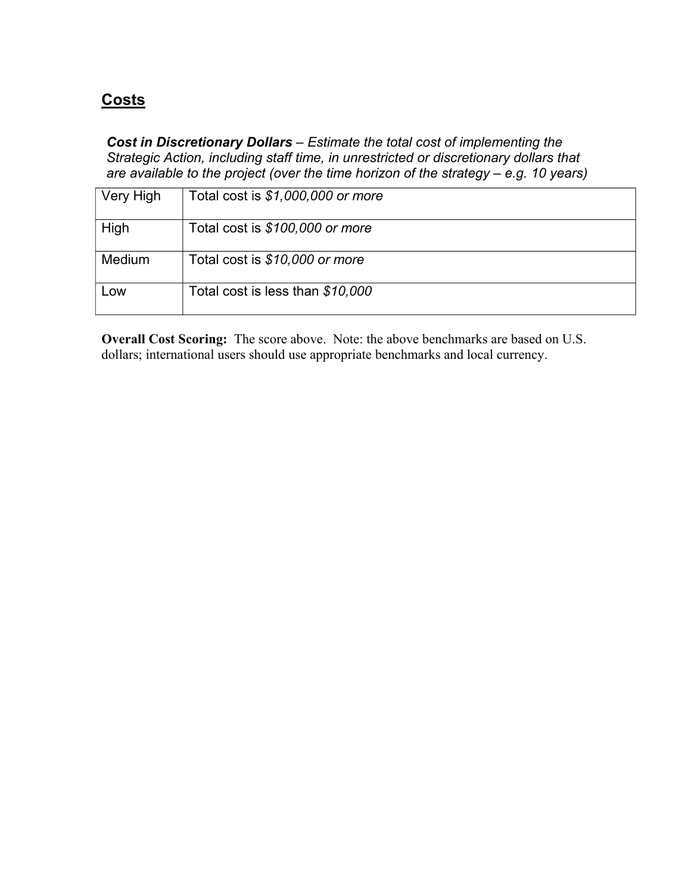## Costs

***Cost in Discretionary Dollars*** *– Estimate the total cost of implementing the Strategic Action, including staff time, in unrestricted or discretionary dollars that are available to the project (over the time horizon of the strategy – e.g. 10 years)*

| | |
|---|---|
| Very High | Total cost is *$1,000,000 or more* |
| High | Total cost is *$100,000 or more* |
| Medium | Total cost is *$10,000 or more* |
| Low | Total cost is less than *$10,000* |

**Overall Cost Scoring:** The score above. Note: the above benchmarks are based on U.S. dollars; international users should use appropriate benchmarks and local currency.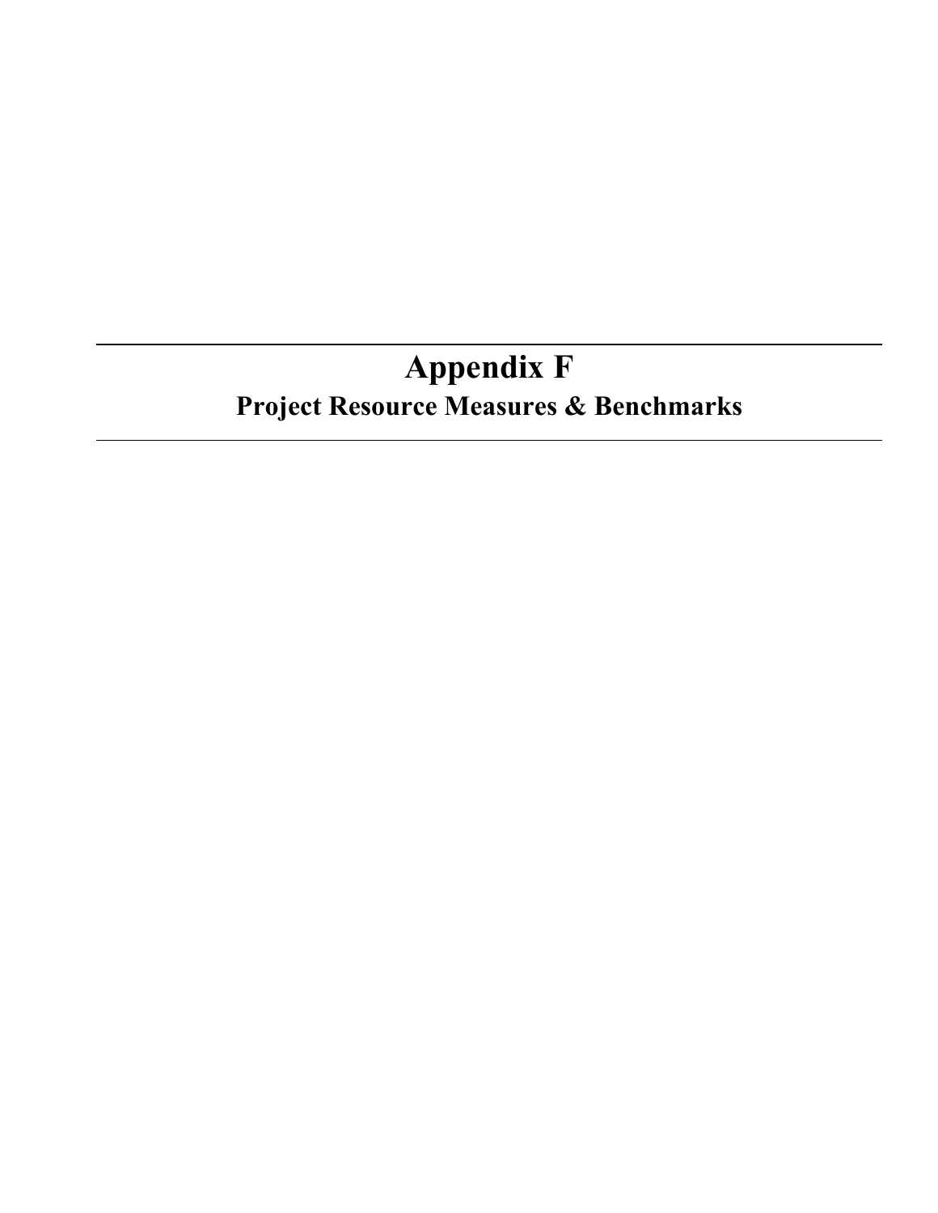# Appendix F

## Project Resource Measures & Benchmarks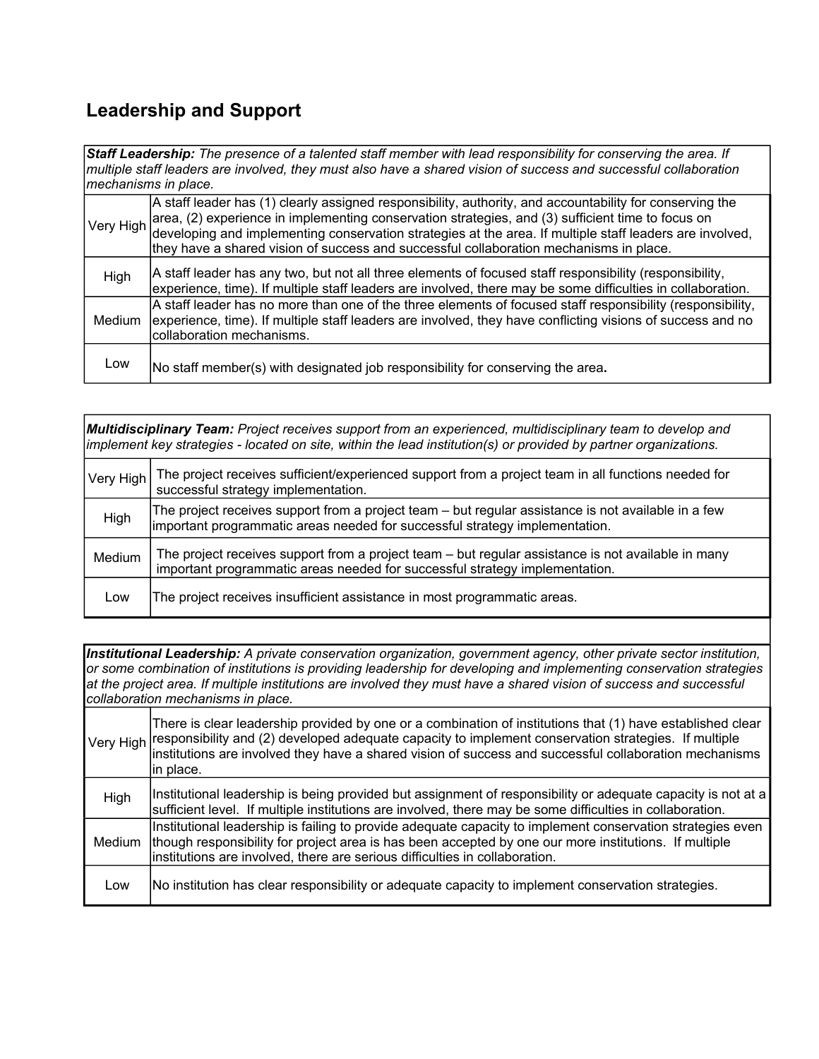## Leadership and Support

| ***Staff Leadership:*** *The presence of a talented staff member with lead responsibility for conserving the area. If multiple staff leaders are involved, they must also have a shared vision of success and successful collaboration mechanisms in place.* | |
|---|---|
| Very High | A staff leader has (1) clearly assigned responsibility, authority, and accountability for conserving the area, (2) experience in implementing conservation strategies, and (3) sufficient time to focus on developing and implementing conservation strategies at the area. If multiple staff leaders are involved, they have a shared vision of success and successful collaboration mechanisms in place. |
| High | A staff leader has any two, but not all three elements of focused staff responsibility (responsibility, experience, time). If multiple staff leaders are involved, there may be some difficulties in collaboration. |
| Medium | A staff leader has no more than one of the three elements of focused staff responsibility (responsibility, experience, time). If multiple staff leaders are involved, they have conflicting visions of success and no collaboration mechanisms. |
| Low | No staff member(s) with designated job responsibility for conserving the area**.** |

| ***Multidisciplinary Team:*** *Project receives support from an experienced, multidisciplinary team to develop and implement key strategies - located on site, within the lead institution(s) or provided by partner organizations.* | |
|---|---|
| Very High | The project receives sufficient/experienced support from a project team in all functions needed for successful strategy implementation. |
| High | The project receives support from a project team – but regular assistance is not available in a few important programmatic areas needed for successful strategy implementation. |
| Medium | The project receives support from a project team – but regular assistance is not available in many important programmatic areas needed for successful strategy implementation. |
| Low | The project receives insufficient assistance in most programmatic areas. |

| ***Institutional Leadership:*** *A private conservation organization, government agency, other private sector institution, or some combination of institutions is providing leadership for developing and implementing conservation strategies at the project area. If multiple institutions are involved they must have a shared vision of success and successful collaboration mechanisms in place.* | |
|---|---|
| Very High | There is clear leadership provided by one or a combination of institutions that (1) have established clear responsibility and (2) developed adequate capacity to implement conservation strategies. If multiple institutions are involved they have a shared vision of success and successful collaboration mechanisms in place. |
| High | Institutional leadership is being provided but assignment of responsibility or adequate capacity is not at a sufficient level. If multiple institutions are involved, there may be some difficulties in collaboration. |
| Medium | Institutional leadership is failing to provide adequate capacity to implement conservation strategies even though responsibility for project area is has been accepted by one our more institutions. If multiple institutions are involved, there are serious difficulties in collaboration. |
| Low | No institution has clear responsibility or adequate capacity to implement conservation strategies. |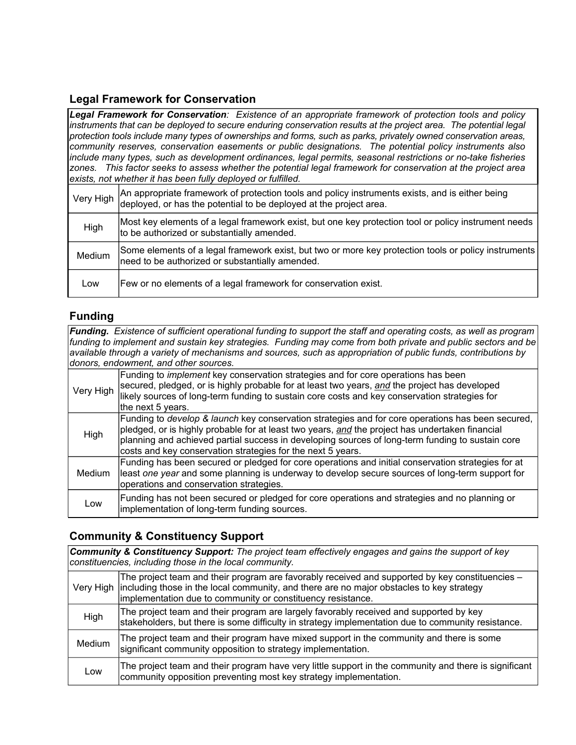## Legal Framework for Conservation

| | |
|---|---|
| ***Legal Framework for Conservation**: Existence of an appropriate framework of protection tools and policy instruments that can be deployed to secure enduring conservation results at the project area. The potential legal protection tools include many types of ownerships and forms, such as parks, privately owned conservation areas, community reserves, conservation easements or public designations. The potential policy instruments also include many types, such as development ordinances, legal permits, seasonal restrictions or no-take fisheries zones. This factor seeks to assess whether the potential legal framework for conservation at the project area exists, not whether it has been fully deployed or fulfilled.* | |
| Very High | An appropriate framework of protection tools and policy instruments exists, and is either being deployed, or has the potential to be deployed at the project area. |
| High | Most key elements of a legal framework exist, but one key protection tool or policy instrument needs to be authorized or substantially amended. |
| Medium | Some elements of a legal framework exist, but two or more key protection tools or policy instruments need to be authorized or substantially amended. |
| Low | Few or no elements of a legal framework for conservation exist. |

## Funding

| | |
|---|---|
| ***Funding.** Existence of sufficient operational funding to support the staff and operating costs, as well as program funding to implement and sustain key strategies. Funding may come from both private and public sectors and be available through a variety of mechanisms and sources, such as appropriation of public funds, contributions by donors, endowment, and other sources.* | |
| Very High | Funding to *implement* key conservation strategies and for core operations has been secured, pledged, or is highly probable for at least two years, *and* the project has developed likely sources of long-term funding to sustain core costs and key conservation strategies for the next 5 years. |
| High | Funding to *develop & launch* key conservation strategies and for core operations has been secured, pledged, or is highly probable for at least two years, *and* the project has undertaken financial planning and achieved partial success in developing sources of long-term funding to sustain core costs and key conservation strategies for the next 5 years. |
| Medium | Funding has been secured or pledged for core operations and initial conservation strategies for at least *one year* and some planning is underway to develop secure sources of long-term support for operations and conservation strategies. |
| Low | Funding has not been secured or pledged for core operations and strategies and no planning or implementation of long-term funding sources. |

## Community & Constituency Support

| | |
|---|---|
| ***Community & Constituency Support:** The project team effectively engages and gains the support of key constituencies, including those in the local community.* | |
| Very High | The project team and their program are favorably received and supported by key constituencies – including those in the local community, and there are no major obstacles to key strategy implementation due to community or constituency resistance. |
| High | The project team and their program are largely favorably received and supported by key stakeholders, but there is some difficulty in strategy implementation due to community resistance. |
| Medium | The project team and their program have mixed support in the community and there is some significant community opposition to strategy implementation. |
| Low | The project team and their program have very little support in the community and there is significant community opposition preventing most key strategy implementation. |